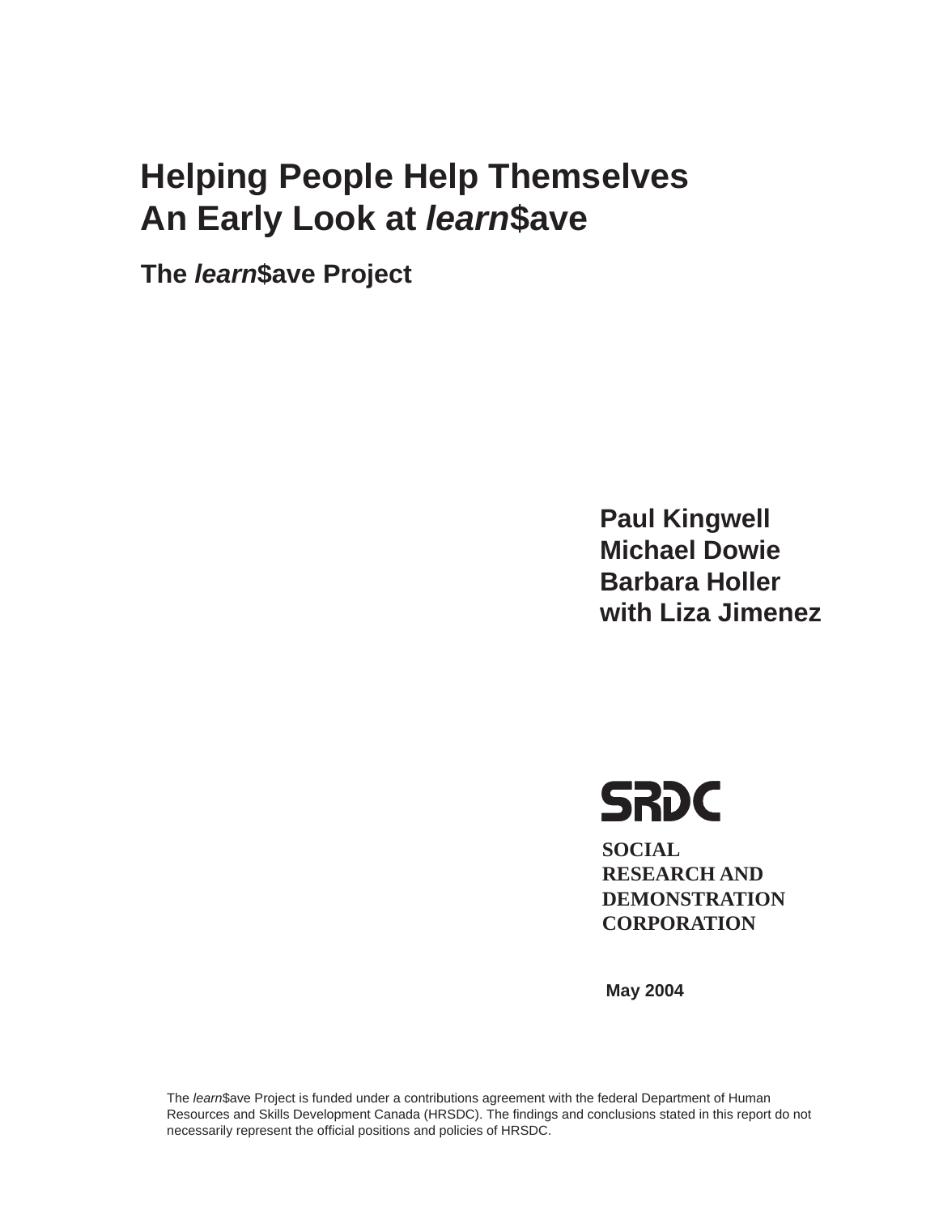# Helping People Help Themselves
# An Early Look at *learn*$ave

## The *learn*$ave Project

**Paul Kingwell**
**Michael Dowie**
**Barbara Holler**
**with Liza Jimenez**

SRDC

SOCIAL
RESEARCH AND
DEMONSTRATION
CORPORATION

**May 2004**

The *learn*$ave Project is funded under a contributions agreement with the federal Department of Human Resources and Skills Development Canada (HRSDC). The findings and conclusions stated in this report do not necessarily represent the official positions and policies of HRSDC.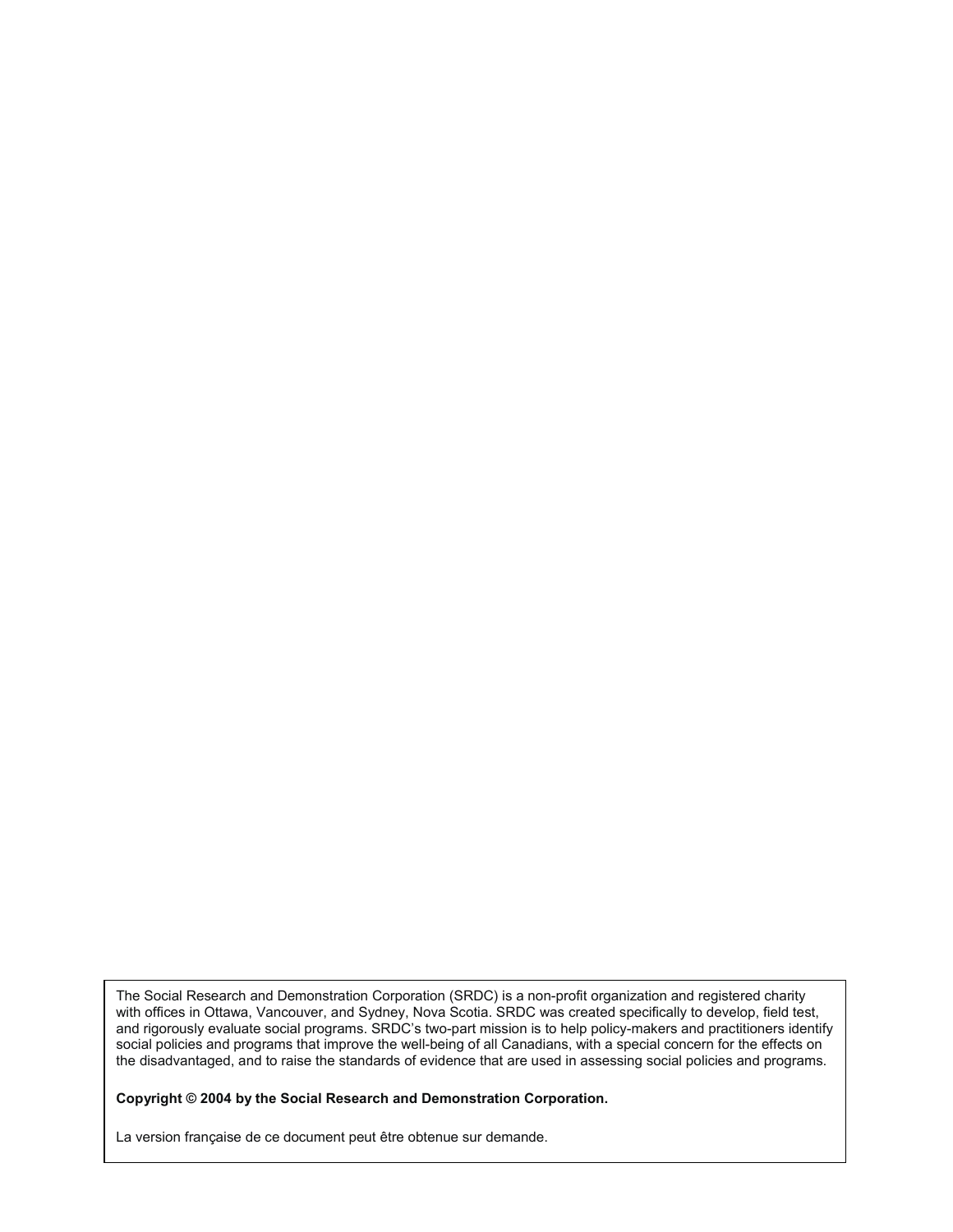The Social Research and Demonstration Corporation (SRDC) is a non-profit organization and registered charity with offices in Ottawa, Vancouver, and Sydney, Nova Scotia. SRDC was created specifically to develop, field test, and rigorously evaluate social programs. SRDC's two-part mission is to help policy-makers and practitioners identify social policies and programs that improve the well-being of all Canadians, with a special concern for the effects on the disadvantaged, and to raise the standards of evidence that are used in assessing social policies and programs.

**Copyright © 2004 by the Social Research and Demonstration Corporation.**

La version française de ce document peut être obtenue sur demande.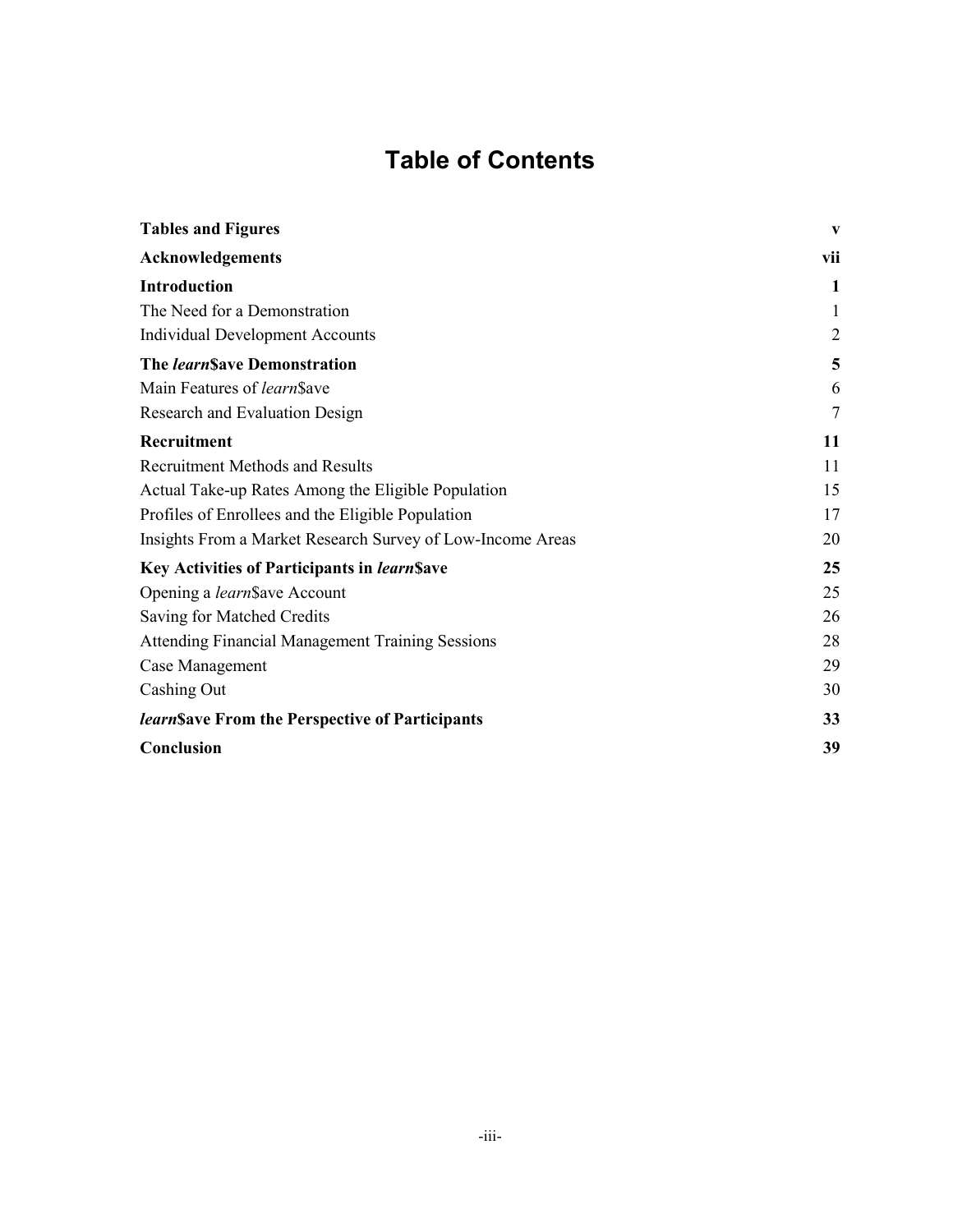# Table of Contents

| | |
|---|---|
| **Tables and Figures** | **v** |
| **Acknowledgements** | **vii** |
| **Introduction** | **1** |
| The Need for a Demonstration | 1 |
| Individual Development Accounts | 2 |
| **The *learn*$ave Demonstration** | **5** |
| Main Features of *learn*$ave | 6 |
| Research and Evaluation Design | 7 |
| **Recruitment** | **11** |
| Recruitment Methods and Results | 11 |
| Actual Take-up Rates Among the Eligible Population | 15 |
| Profiles of Enrollees and the Eligible Population | 17 |
| Insights From a Market Research Survey of Low-Income Areas | 20 |
| **Key Activities of Participants in *learn*$ave** | **25** |
| Opening a *learn*$ave Account | 25 |
| Saving for Matched Credits | 26 |
| Attending Financial Management Training Sessions | 28 |
| Case Management | 29 |
| Cashing Out | 30 |
| ***learn*$ave From the Perspective of Participants** | **33** |
| **Conclusion** | **39** |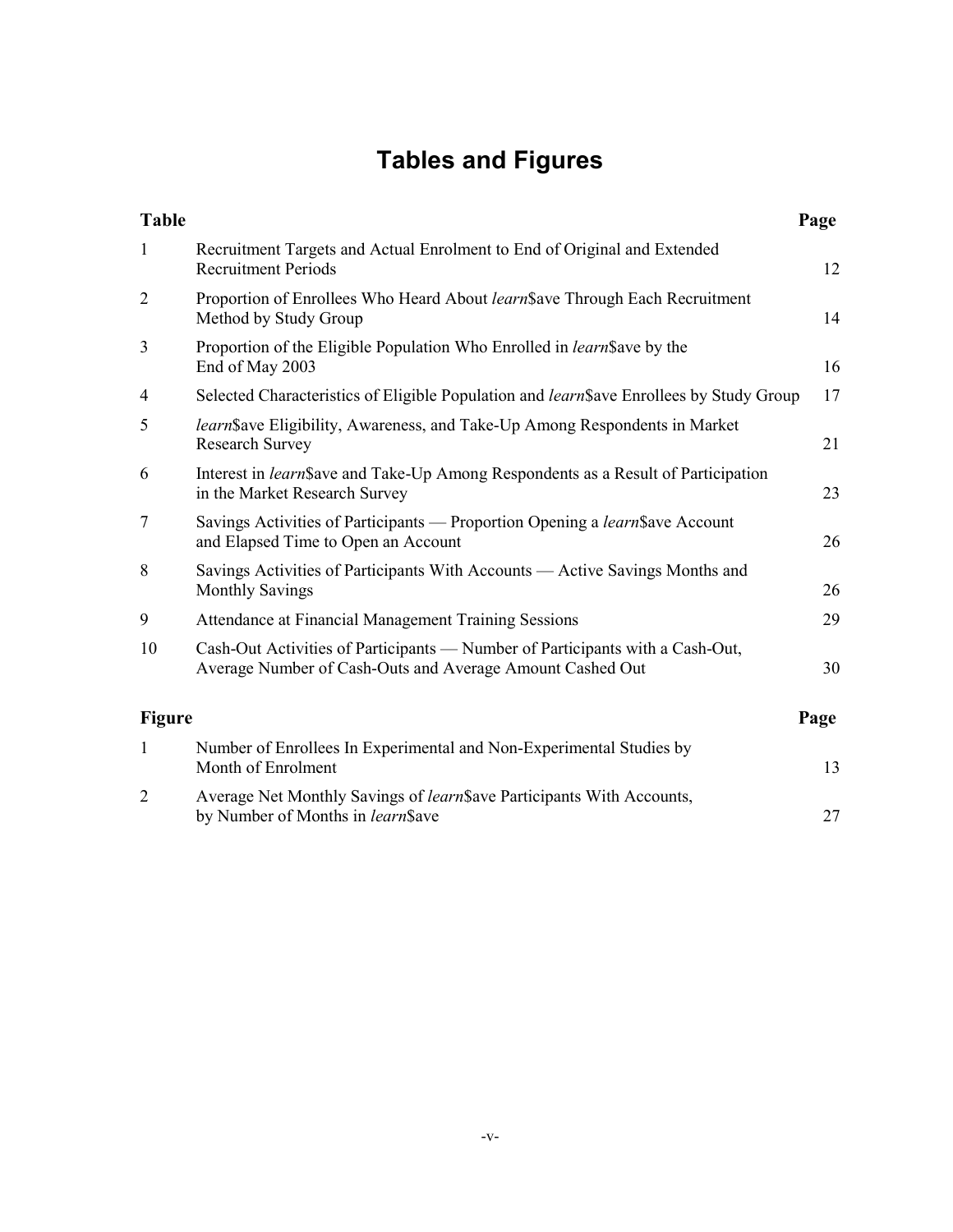# Tables and Figures

| Table | | Page |
|---|---|---|
| 1 | Recruitment Targets and Actual Enrolment to End of Original and Extended Recruitment Periods | 12 |
| 2 | Proportion of Enrollees Who Heard About *learn*$ave Through Each Recruitment Method by Study Group | 14 |
| 3 | Proportion of the Eligible Population Who Enrolled in *learn*$ave by the End of May 2003 | 16 |
| 4 | Selected Characteristics of Eligible Population and *learn*$ave Enrollees by Study Group | 17 |
| 5 | *learn*$ave Eligibility, Awareness, and Take-Up Among Respondents in Market Research Survey | 21 |
| 6 | Interest in *learn*$ave and Take-Up Among Respondents as a Result of Participation in the Market Research Survey | 23 |
| 7 | Savings Activities of Participants — Proportion Opening a *learn*$ave Account and Elapsed Time to Open an Account | 26 |
| 8 | Savings Activities of Participants With Accounts — Active Savings Months and Monthly Savings | 26 |
| 9 | Attendance at Financial Management Training Sessions | 29 |
| 10 | Cash-Out Activities of Participants — Number of Participants with a Cash-Out, Average Number of Cash-Outs and Average Amount Cashed Out | 30 |

| Figure | | Page |
|---|---|---|
| 1 | Number of Enrollees In Experimental and Non-Experimental Studies by Month of Enrolment | 13 |
| 2 | Average Net Monthly Savings of *learn*$ave Participants With Accounts, by Number of Months in *learn*$ave | 27 |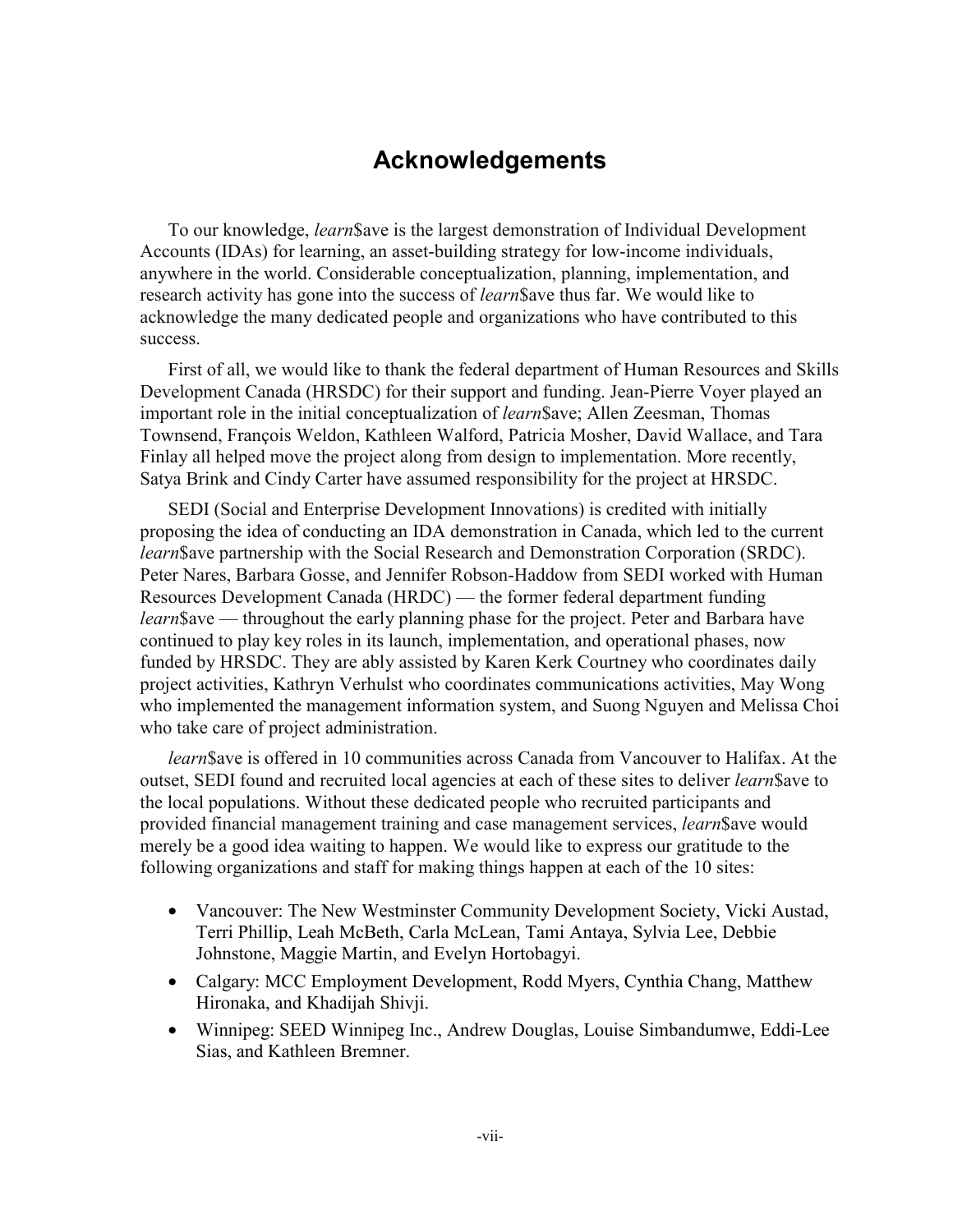# Acknowledgements

To our knowledge, *learn*$ave is the largest demonstration of Individual Development Accounts (IDAs) for learning, an asset-building strategy for low-income individuals, anywhere in the world. Considerable conceptualization, planning, implementation, and research activity has gone into the success of *learn*$ave thus far. We would like to acknowledge the many dedicated people and organizations who have contributed to this success.

First of all, we would like to thank the federal department of Human Resources and Skills Development Canada (HRSDC) for their support and funding. Jean-Pierre Voyer played an important role in the initial conceptualization of *learn*$ave; Allen Zeesman, Thomas Townsend, François Weldon, Kathleen Walford, Patricia Mosher, David Wallace, and Tara Finlay all helped move the project along from design to implementation. More recently, Satya Brink and Cindy Carter have assumed responsibility for the project at HRSDC.

SEDI (Social and Enterprise Development Innovations) is credited with initially proposing the idea of conducting an IDA demonstration in Canada, which led to the current *learn*$ave partnership with the Social Research and Demonstration Corporation (SRDC). Peter Nares, Barbara Gosse, and Jennifer Robson-Haddow from SEDI worked with Human Resources Development Canada (HRDC) — the former federal department funding *learn*$ave — throughout the early planning phase for the project. Peter and Barbara have continued to play key roles in its launch, implementation, and operational phases, now funded by HRSDC. They are ably assisted by Karen Kerk Courtney who coordinates daily project activities, Kathryn Verhulst who coordinates communications activities, May Wong who implemented the management information system, and Suong Nguyen and Melissa Choi who take care of project administration.

*learn*$ave is offered in 10 communities across Canada from Vancouver to Halifax. At the outset, SEDI found and recruited local agencies at each of these sites to deliver *learn*$ave to the local populations. Without these dedicated people who recruited participants and provided financial management training and case management services, *learn*$ave would merely be a good idea waiting to happen. We would like to express our gratitude to the following organizations and staff for making things happen at each of the 10 sites:

- Vancouver: The New Westminster Community Development Society, Vicki Austad, Terri Phillip, Leah McBeth, Carla McLean, Tami Antaya, Sylvia Lee, Debbie Johnstone, Maggie Martin, and Evelyn Hortobagyi.
- Calgary: MCC Employment Development, Rodd Myers, Cynthia Chang, Matthew Hironaka, and Khadijah Shivji.
- Winnipeg: SEED Winnipeg Inc., Andrew Douglas, Louise Simbandumwe, Eddi-Lee Sias, and Kathleen Bremner.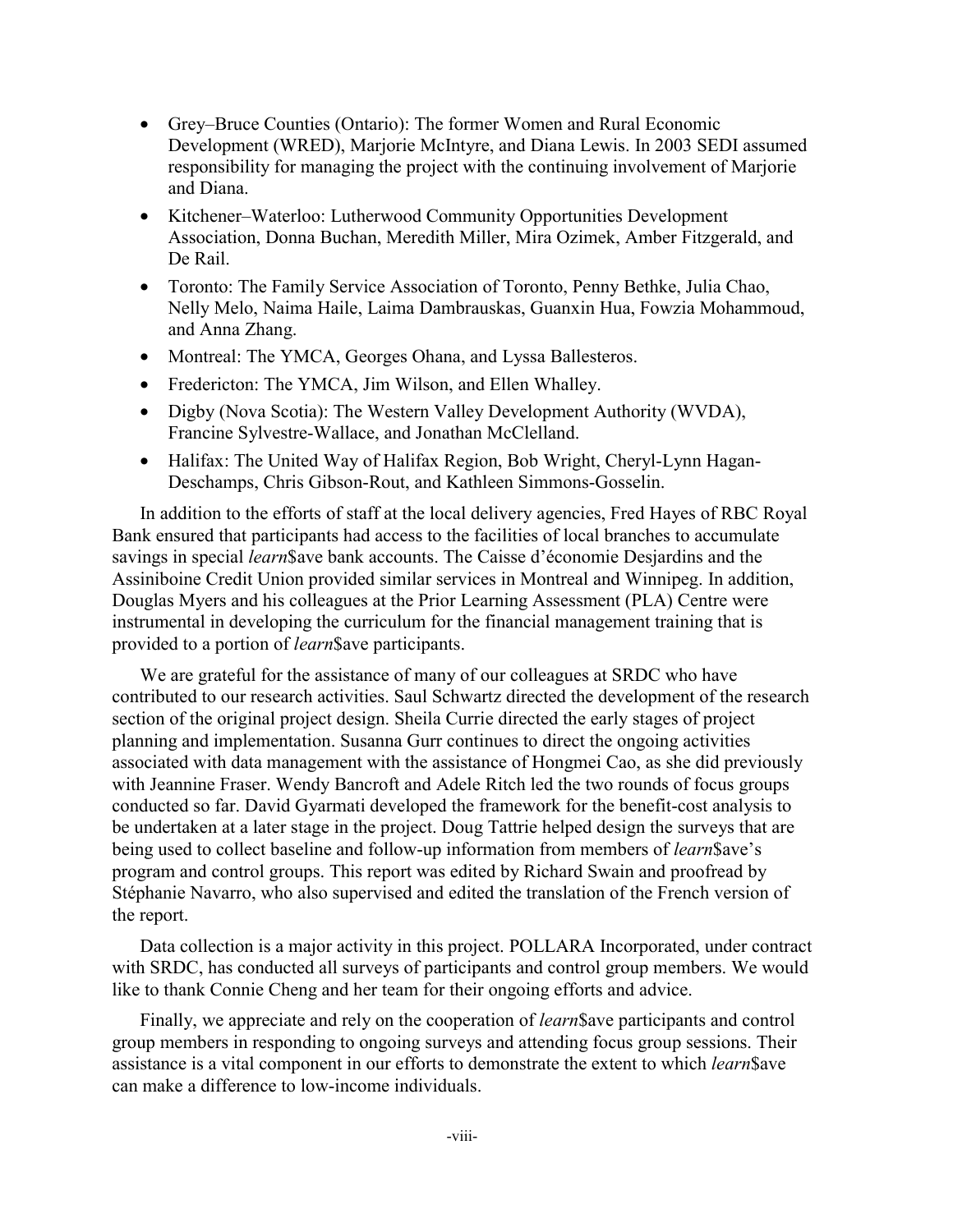- Grey–Bruce Counties (Ontario): The former Women and Rural Economic Development (WRED), Marjorie McIntyre, and Diana Lewis. In 2003 SEDI assumed responsibility for managing the project with the continuing involvement of Marjorie and Diana.
- Kitchener–Waterloo: Lutherwood Community Opportunities Development Association, Donna Buchan, Meredith Miller, Mira Ozimek, Amber Fitzgerald, and De Rail.
- Toronto: The Family Service Association of Toronto, Penny Bethke, Julia Chao, Nelly Melo, Naima Haile, Laima Dambrauskas, Guanxin Hua, Fowzia Mohammoud, and Anna Zhang.
- Montreal: The YMCA, Georges Ohana, and Lyssa Ballesteros.
- Fredericton: The YMCA, Jim Wilson, and Ellen Whalley.
- Digby (Nova Scotia): The Western Valley Development Authority (WVDA), Francine Sylvestre-Wallace, and Jonathan McClelland.
- Halifax: The United Way of Halifax Region, Bob Wright, Cheryl-Lynn Hagan-Deschamps, Chris Gibson-Rout, and Kathleen Simmons-Gosselin.

In addition to the efforts of staff at the local delivery agencies, Fred Hayes of RBC Royal Bank ensured that participants had access to the facilities of local branches to accumulate savings in special *learn*$ave bank accounts. The Caisse d'économie Desjardins and the Assiniboine Credit Union provided similar services in Montreal and Winnipeg. In addition, Douglas Myers and his colleagues at the Prior Learning Assessment (PLA) Centre were instrumental in developing the curriculum for the financial management training that is provided to a portion of *learn*$ave participants.

We are grateful for the assistance of many of our colleagues at SRDC who have contributed to our research activities. Saul Schwartz directed the development of the research section of the original project design. Sheila Currie directed the early stages of project planning and implementation. Susanna Gurr continues to direct the ongoing activities associated with data management with the assistance of Hongmei Cao, as she did previously with Jeannine Fraser. Wendy Bancroft and Adele Ritch led the two rounds of focus groups conducted so far. David Gyarmati developed the framework for the benefit-cost analysis to be undertaken at a later stage in the project. Doug Tattrie helped design the surveys that are being used to collect baseline and follow-up information from members of *learn*$ave's program and control groups. This report was edited by Richard Swain and proofread by Stéphanie Navarro, who also supervised and edited the translation of the French version of the report.

Data collection is a major activity in this project. POLLARA Incorporated, under contract with SRDC, has conducted all surveys of participants and control group members. We would like to thank Connie Cheng and her team for their ongoing efforts and advice.

Finally, we appreciate and rely on the cooperation of *learn*$ave participants and control group members in responding to ongoing surveys and attending focus group sessions. Their assistance is a vital component in our efforts to demonstrate the extent to which *learn*$ave can make a difference to low-income individuals.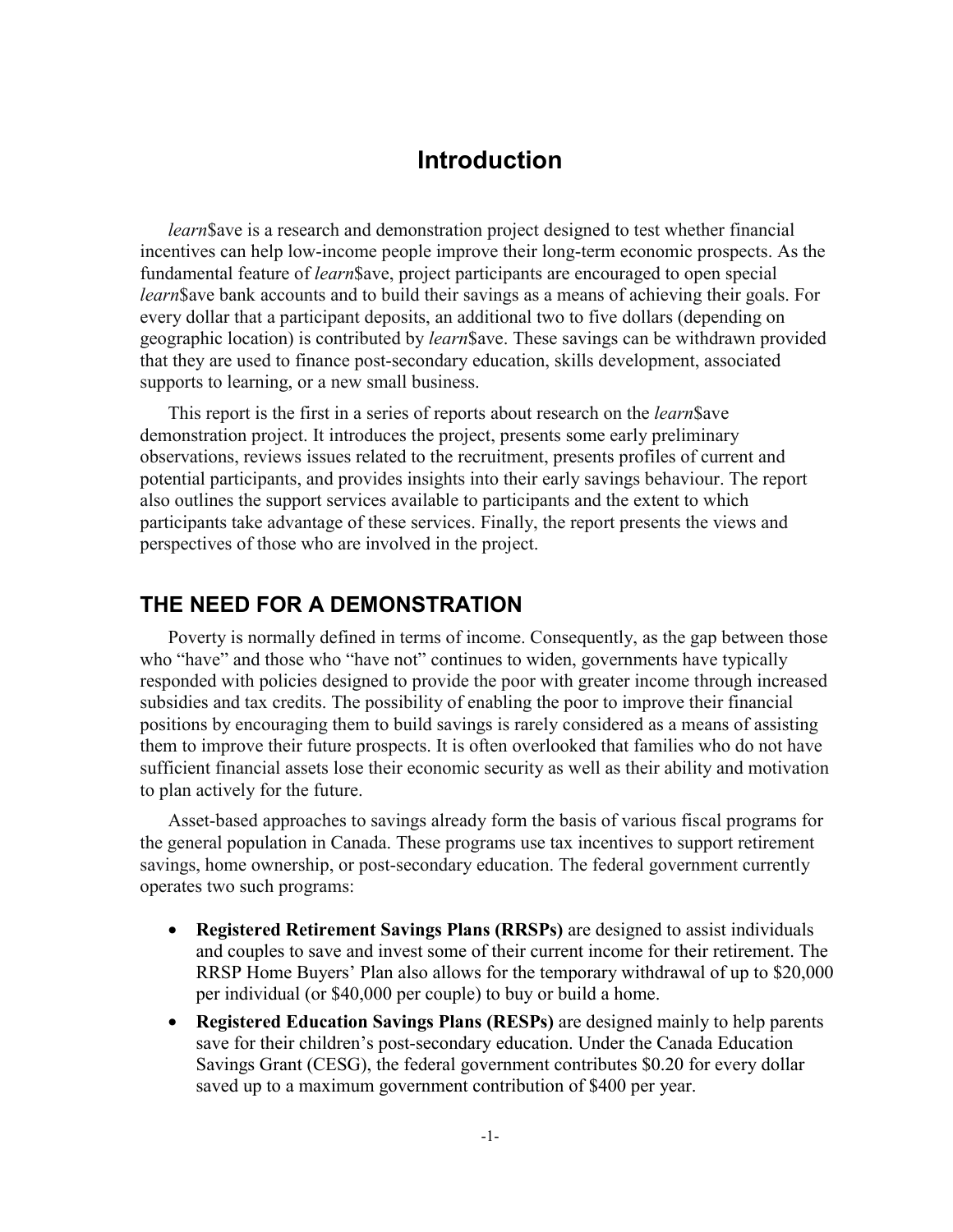# Introduction

*learn*$ave is a research and demonstration project designed to test whether financial incentives can help low-income people improve their long-term economic prospects. As the fundamental feature of *learn*$ave, project participants are encouraged to open special *learn*$ave bank accounts and to build their savings as a means of achieving their goals. For every dollar that a participant deposits, an additional two to five dollars (depending on geographic location) is contributed by *learn*$ave. These savings can be withdrawn provided that they are used to finance post-secondary education, skills development, associated supports to learning, or a new small business.

This report is the first in a series of reports about research on the *learn*$ave demonstration project. It introduces the project, presents some early preliminary observations, reviews issues related to the recruitment, presents profiles of current and potential participants, and provides insights into their early savings behaviour. The report also outlines the support services available to participants and the extent to which participants take advantage of these services. Finally, the report presents the views and perspectives of those who are involved in the project.

## THE NEED FOR A DEMONSTRATION

Poverty is normally defined in terms of income. Consequently, as the gap between those who "have" and those who "have not" continues to widen, governments have typically responded with policies designed to provide the poor with greater income through increased subsidies and tax credits. The possibility of enabling the poor to improve their financial positions by encouraging them to build savings is rarely considered as a means of assisting them to improve their future prospects. It is often overlooked that families who do not have sufficient financial assets lose their economic security as well as their ability and motivation to plan actively for the future.

Asset-based approaches to savings already form the basis of various fiscal programs for the general population in Canada. These programs use tax incentives to support retirement savings, home ownership, or post-secondary education. The federal government currently operates two such programs:

- **Registered Retirement Savings Plans (RRSPs)** are designed to assist individuals and couples to save and invest some of their current income for their retirement. The RRSP Home Buyers' Plan also allows for the temporary withdrawal of up to $20,000 per individual (or $40,000 per couple) to buy or build a home.
- **Registered Education Savings Plans (RESPs)** are designed mainly to help parents save for their children's post-secondary education. Under the Canada Education Savings Grant (CESG), the federal government contributes $0.20 for every dollar saved up to a maximum government contribution of $400 per year.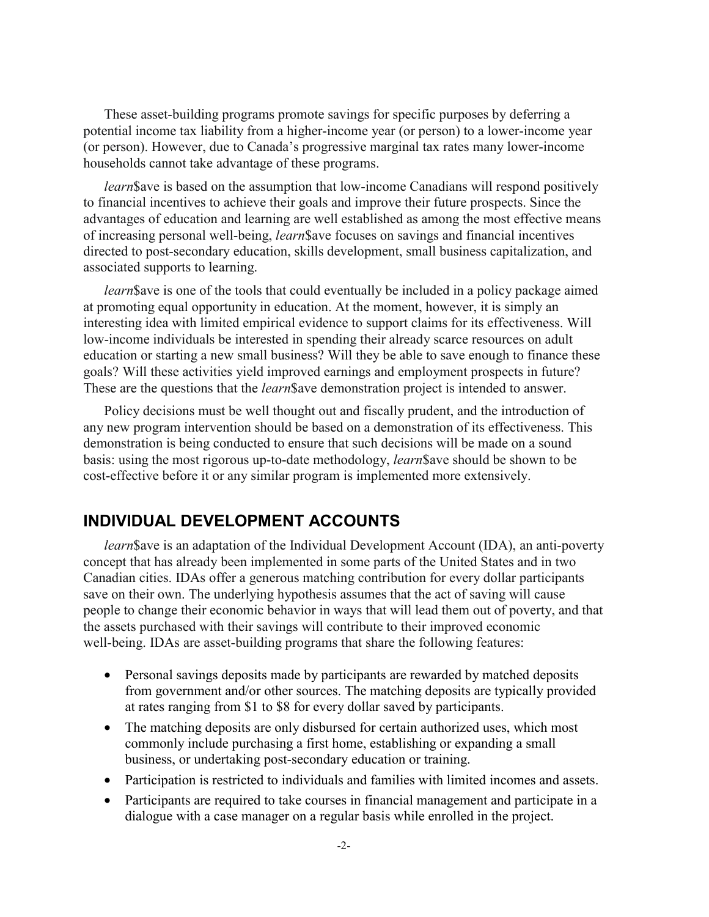These asset-building programs promote savings for specific purposes by deferring a potential income tax liability from a higher-income year (or person) to a lower-income year (or person). However, due to Canada's progressive marginal tax rates many lower-income households cannot take advantage of these programs.

*learn*$ave is based on the assumption that low-income Canadians will respond positively to financial incentives to achieve their goals and improve their future prospects. Since the advantages of education and learning are well established as among the most effective means of increasing personal well-being, *learn*$ave focuses on savings and financial incentives directed to post-secondary education, skills development, small business capitalization, and associated supports to learning.

*learn*$ave is one of the tools that could eventually be included in a policy package aimed at promoting equal opportunity in education. At the moment, however, it is simply an interesting idea with limited empirical evidence to support claims for its effectiveness. Will low-income individuals be interested in spending their already scarce resources on adult education or starting a new small business? Will they be able to save enough to finance these goals? Will these activities yield improved earnings and employment prospects in future? These are the questions that the *learn*$ave demonstration project is intended to answer.

Policy decisions must be well thought out and fiscally prudent, and the introduction of any new program intervention should be based on a demonstration of its effectiveness. This demonstration is being conducted to ensure that such decisions will be made on a sound basis: using the most rigorous up-to-date methodology, *learn*$ave should be shown to be cost-effective before it or any similar program is implemented more extensively.

## INDIVIDUAL DEVELOPMENT ACCOUNTS

*learn*$ave is an adaptation of the Individual Development Account (IDA), an anti-poverty concept that has already been implemented in some parts of the United States and in two Canadian cities. IDAs offer a generous matching contribution for every dollar participants save on their own. The underlying hypothesis assumes that the act of saving will cause people to change their economic behavior in ways that will lead them out of poverty, and that the assets purchased with their savings will contribute to their improved economic well-being. IDAs are asset-building programs that share the following features:

- Personal savings deposits made by participants are rewarded by matched deposits from government and/or other sources. The matching deposits are typically provided at rates ranging from $1 to $8 for every dollar saved by participants.
- The matching deposits are only disbursed for certain authorized uses, which most commonly include purchasing a first home, establishing or expanding a small business, or undertaking post-secondary education or training.
- Participation is restricted to individuals and families with limited incomes and assets.
- Participants are required to take courses in financial management and participate in a dialogue with a case manager on a regular basis while enrolled in the project.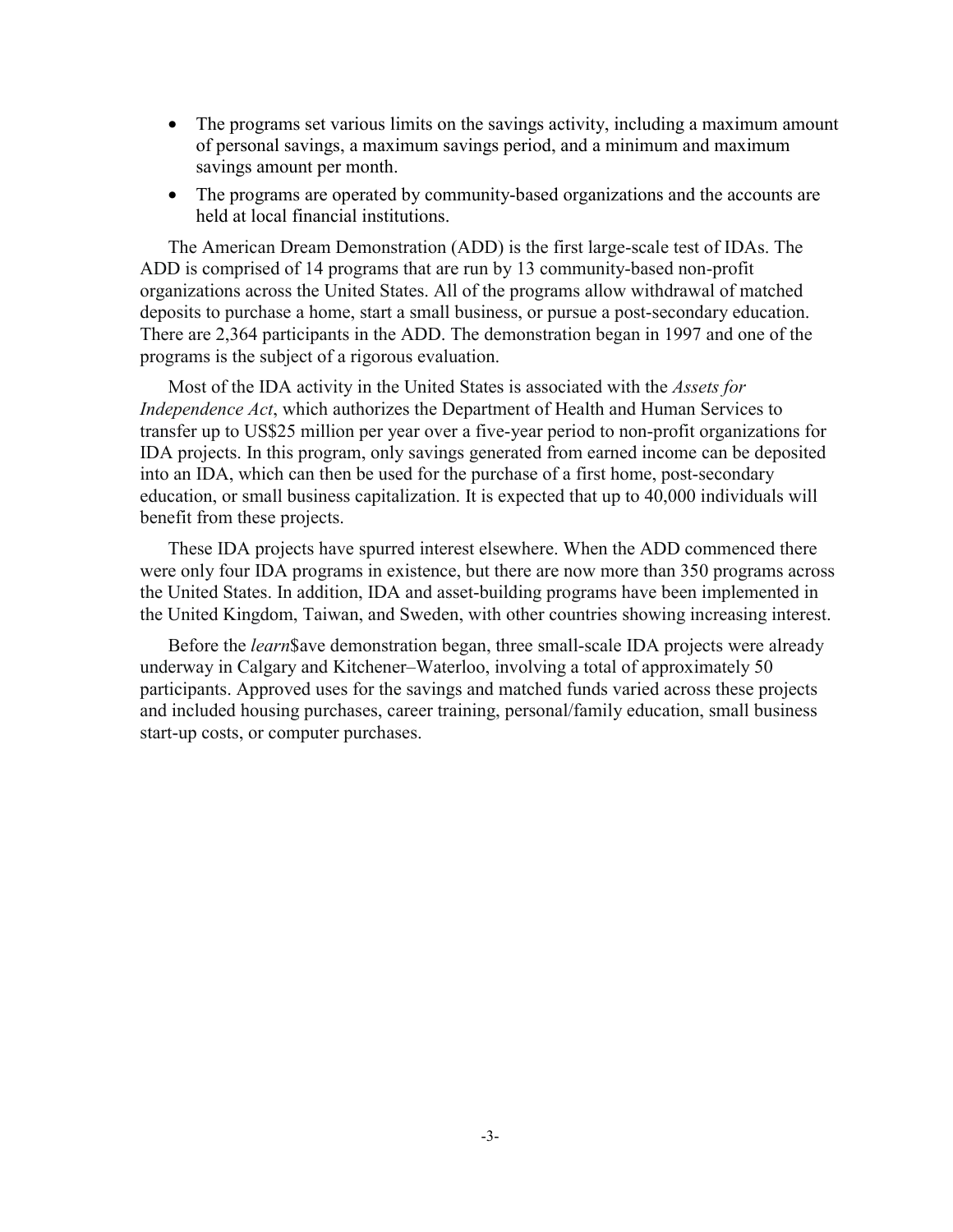- The programs set various limits on the savings activity, including a maximum amount of personal savings, a maximum savings period, and a minimum and maximum savings amount per month.
- The programs are operated by community-based organizations and the accounts are held at local financial institutions.

The American Dream Demonstration (ADD) is the first large-scale test of IDAs. The ADD is comprised of 14 programs that are run by 13 community-based non-profit organizations across the United States. All of the programs allow withdrawal of matched deposits to purchase a home, start a small business, or pursue a post-secondary education. There are 2,364 participants in the ADD. The demonstration began in 1997 and one of the programs is the subject of a rigorous evaluation.

Most of the IDA activity in the United States is associated with the *Assets for Independence Act*, which authorizes the Department of Health and Human Services to transfer up to US$25 million per year over a five-year period to non-profit organizations for IDA projects. In this program, only savings generated from earned income can be deposited into an IDA, which can then be used for the purchase of a first home, post-secondary education, or small business capitalization. It is expected that up to 40,000 individuals will benefit from these projects.

These IDA projects have spurred interest elsewhere. When the ADD commenced there were only four IDA programs in existence, but there are now more than 350 programs across the United States. In addition, IDA and asset-building programs have been implemented in the United Kingdom, Taiwan, and Sweden, with other countries showing increasing interest.

Before the *learn*$ave demonstration began, three small-scale IDA projects were already underway in Calgary and Kitchener–Waterloo, involving a total of approximately 50 participants. Approved uses for the savings and matched funds varied across these projects and included housing purchases, career training, personal/family education, small business start-up costs, or computer purchases.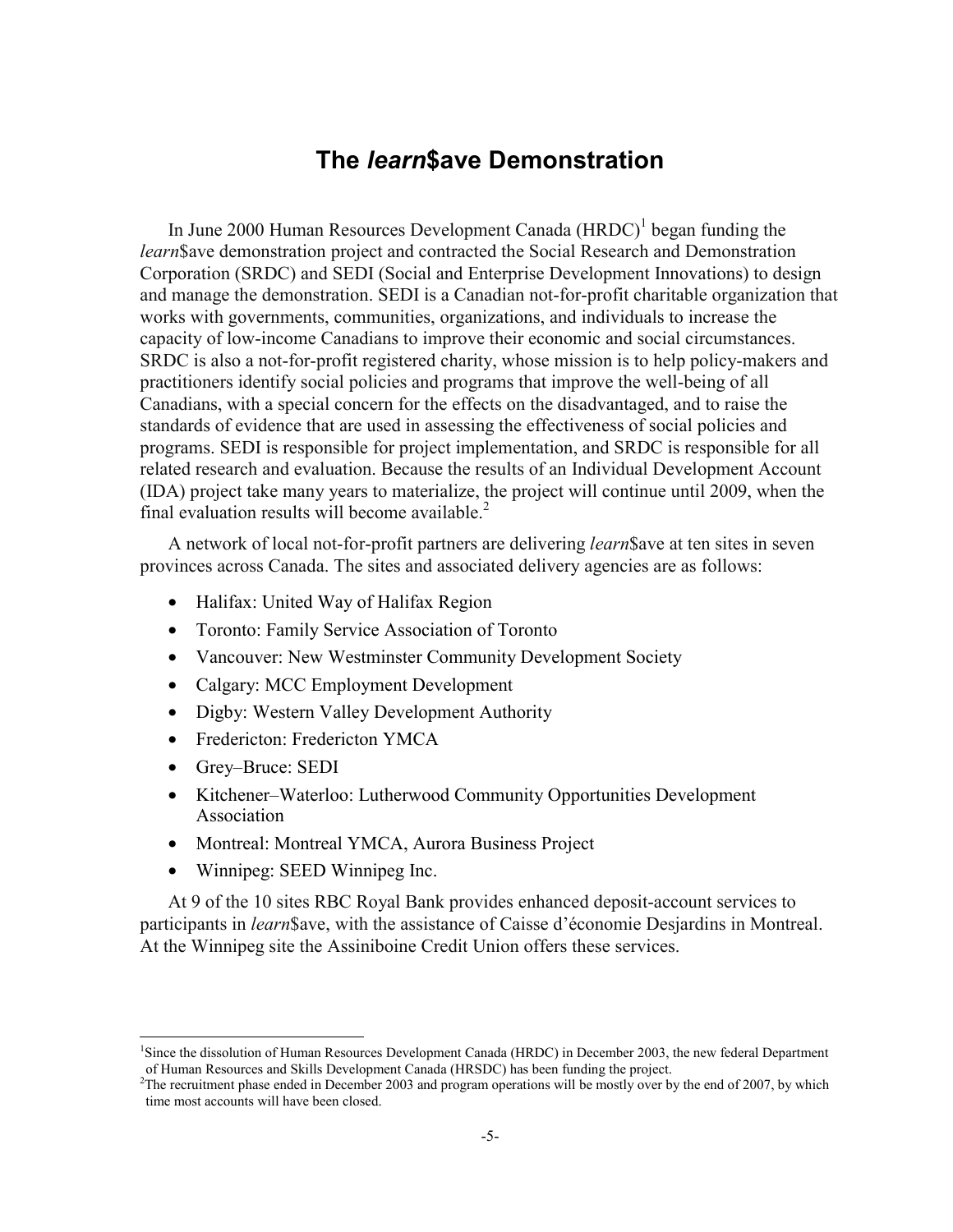# The *learn*$ave Demonstration

In June 2000 Human Resources Development Canada (HRDC)[1] began funding the *learn*$ave demonstration project and contracted the Social Research and Demonstration Corporation (SRDC) and SEDI (Social and Enterprise Development Innovations) to design and manage the demonstration. SEDI is a Canadian not-for-profit charitable organization that works with governments, communities, organizations, and individuals to increase the capacity of low-income Canadians to improve their economic and social circumstances. SRDC is also a not-for-profit registered charity, whose mission is to help policy-makers and practitioners identify social policies and programs that improve the well-being of all Canadians, with a special concern for the effects on the disadvantaged, and to raise the standards of evidence that are used in assessing the effectiveness of social policies and programs. SEDI is responsible for project implementation, and SRDC is responsible for all related research and evaluation. Because the results of an Individual Development Account (IDA) project take many years to materialize, the project will continue until 2009, when the final evaluation results will become available.[2]

A network of local not-for-profit partners are delivering *learn*$ave at ten sites in seven provinces across Canada. The sites and associated delivery agencies are as follows:

- Halifax: United Way of Halifax Region
- Toronto: Family Service Association of Toronto
- Vancouver: New Westminster Community Development Society
- Calgary: MCC Employment Development
- Digby: Western Valley Development Authority
- Fredericton: Fredericton YMCA
- Grey–Bruce: SEDI
- Kitchener–Waterloo: Lutherwood Community Opportunities Development Association
- Montreal: Montreal YMCA, Aurora Business Project
- Winnipeg: SEED Winnipeg Inc.

At 9 of the 10 sites RBC Royal Bank provides enhanced deposit-account services to participants in *learn*$ave, with the assistance of Caisse d'économie Desjardins in Montreal. At the Winnipeg site the Assiniboine Credit Union offers these services.

---

[1]Since the dissolution of Human Resources Development Canada (HRDC) in December 2003, the new federal Department of Human Resources and Skills Development Canada (HRSDC) has been funding the project.

[2]The recruitment phase ended in December 2003 and program operations will be mostly over by the end of 2007, by which time most accounts will have been closed.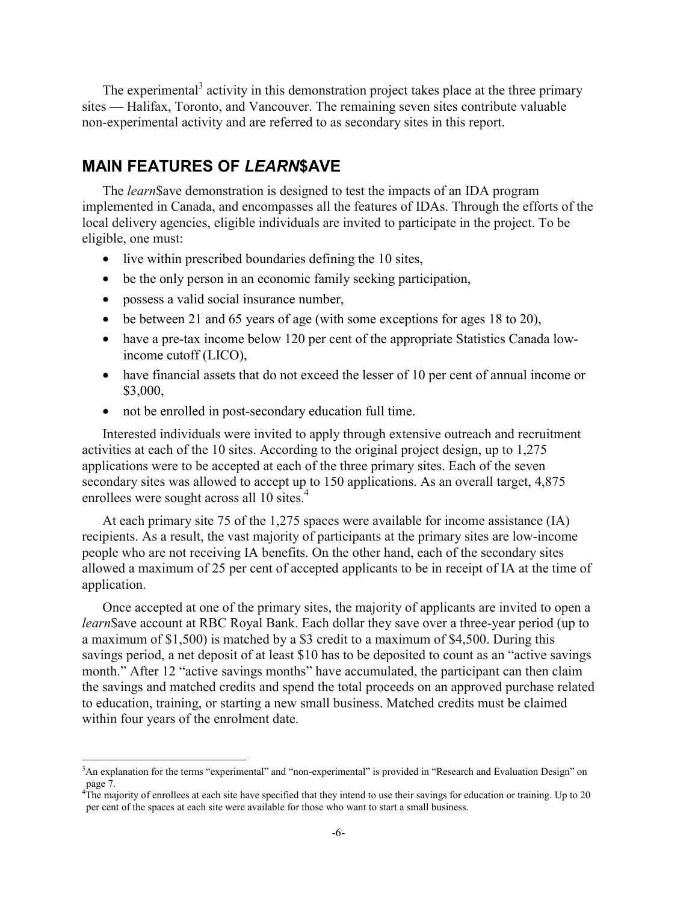The experimental[3] activity in this demonstration project takes place at the three primary sites — Halifax, Toronto, and Vancouver. The remaining seven sites contribute valuable non-experimental activity and are referred to as secondary sites in this report.

## MAIN FEATURES OF *LEARN*$AVE

The *learn*$ave demonstration is designed to test the impacts of an IDA program implemented in Canada, and encompasses all the features of IDAs. Through the efforts of the local delivery agencies, eligible individuals are invited to participate in the project. To be eligible, one must:

- live within prescribed boundaries defining the 10 sites,
- be the only person in an economic family seeking participation,
- possess a valid social insurance number,
- be between 21 and 65 years of age (with some exceptions for ages 18 to 20),
- have a pre-tax income below 120 per cent of the appropriate Statistics Canada low-income cutoff (LICO),
- have financial assets that do not exceed the lesser of 10 per cent of annual income or $3,000,
- not be enrolled in post-secondary education full time.

Interested individuals were invited to apply through extensive outreach and recruitment activities at each of the 10 sites. According to the original project design, up to 1,275 applications were to be accepted at each of the three primary sites. Each of the seven secondary sites was allowed to accept up to 150 applications. As an overall target, 4,875 enrollees were sought across all 10 sites.[4]

At each primary site 75 of the 1,275 spaces were available for income assistance (IA) recipients. As a result, the vast majority of participants at the primary sites are low-income people who are not receiving IA benefits. On the other hand, each of the secondary sites allowed a maximum of 25 per cent of accepted applicants to be in receipt of IA at the time of application.

Once accepted at one of the primary sites, the majority of applicants are invited to open a *learn*$ave account at RBC Royal Bank. Each dollar they save over a three-year period (up to a maximum of $1,500) is matched by a $3 credit to a maximum of $4,500. During this savings period, a net deposit of at least $10 has to be deposited to count as an "active savings month." After 12 "active savings months" have accumulated, the participant can then claim the savings and matched credits and spend the total proceeds on an approved purchase related to education, training, or starting a new small business. Matched credits must be claimed within four years of the enrolment date.

---

[3] An explanation for the terms "experimental" and "non-experimental" is provided in "Research and Evaluation Design" on page 7.

[4] The majority of enrollees at each site have specified that they intend to use their savings for education or training. Up to 20 per cent of the spaces at each site were available for those who want to start a small business.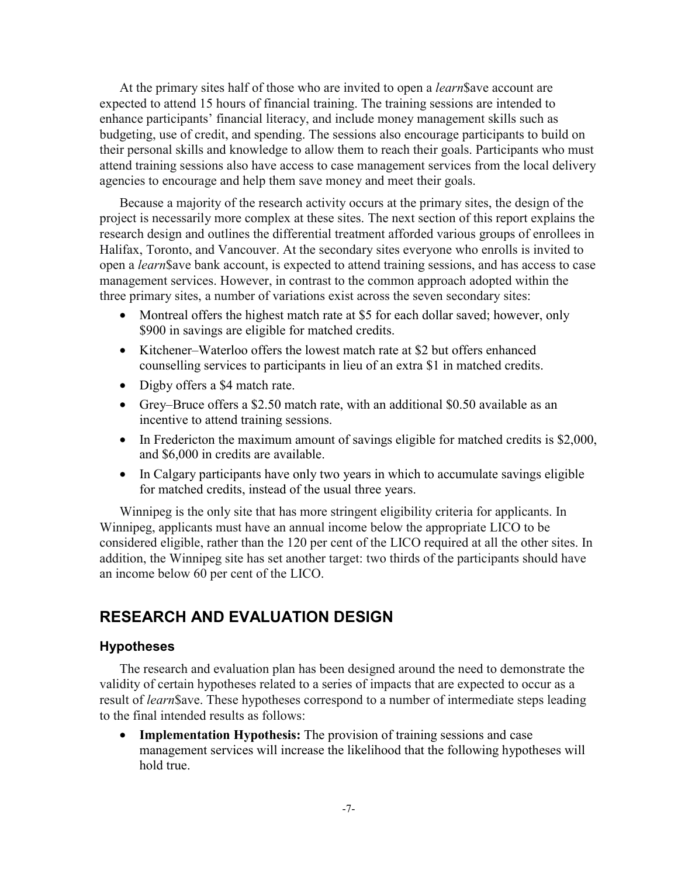At the primary sites half of those who are invited to open a *learn*$ave account are expected to attend 15 hours of financial training. The training sessions are intended to enhance participants' financial literacy, and include money management skills such as budgeting, use of credit, and spending. The sessions also encourage participants to build on their personal skills and knowledge to allow them to reach their goals. Participants who must attend training sessions also have access to case management services from the local delivery agencies to encourage and help them save money and meet their goals.

Because a majority of the research activity occurs at the primary sites, the design of the project is necessarily more complex at these sites. The next section of this report explains the research design and outlines the differential treatment afforded various groups of enrollees in Halifax, Toronto, and Vancouver. At the secondary sites everyone who enrolls is invited to open a *learn*$ave bank account, is expected to attend training sessions, and has access to case management services. However, in contrast to the common approach adopted within the three primary sites, a number of variations exist across the seven secondary sites:

- Montreal offers the highest match rate at $5 for each dollar saved; however, only $900 in savings are eligible for matched credits.
- Kitchener–Waterloo offers the lowest match rate at $2 but offers enhanced counselling services to participants in lieu of an extra $1 in matched credits.
- Digby offers a $4 match rate.
- Grey–Bruce offers a $2.50 match rate, with an additional $0.50 available as an incentive to attend training sessions.
- In Fredericton the maximum amount of savings eligible for matched credits is $2,000, and $6,000 in credits are available.
- In Calgary participants have only two years in which to accumulate savings eligible for matched credits, instead of the usual three years.

Winnipeg is the only site that has more stringent eligibility criteria for applicants. In Winnipeg, applicants must have an annual income below the appropriate LICO to be considered eligible, rather than the 120 per cent of the LICO required at all the other sites. In addition, the Winnipeg site has set another target: two thirds of the participants should have an income below 60 per cent of the LICO.

## RESEARCH AND EVALUATION DESIGN

### Hypotheses

The research and evaluation plan has been designed around the need to demonstrate the validity of certain hypotheses related to a series of impacts that are expected to occur as a result of *learn*$ave. These hypotheses correspond to a number of intermediate steps leading to the final intended results as follows:

- **Implementation Hypothesis:** The provision of training sessions and case management services will increase the likelihood that the following hypotheses will hold true.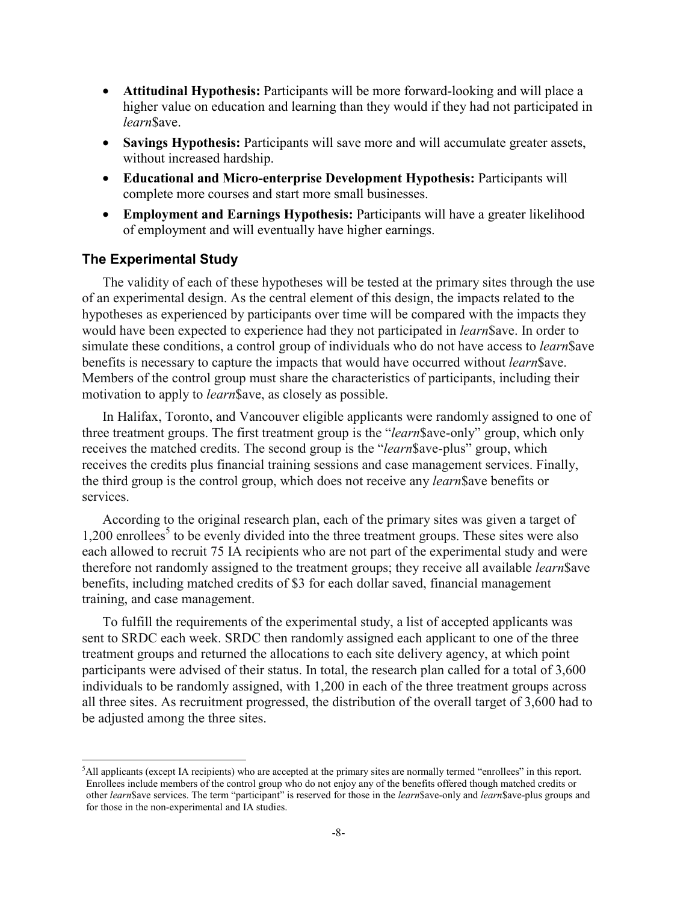- **Attitudinal Hypothesis:** Participants will be more forward-looking and will place a higher value on education and learning than they would if they had not participated in *learn*$ave.
- **Savings Hypothesis:** Participants will save more and will accumulate greater assets, without increased hardship.
- **Educational and Micro-enterprise Development Hypothesis:** Participants will complete more courses and start more small businesses.
- **Employment and Earnings Hypothesis:** Participants will have a greater likelihood of employment and will eventually have higher earnings.

### The Experimental Study

The validity of each of these hypotheses will be tested at the primary sites through the use of an experimental design. As the central element of this design, the impacts related to the hypotheses as experienced by participants over time will be compared with the impacts they would have been expected to experience had they not participated in *learn*$ave. In order to simulate these conditions, a control group of individuals who do not have access to *learn*$ave benefits is necessary to capture the impacts that would have occurred without *learn*$ave. Members of the control group must share the characteristics of participants, including their motivation to apply to *learn*$ave, as closely as possible.

In Halifax, Toronto, and Vancouver eligible applicants were randomly assigned to one of three treatment groups. The first treatment group is the "*learn*$ave-only" group, which only receives the matched credits. The second group is the "*learn*$ave-plus" group, which receives the credits plus financial training sessions and case management services. Finally, the third group is the control group, which does not receive any *learn*$ave benefits or services.

According to the original research plan, each of the primary sites was given a target of 1,200 enrollees[5] to be evenly divided into the three treatment groups. These sites were also each allowed to recruit 75 IA recipients who are not part of the experimental study and were therefore not randomly assigned to the treatment groups; they receive all available *learn*$ave benefits, including matched credits of $3 for each dollar saved, financial management training, and case management.

To fulfill the requirements of the experimental study, a list of accepted applicants was sent to SRDC each week. SRDC then randomly assigned each applicant to one of the three treatment groups and returned the allocations to each site delivery agency, at which point participants were advised of their status. In total, the research plan called for a total of 3,600 individuals to be randomly assigned, with 1,200 in each of the three treatment groups across all three sites. As recruitment progressed, the distribution of the overall target of 3,600 had to be adjusted among the three sites.

---

[5] All applicants (except IA recipients) who are accepted at the primary sites are normally termed "enrollees" in this report. Enrollees include members of the control group who do not enjoy any of the benefits offered though matched credits or other *learn*$ave services. The term "participant" is reserved for those in the *learn*$ave-only and *learn*$ave-plus groups and for those in the non-experimental and IA studies.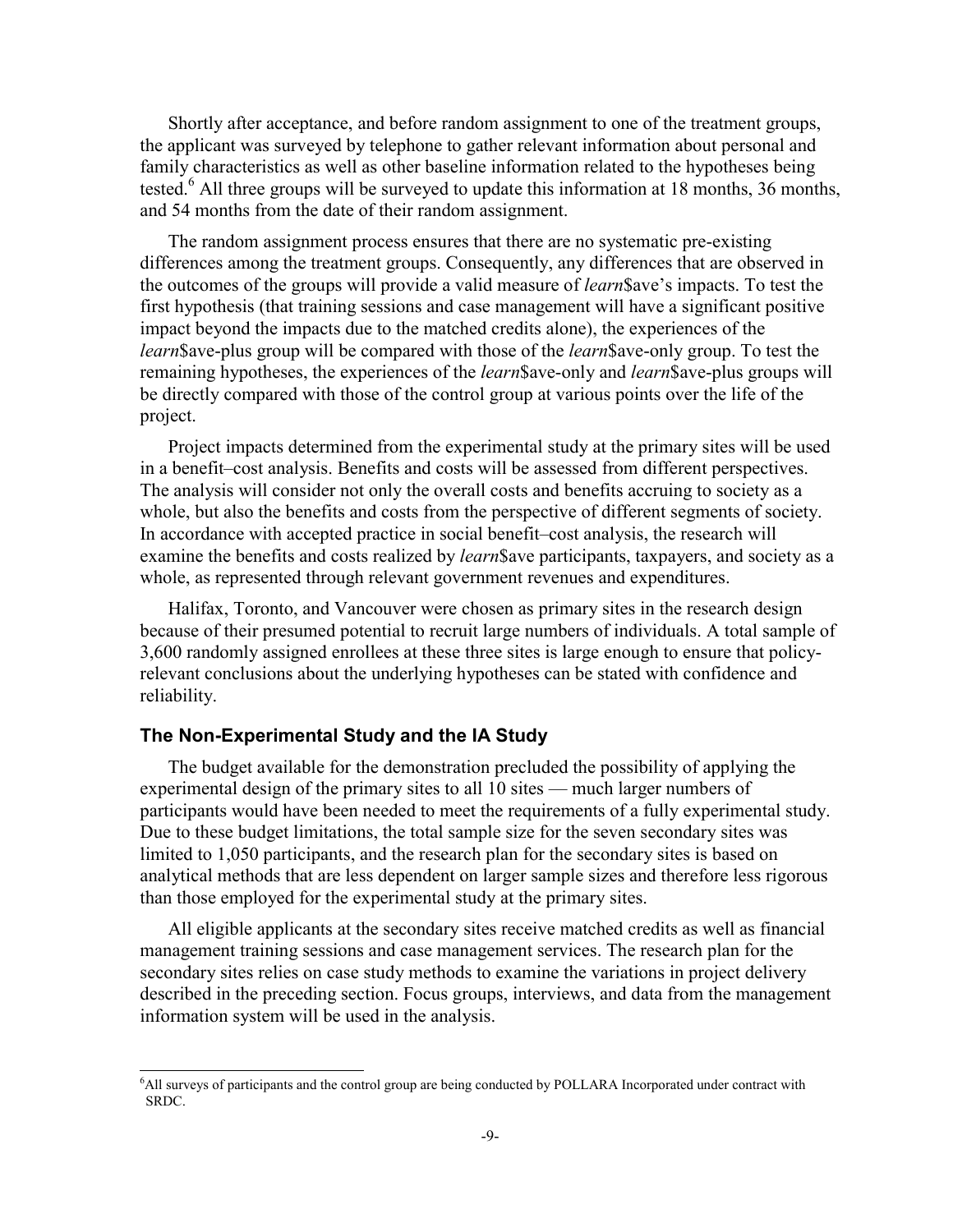Shortly after acceptance, and before random assignment to one of the treatment groups, the applicant was surveyed by telephone to gather relevant information about personal and family characteristics as well as other baseline information related to the hypotheses being tested.[6] All three groups will be surveyed to update this information at 18 months, 36 months, and 54 months from the date of their random assignment.

The random assignment process ensures that there are no systematic pre-existing differences among the treatment groups. Consequently, any differences that are observed in the outcomes of the groups will provide a valid measure of *learn*$ave's impacts. To test the first hypothesis (that training sessions and case management will have a significant positive impact beyond the impacts due to the matched credits alone), the experiences of the *learn*$ave-plus group will be compared with those of the *learn*$ave-only group. To test the remaining hypotheses, the experiences of the *learn*$ave-only and *learn*$ave-plus groups will be directly compared with those of the control group at various points over the life of the project.

Project impacts determined from the experimental study at the primary sites will be used in a benefit–cost analysis. Benefits and costs will be assessed from different perspectives. The analysis will consider not only the overall costs and benefits accruing to society as a whole, but also the benefits and costs from the perspective of different segments of society. In accordance with accepted practice in social benefit–cost analysis, the research will examine the benefits and costs realized by *learn*$ave participants, taxpayers, and society as a whole, as represented through relevant government revenues and expenditures.

Halifax, Toronto, and Vancouver were chosen as primary sites in the research design because of their presumed potential to recruit large numbers of individuals. A total sample of 3,600 randomly assigned enrollees at these three sites is large enough to ensure that policy-relevant conclusions about the underlying hypotheses can be stated with confidence and reliability.

### The Non-Experimental Study and the IA Study

The budget available for the demonstration precluded the possibility of applying the experimental design of the primary sites to all 10 sites — much larger numbers of participants would have been needed to meet the requirements of a fully experimental study. Due to these budget limitations, the total sample size for the seven secondary sites was limited to 1,050 participants, and the research plan for the secondary sites is based on analytical methods that are less dependent on larger sample sizes and therefore less rigorous than those employed for the experimental study at the primary sites.

All eligible applicants at the secondary sites receive matched credits as well as financial management training sessions and case management services. The research plan for the secondary sites relies on case study methods to examine the variations in project delivery described in the preceding section. Focus groups, interviews, and data from the management information system will be used in the analysis.

---

[6] All surveys of participants and the control group are being conducted by POLLARA Incorporated under contract with SRDC.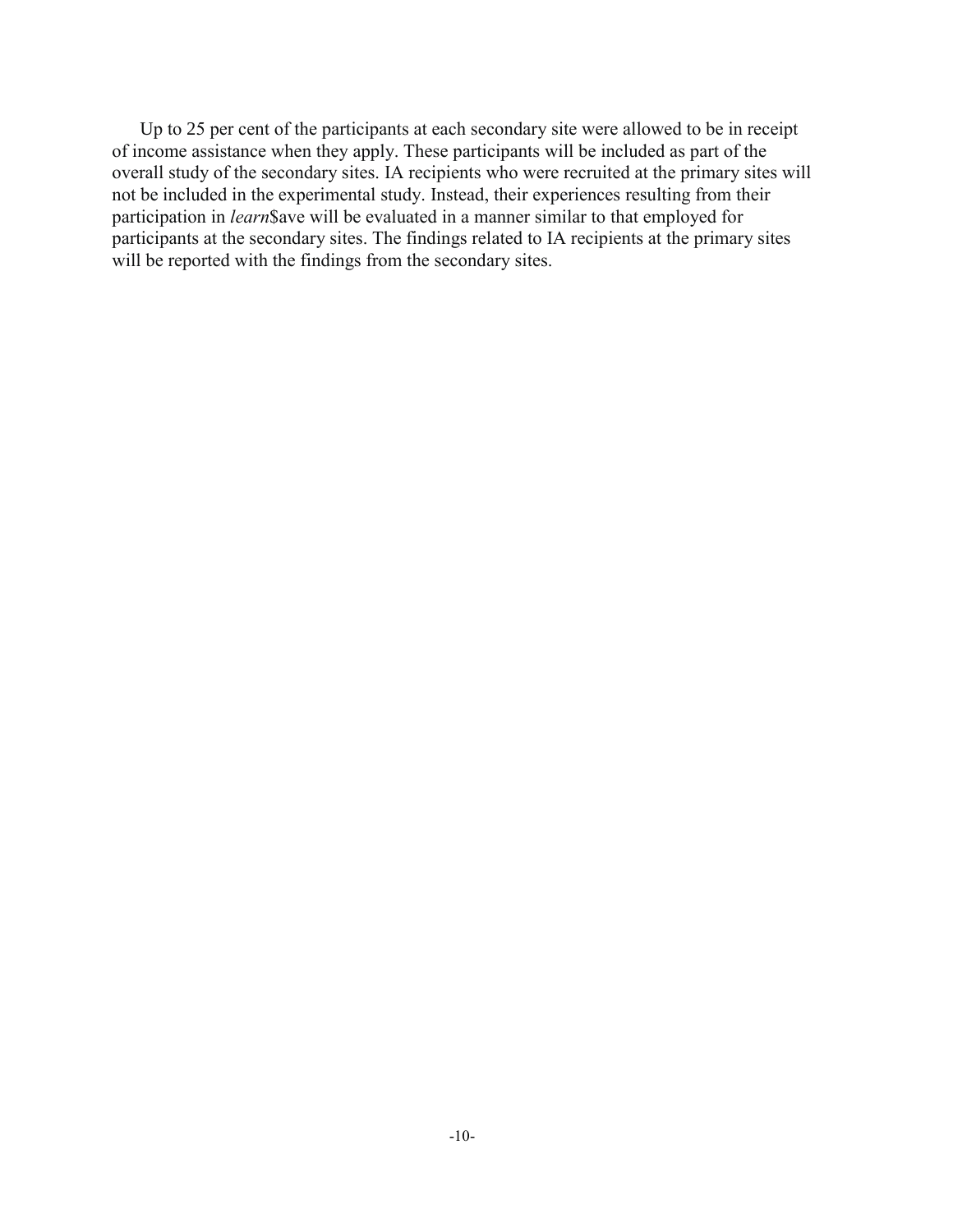Up to 25 per cent of the participants at each secondary site were allowed to be in receipt of income assistance when they apply. These participants will be included as part of the overall study of the secondary sites. IA recipients who were recruited at the primary sites will not be included in the experimental study. Instead, their experiences resulting from their participation in *learn*$ave will be evaluated in a manner similar to that employed for participants at the secondary sites. The findings related to IA recipients at the primary sites will be reported with the findings from the secondary sites.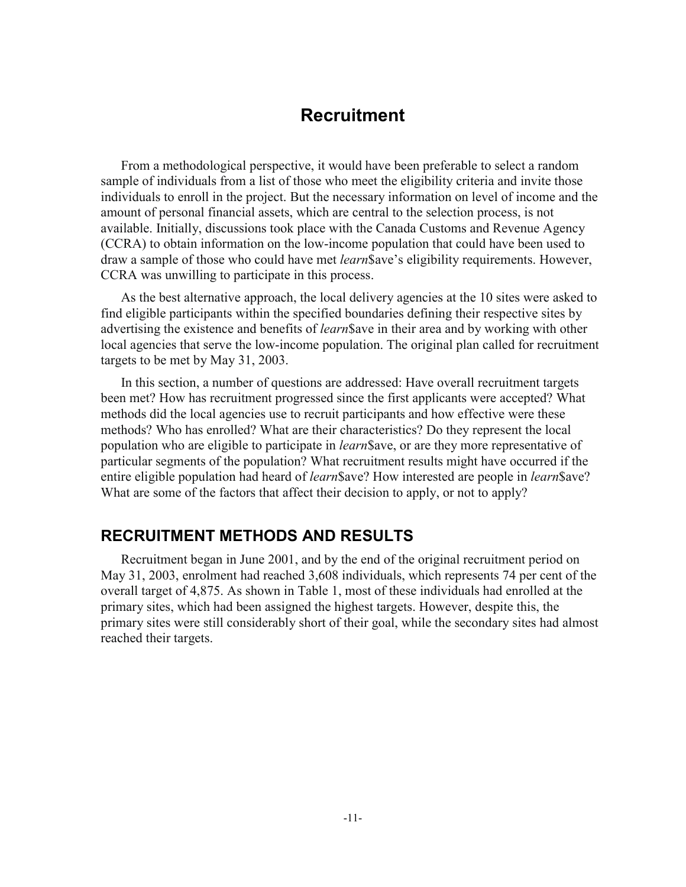# Recruitment

From a methodological perspective, it would have been preferable to select a random sample of individuals from a list of those who meet the eligibility criteria and invite those individuals to enroll in the project. But the necessary information on level of income and the amount of personal financial assets, which are central to the selection process, is not available. Initially, discussions took place with the Canada Customs and Revenue Agency (CCRA) to obtain information on the low-income population that could have been used to draw a sample of those who could have met *learn*$ave's eligibility requirements. However, CCRA was unwilling to participate in this process.

As the best alternative approach, the local delivery agencies at the 10 sites were asked to find eligible participants within the specified boundaries defining their respective sites by advertising the existence and benefits of *learn*$ave in their area and by working with other local agencies that serve the low-income population. The original plan called for recruitment targets to be met by May 31, 2003.

In this section, a number of questions are addressed: Have overall recruitment targets been met? How has recruitment progressed since the first applicants were accepted? What methods did the local agencies use to recruit participants and how effective were these methods? Who has enrolled? What are their characteristics? Do they represent the local population who are eligible to participate in *learn*$ave, or are they more representative of particular segments of the population? What recruitment results might have occurred if the entire eligible population had heard of *learn*$ave? How interested are people in *learn*$ave? What are some of the factors that affect their decision to apply, or not to apply?

## RECRUITMENT METHODS AND RESULTS

Recruitment began in June 2001, and by the end of the original recruitment period on May 31, 2003, enrolment had reached 3,608 individuals, which represents 74 per cent of the overall target of 4,875. As shown in Table 1, most of these individuals had enrolled at the primary sites, which had been assigned the highest targets. However, despite this, the primary sites were still considerably short of their goal, while the secondary sites had almost reached their targets.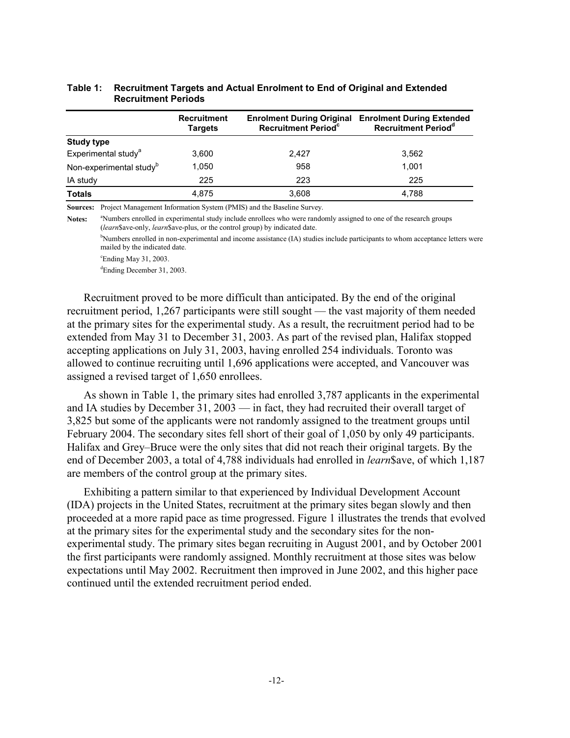**Table 1: Recruitment Targets and Actual Enrolment to End of Original and Extended Recruitment Periods**

| | Recruitment Targets | Enrolment During Original Recruitment Period[c] | Enrolment During Extended Recruitment Period[d] |
|---|---|---|---|
| **Study type** | | | |
| Experimental study[a] | 3,600 | 2,427 | 3,562 |
| Non-experimental study[b] | 1,050 | 958 | 1,001 |
| IA study | 225 | 223 | 225 |
| **Totals** | 4,875 | 3,608 | 4,788 |

**Sources:** Project Management Information System (PMIS) and the Baseline Survey.

**Notes:** [a]Numbers enrolled in experimental study include enrollees who were randomly assigned to one of the research groups (*learn*$ave-only, *learn*$ave-plus, or the control group) by indicated date.

[b]Numbers enrolled in non-experimental and income assistance (IA) studies include participants to whom acceptance letters were mailed by the indicated date.

[c]Ending May 31, 2003.

[d]Ending December 31, 2003.

Recruitment proved to be more difficult than anticipated. By the end of the original recruitment period, 1,267 participants were still sought — the vast majority of them needed at the primary sites for the experimental study. As a result, the recruitment period had to be extended from May 31 to December 31, 2003. As part of the revised plan, Halifax stopped accepting applications on July 31, 2003, having enrolled 254 individuals. Toronto was allowed to continue recruiting until 1,696 applications were accepted, and Vancouver was assigned a revised target of 1,650 enrollees.

As shown in Table 1, the primary sites had enrolled 3,787 applicants in the experimental and IA studies by December 31, 2003 — in fact, they had recruited their overall target of 3,825 but some of the applicants were not randomly assigned to the treatment groups until February 2004. The secondary sites fell short of their goal of 1,050 by only 49 participants. Halifax and Grey–Bruce were the only sites that did not reach their original targets. By the end of December 2003, a total of 4,788 individuals had enrolled in *learn*$ave, of which 1,187 are members of the control group at the primary sites.

Exhibiting a pattern similar to that experienced by Individual Development Account (IDA) projects in the United States, recruitment at the primary sites began slowly and then proceeded at a more rapid pace as time progressed. Figure 1 illustrates the trends that evolved at the primary sites for the experimental study and the secondary sites for the non-experimental study. The primary sites began recruiting in August 2001, and by October 2001 the first participants were randomly assigned. Monthly recruitment at those sites was below expectations until May 2002. Recruitment then improved in June 2002, and this higher pace continued until the extended recruitment period ended.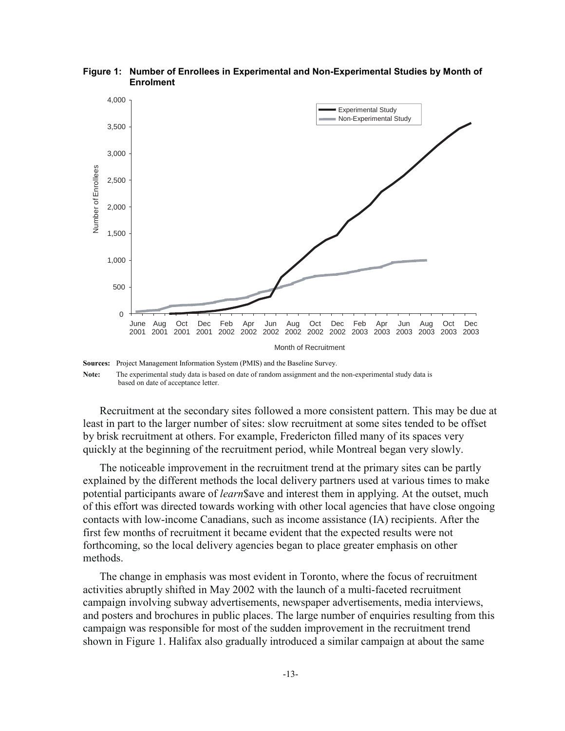**Figure 1: Number of Enrollees in Experimental and Non-Experimental Studies by Month of Enrolment**

**Sources:** Project Management Information System (PMIS) and the Baseline Survey.

**Note:** The experimental study data is based on date of random assignment and the non-experimental study data is based on date of acceptance letter.

Recruitment at the secondary sites followed a more consistent pattern. This may be due at least in part to the larger number of sites: slow recruitment at some sites tended to be offset by brisk recruitment at others. For example, Fredericton filled many of its spaces very quickly at the beginning of the recruitment period, while Montreal began very slowly.

The noticeable improvement in the recruitment trend at the primary sites can be partly explained by the different methods the local delivery partners used at various times to make potential participants aware of *learn*$ave and interest them in applying. At the outset, much of this effort was directed towards working with other local agencies that have close ongoing contacts with low-income Canadians, such as income assistance (IA) recipients. After the first few months of recruitment it became evident that the expected results were not forthcoming, so the local delivery agencies began to place greater emphasis on other methods.

The change in emphasis was most evident in Toronto, where the focus of recruitment activities abruptly shifted in May 2002 with the launch of a multi-faceted recruitment campaign involving subway advertisements, newspaper advertisements, media interviews, and posters and brochures in public places. The large number of enquiries resulting from this campaign was responsible for most of the sudden improvement in the recruitment trend shown in Figure 1. Halifax also gradually introduced a similar campaign at about the same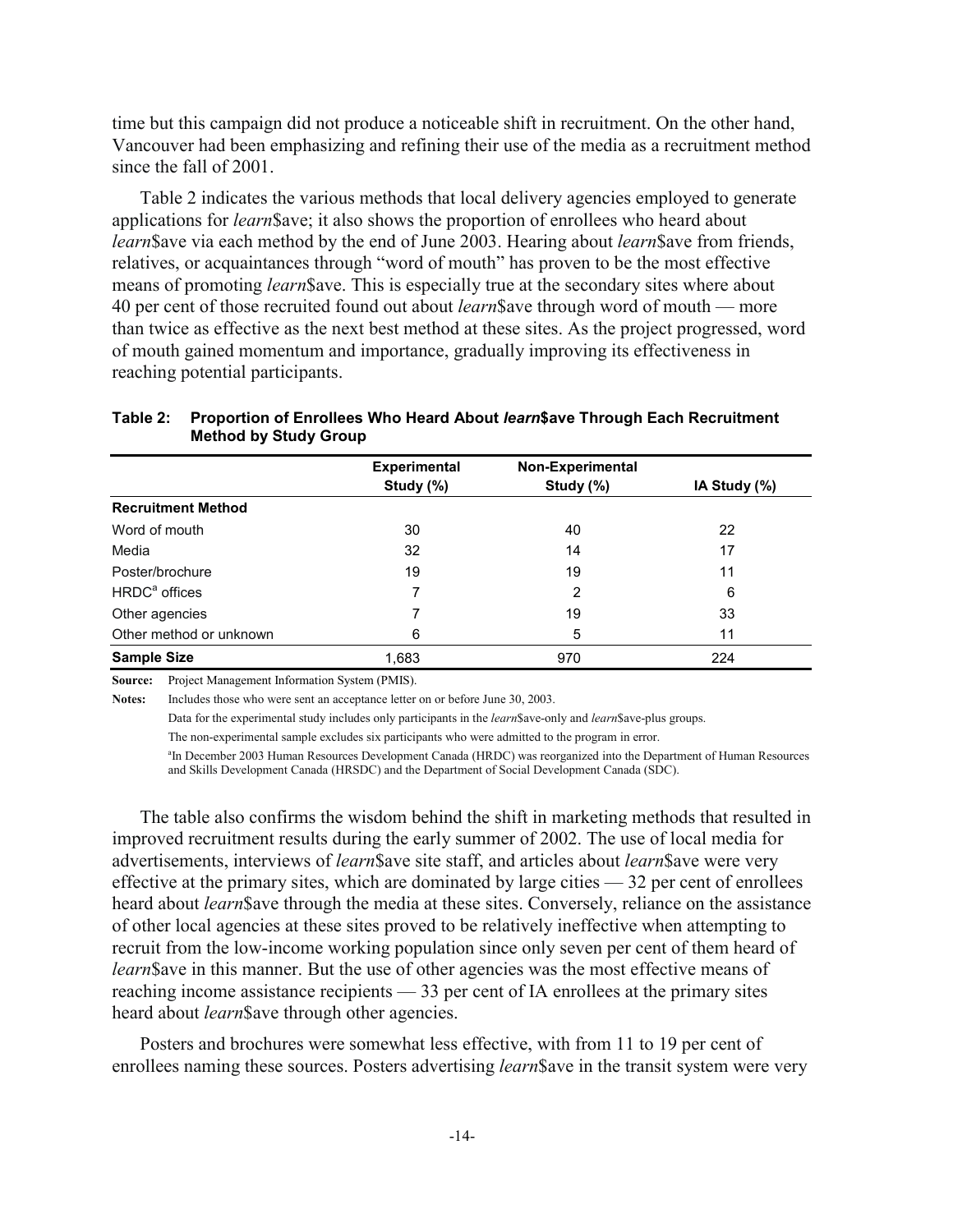time but this campaign did not produce a noticeable shift in recruitment. On the other hand, Vancouver had been emphasizing and refining their use of the media as a recruitment method since the fall of 2001.

Table 2 indicates the various methods that local delivery agencies employed to generate applications for *learn*$ave; it also shows the proportion of enrollees who heard about *learn*$ave via each method by the end of June 2003. Hearing about *learn*$ave from friends, relatives, or acquaintances through "word of mouth" has proven to be the most effective means of promoting *learn*$ave. This is especially true at the secondary sites where about 40 per cent of those recruited found out about *learn*$ave through word of mouth — more than twice as effective as the next best method at these sites. As the project progressed, word of mouth gained momentum and importance, gradually improving its effectiveness in reaching potential participants.

**Table 2: Proportion of Enrollees Who Heard About *learn*$ave Through Each Recruitment Method by Study Group**

| | Experimental Study (%) | Non-Experimental Study (%) | IA Study (%) |
|---|---|---|---|
| **Recruitment Method** | | | |
| Word of mouth | 30 | 40 | 22 |
| Media | 32 | 14 | 17 |
| Poster/brochure | 19 | 19 | 11 |
| HRDC[a] offices | 7 | 2 | 6 |
| Other agencies | 7 | 19 | 33 |
| Other method or unknown | 6 | 5 | 11 |
| **Sample Size** | 1,683 | 970 | 224 |

**Source:** Project Management Information System (PMIS).

**Notes:** Includes those who were sent an acceptance letter on or before June 30, 2003.

Data for the experimental study includes only participants in the *learn*$ave-only and *learn*$ave-plus groups.

The non-experimental sample excludes six participants who were admitted to the program in error.

[a]In December 2003 Human Resources Development Canada (HRDC) was reorganized into the Department of Human Resources and Skills Development Canada (HRSDC) and the Department of Social Development Canada (SDC).

The table also confirms the wisdom behind the shift in marketing methods that resulted in improved recruitment results during the early summer of 2002. The use of local media for advertisements, interviews of *learn*$ave site staff, and articles about *learn*$ave were very effective at the primary sites, which are dominated by large cities — 32 per cent of enrollees heard about *learn*$ave through the media at these sites. Conversely, reliance on the assistance of other local agencies at these sites proved to be relatively ineffective when attempting to recruit from the low-income working population since only seven per cent of them heard of *learn*$ave in this manner. But the use of other agencies was the most effective means of reaching income assistance recipients — 33 per cent of IA enrollees at the primary sites heard about *learn*$ave through other agencies.

Posters and brochures were somewhat less effective, with from 11 to 19 per cent of enrollees naming these sources. Posters advertising *learn*$ave in the transit system were very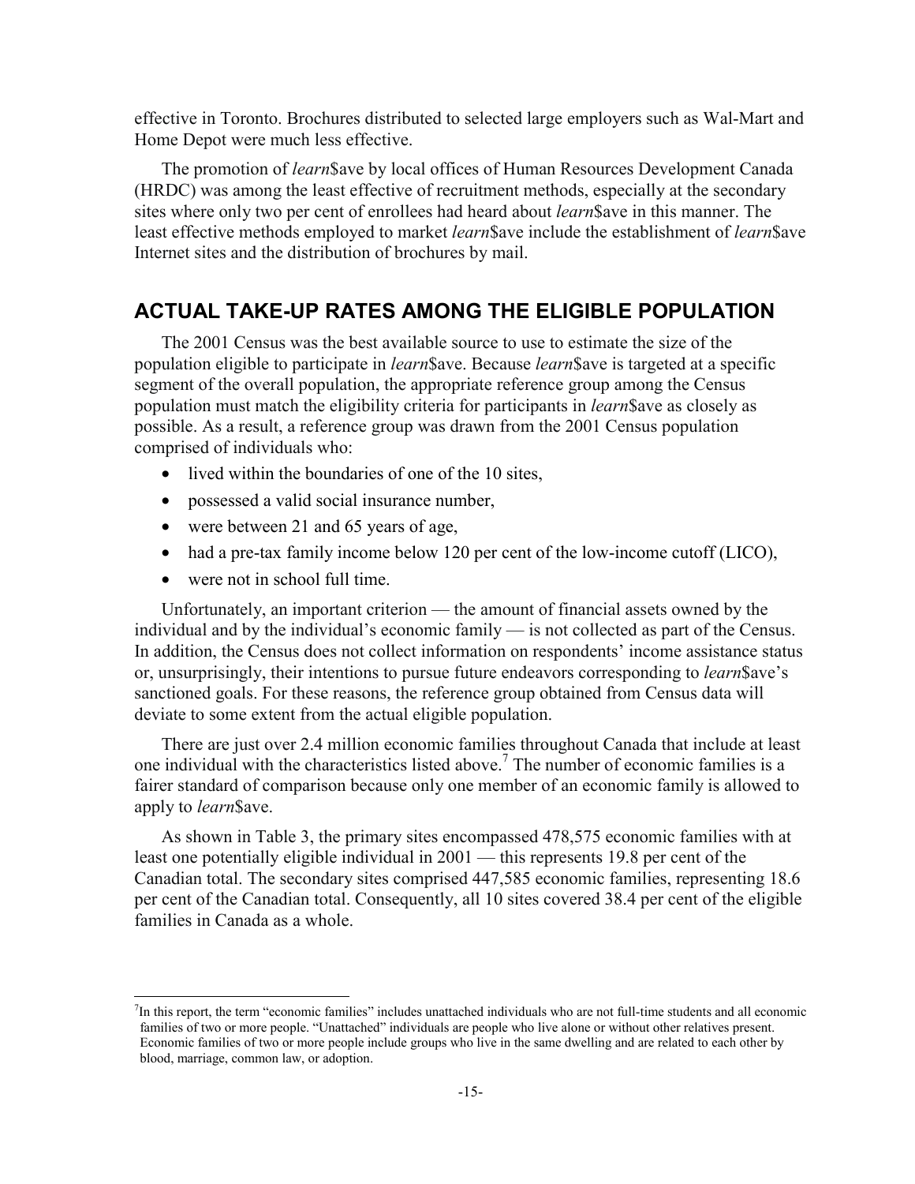effective in Toronto. Brochures distributed to selected large employers such as Wal-Mart and Home Depot were much less effective.

The promotion of *learn*$ave by local offices of Human Resources Development Canada (HRDC) was among the least effective of recruitment methods, especially at the secondary sites where only two per cent of enrollees had heard about *learn*$ave in this manner. The least effective methods employed to market *learn*$ave include the establishment of *learn*$ave Internet sites and the distribution of brochures by mail.

## ACTUAL TAKE-UP RATES AMONG THE ELIGIBLE POPULATION

The 2001 Census was the best available source to use to estimate the size of the population eligible to participate in *learn*$ave. Because *learn*$ave is targeted at a specific segment of the overall population, the appropriate reference group among the Census population must match the eligibility criteria for participants in *learn*$ave as closely as possible. As a result, a reference group was drawn from the 2001 Census population comprised of individuals who:

- lived within the boundaries of one of the 10 sites,
- possessed a valid social insurance number,
- were between 21 and 65 years of age,
- had a pre-tax family income below 120 per cent of the low-income cutoff (LICO),
- were not in school full time.

Unfortunately, an important criterion — the amount of financial assets owned by the individual and by the individual's economic family — is not collected as part of the Census. In addition, the Census does not collect information on respondents' income assistance status or, unsurprisingly, their intentions to pursue future endeavors corresponding to *learn*$ave's sanctioned goals. For these reasons, the reference group obtained from Census data will deviate to some extent from the actual eligible population.

There are just over 2.4 million economic families throughout Canada that include at least one individual with the characteristics listed above.[7] The number of economic families is a fairer standard of comparison because only one member of an economic family is allowed to apply to *learn*$ave.

As shown in Table 3, the primary sites encompassed 478,575 economic families with at least one potentially eligible individual in 2001 — this represents 19.8 per cent of the Canadian total. The secondary sites comprised 447,585 economic families, representing 18.6 per cent of the Canadian total. Consequently, all 10 sites covered 38.4 per cent of the eligible families in Canada as a whole.

[7] In this report, the term "economic families" includes unattached individuals who are not full-time students and all economic families of two or more people. "Unattached" individuals are people who live alone or without other relatives present. Economic families of two or more people include groups who live in the same dwelling and are related to each other by blood, marriage, common law, or adoption.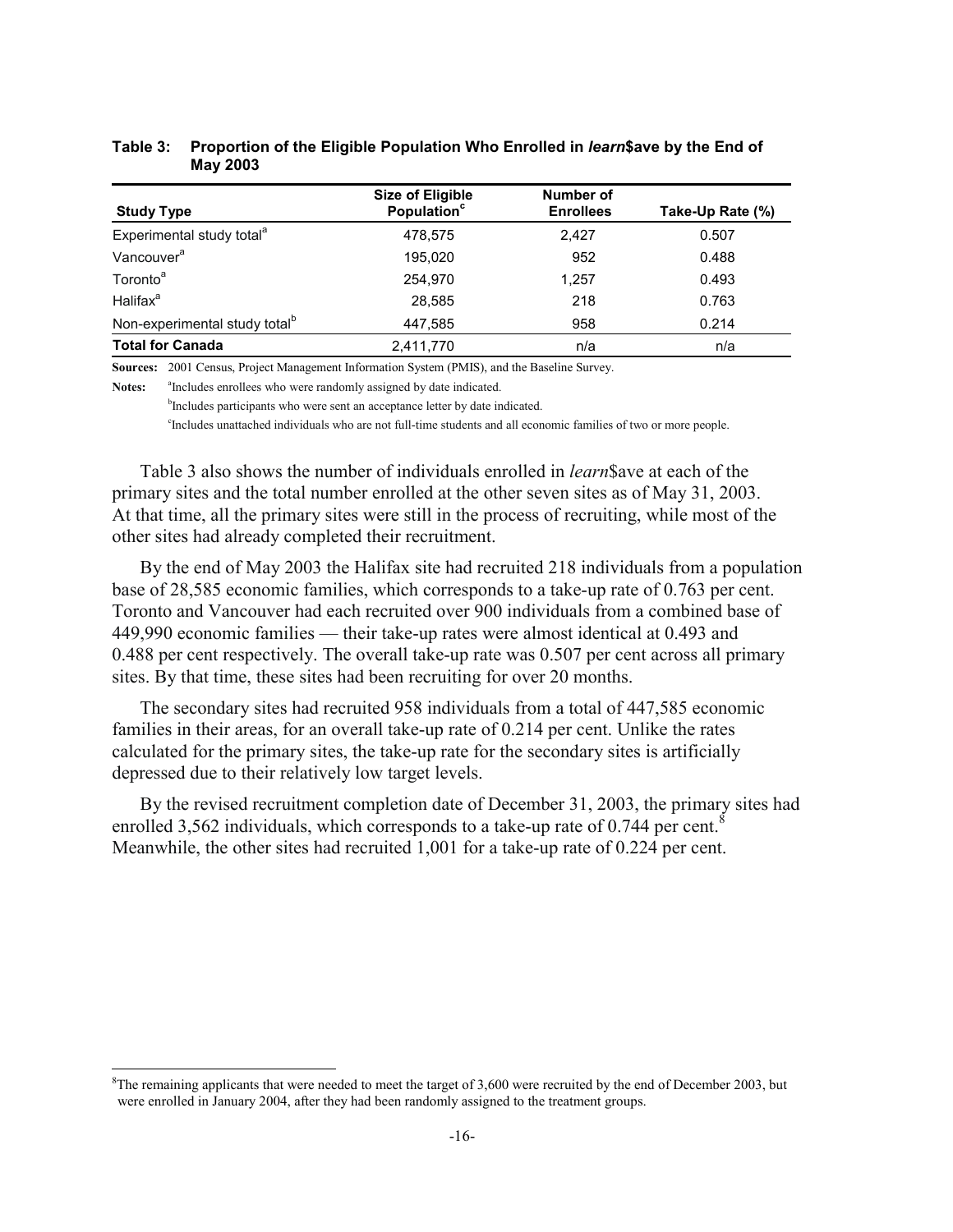**Table 3: Proportion of the Eligible Population Who Enrolled in *learn*\$ave by the End of May 2003**

| Study Type | Size of Eligible Population[c] | Number of Enrollees | Take-Up Rate (%) |
|---|---|---|---|
| Experimental study total[a] | 478,575 | 2,427 | 0.507 |
| Vancouver[a] | 195,020 | 952 | 0.488 |
| Toronto[a] | 254,970 | 1,257 | 0.493 |
| Halifax[a] | 28,585 | 218 | 0.763 |
| Non-experimental study total[b] | 447,585 | 958 | 0.214 |
| **Total for Canada** | 2,411,770 | n/a | n/a |

**Sources:** 2001 Census, Project Management Information System (PMIS), and the Baseline Survey.

**Notes:** [a]Includes enrollees who were randomly assigned by date indicated.

[b]Includes participants who were sent an acceptance letter by date indicated.

[c]Includes unattached individuals who are not full-time students and all economic families of two or more people.

Table 3 also shows the number of individuals enrolled in *learn*\$ave at each of the primary sites and the total number enrolled at the other seven sites as of May 31, 2003. At that time, all the primary sites were still in the process of recruiting, while most of the other sites had already completed their recruitment.

By the end of May 2003 the Halifax site had recruited 218 individuals from a population base of 28,585 economic families, which corresponds to a take-up rate of 0.763 per cent. Toronto and Vancouver had each recruited over 900 individuals from a combined base of 449,990 economic families — their take-up rates were almost identical at 0.493 and 0.488 per cent respectively. The overall take-up rate was 0.507 per cent across all primary sites. By that time, these sites had been recruiting for over 20 months.

The secondary sites had recruited 958 individuals from a total of 447,585 economic families in their areas, for an overall take-up rate of 0.214 per cent. Unlike the rates calculated for the primary sites, the take-up rate for the secondary sites is artificially depressed due to their relatively low target levels.

By the revised recruitment completion date of December 31, 2003, the primary sites had enrolled 3,562 individuals, which corresponds to a take-up rate of 0.744 per cent.[8] Meanwhile, the other sites had recruited 1,001 for a take-up rate of 0.224 per cent.

[8]The remaining applicants that were needed to meet the target of 3,600 were recruited by the end of December 2003, but were enrolled in January 2004, after they had been randomly assigned to the treatment groups.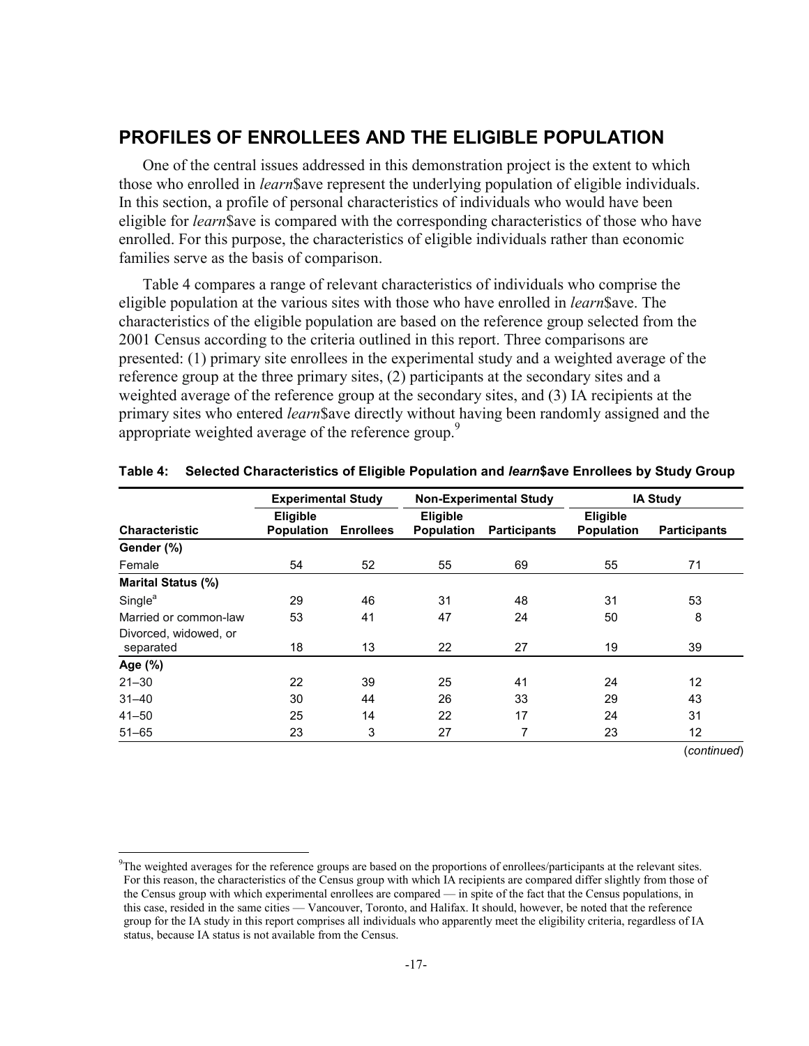## PROFILES OF ENROLLEES AND THE ELIGIBLE POPULATION

One of the central issues addressed in this demonstration project is the extent to which those who enrolled in *learn*$ave represent the underlying population of eligible individuals. In this section, a profile of personal characteristics of individuals who would have been eligible for *learn*$ave is compared with the corresponding characteristics of those who have enrolled. For this purpose, the characteristics of eligible individuals rather than economic families serve as the basis of comparison.

Table 4 compares a range of relevant characteristics of individuals who comprise the eligible population at the various sites with those who have enrolled in *learn*$ave. The characteristics of the eligible population are based on the reference group selected from the 2001 Census according to the criteria outlined in this report. Three comparisons are presented: (1) primary site enrollees in the experimental study and a weighted average of the reference group at the three primary sites, (2) participants at the secondary sites and a weighted average of the reference group at the secondary sites, and (3) IA recipients at the primary sites who entered *learn*$ave directly without having been randomly assigned and the appropriate weighted average of the reference group.[9]

**Table 4: Selected Characteristics of Eligible Population and *learn*$ave Enrollees by Study Group**

| | Experimental Study | | Non-Experimental Study | | IA Study | |
|---|---|---|---|---|---|---|
| **Characteristic** | **Eligible Population** | **Enrollees** | **Eligible Population** | **Participants** | **Eligible Population** | **Participants** |
| **Gender (%)** | | | | | | |
| Female | 54 | 52 | 55 | 69 | 55 | 71 |
| **Marital Status (%)** | | | | | | |
| Single[a] | 29 | 46 | 31 | 48 | 31 | 53 |
| Married or common-law | 53 | 41 | 47 | 24 | 50 | 8 |
| Divorced, widowed, or separated | 18 | 13 | 22 | 27 | 19 | 39 |
| **Age (%)** | | | | | | |
| 21–30 | 22 | 39 | 25 | 41 | 24 | 12 |
| 31–40 | 30 | 44 | 26 | 33 | 29 | 43 |
| 41–50 | 25 | 14 | 22 | 17 | 24 | 31 |
| 51–65 | 23 | 3 | 27 | 7 | 23 | 12 |

(*continued*)

[9]The weighted averages for the reference groups are based on the proportions of enrollees/participants at the relevant sites. For this reason, the characteristics of the Census group with which IA recipients are compared differ slightly from those of the Census group with which experimental enrollees are compared — in spite of the fact that the Census populations, in this case, resided in the same cities — Vancouver, Toronto, and Halifax. It should, however, be noted that the reference group for the IA study in this report comprises all individuals who apparently meet the eligibility criteria, regardless of IA status, because IA status is not available from the Census.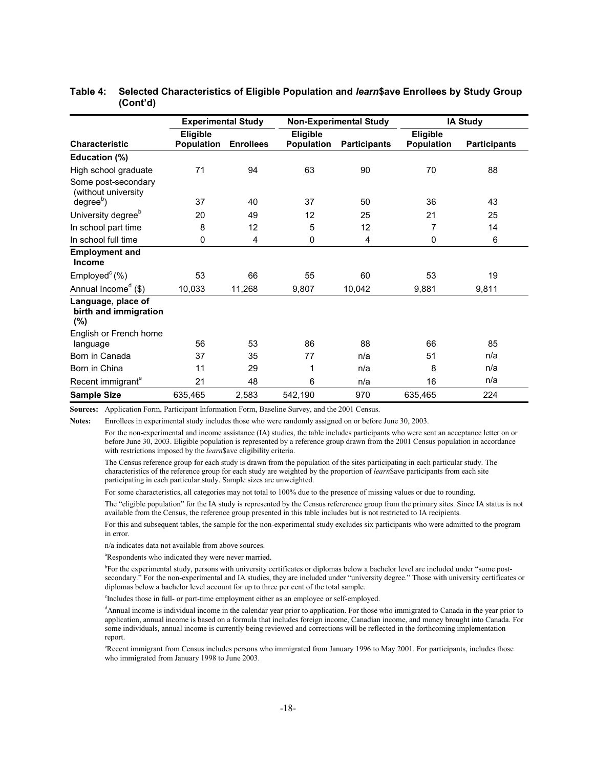**Table 4: Selected Characteristics of Eligible Population and *learn*$ave Enrollees by Study Group (Cont'd)**

| | Experimental Study | | Non-Experimental Study | | IA Study | |
|---|---|---|---|---|---|---|
| **Characteristic** | **Eligible Population** | **Enrollees** | **Eligible Population** | **Participants** | **Eligible Population** | **Participants** |
| **Education (%)** | | | | | | |
| High school graduate | 71 | 94 | 63 | 90 | 70 | 88 |
| Some post-secondary (without university degree[b]) | 37 | 40 | 37 | 50 | 36 | 43 |
| University degree[b] | 20 | 49 | 12 | 25 | 21 | 25 |
| In school part time | 8 | 12 | 5 | 12 | 7 | 14 |
| In school full time | 0 | 4 | 0 | 4 | 0 | 6 |
| **Employment and Income** | | | | | | |
| Employed[c] (%) | 53 | 66 | 55 | 60 | 53 | 19 |
| Annual Income[d] ($) | 10,033 | 11,268 | 9,807 | 10,042 | 9,881 | 9,811 |
| **Language, place of birth and immigration (%)** | | | | | | |
| English or French home language | 56 | 53 | 86 | 88 | 66 | 85 |
| Born in Canada | 37 | 35 | 77 | n/a | 51 | n/a |
| Born in China | 11 | 29 | 1 | n/a | 8 | n/a |
| Recent immigrant[e] | 21 | 48 | 6 | n/a | 16 | n/a |
| **Sample Size** | 635,465 | 2,583 | 542,190 | 970 | 635,465 | 224 |

**Sources:** Application Form, Participant Information Form, Baseline Survey, and the 2001 Census.

**Notes:** Enrollees in experimental study includes those who were randomly assigned on or before June 30, 2003.

For the non-experimental and income assistance (IA) studies, the table includes participants who were sent an acceptance letter on or before June 30, 2003. Eligible population is represented by a reference group drawn from the 2001 Census population in accordance with restrictions imposed by the *learn*$ave eligibility criteria.

The Census reference group for each study is drawn from the population of the sites participating in each particular study. The characteristics of the reference group for each study are weighted by the proportion of *learn*$ave participants from each site participating in each particular study. Sample sizes are unweighted.

For some characteristics, all categories may not total to 100% due to the presence of missing values or due to rounding.

The "eligible population" for the IA study is represented by the Census refererence group from the primary sites. Since IA status is not available from the Census, the reference group presented in this table includes but is not restricted to IA recipients.

For this and subsequent tables, the sample for the non-experimental study excludes six participants who were admitted to the program in error.

n/a indicates data not available from above sources.

[a]Respondents who indicated they were never married.

[b]For the experimental study, persons with university certificates or diplomas below a bachelor level are included under "some post-secondary." For the non-experimental and IA studies, they are included under "university degree." Those with university certificates or diplomas below a bachelor level account for up to three per cent of the total sample.

[c]Includes those in full- or part-time employment either as an employee or self-employed.

[d]Annual income is individual income in the calendar year prior to application. For those who immigrated to Canada in the year prior to application, annual income is based on a formula that includes foreign income, Canadian income, and money brought into Canada. For some individuals, annual income is currently being reviewed and corrections will be reflected in the forthcoming implementation report.

[e]Recent immigrant from Census includes persons who immigrated from January 1996 to May 2001. For participants, includes those who immigrated from January 1998 to June 2003.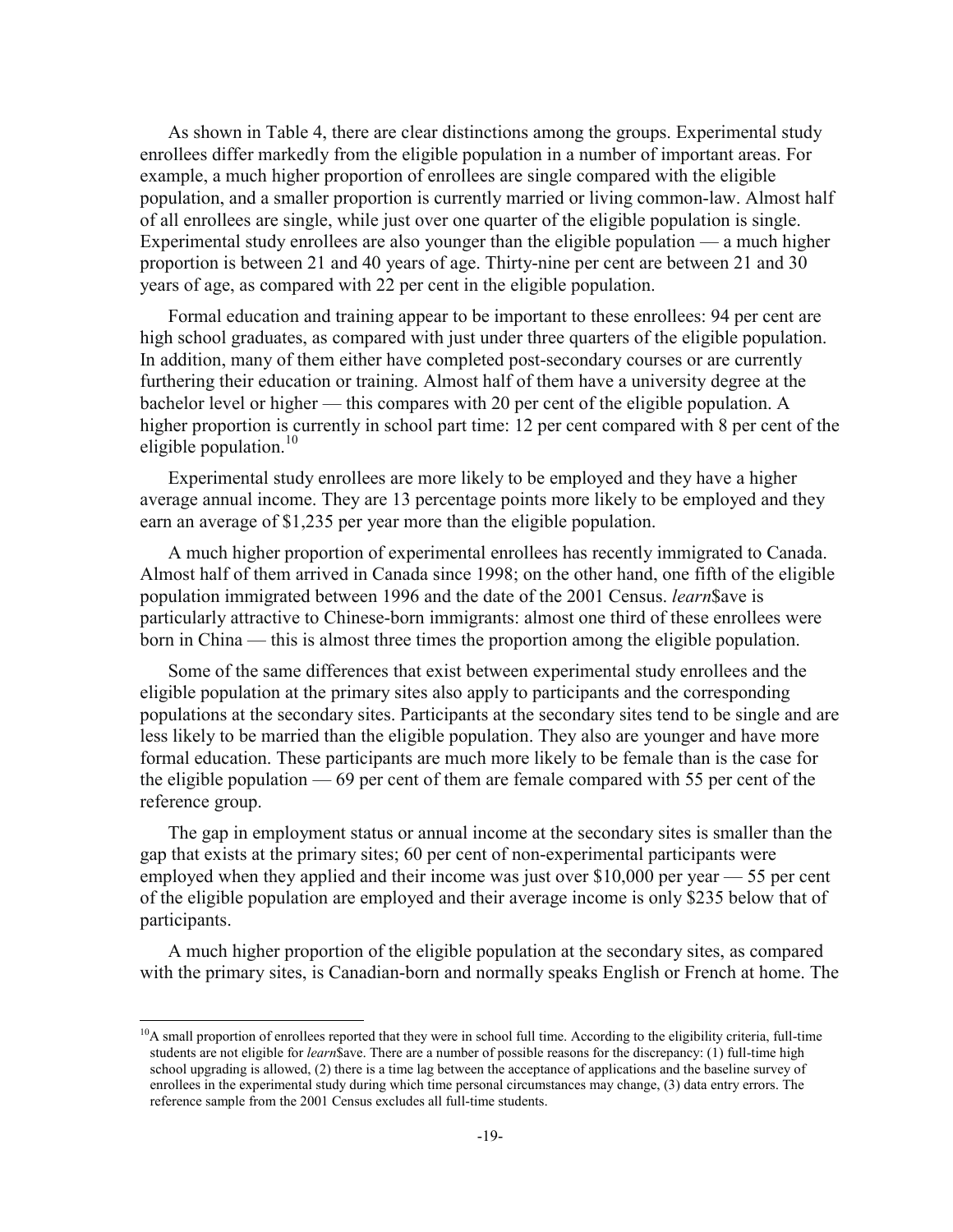As shown in Table 4, there are clear distinctions among the groups. Experimental study enrollees differ markedly from the eligible population in a number of important areas. For example, a much higher proportion of enrollees are single compared with the eligible population, and a smaller proportion is currently married or living common-law. Almost half of all enrollees are single, while just over one quarter of the eligible population is single. Experimental study enrollees are also younger than the eligible population — a much higher proportion is between 21 and 40 years of age. Thirty-nine per cent are between 21 and 30 years of age, as compared with 22 per cent in the eligible population.

Formal education and training appear to be important to these enrollees: 94 per cent are high school graduates, as compared with just under three quarters of the eligible population. In addition, many of them either have completed post-secondary courses or are currently furthering their education or training. Almost half of them have a university degree at the bachelor level or higher — this compares with 20 per cent of the eligible population. A higher proportion is currently in school part time: 12 per cent compared with 8 per cent of the eligible population.[10]

Experimental study enrollees are more likely to be employed and they have a higher average annual income. They are 13 percentage points more likely to be employed and they earn an average of $1,235 per year more than the eligible population.

A much higher proportion of experimental enrollees has recently immigrated to Canada. Almost half of them arrived in Canada since 1998; on the other hand, one fifth of the eligible population immigrated between 1996 and the date of the 2001 Census. *learn*$ave is particularly attractive to Chinese-born immigrants: almost one third of these enrollees were born in China — this is almost three times the proportion among the eligible population.

Some of the same differences that exist between experimental study enrollees and the eligible population at the primary sites also apply to participants and the corresponding populations at the secondary sites. Participants at the secondary sites tend to be single and are less likely to be married than the eligible population. They also are younger and have more formal education. These participants are much more likely to be female than is the case for the eligible population — 69 per cent of them are female compared with 55 per cent of the reference group.

The gap in employment status or annual income at the secondary sites is smaller than the gap that exists at the primary sites; 60 per cent of non-experimental participants were employed when they applied and their income was just over $10,000 per year — 55 per cent of the eligible population are employed and their average income is only $235 below that of participants.

A much higher proportion of the eligible population at the secondary sites, as compared with the primary sites, is Canadian-born and normally speaks English or French at home. The

---

[10] A small proportion of enrollees reported that they were in school full time. According to the eligibility criteria, full-time students are not eligible for *learn*$ave. There are a number of possible reasons for the discrepancy: (1) full-time high school upgrading is allowed, (2) there is a time lag between the acceptance of applications and the baseline survey of enrollees in the experimental study during which time personal circumstances may change, (3) data entry errors. The reference sample from the 2001 Census excludes all full-time students.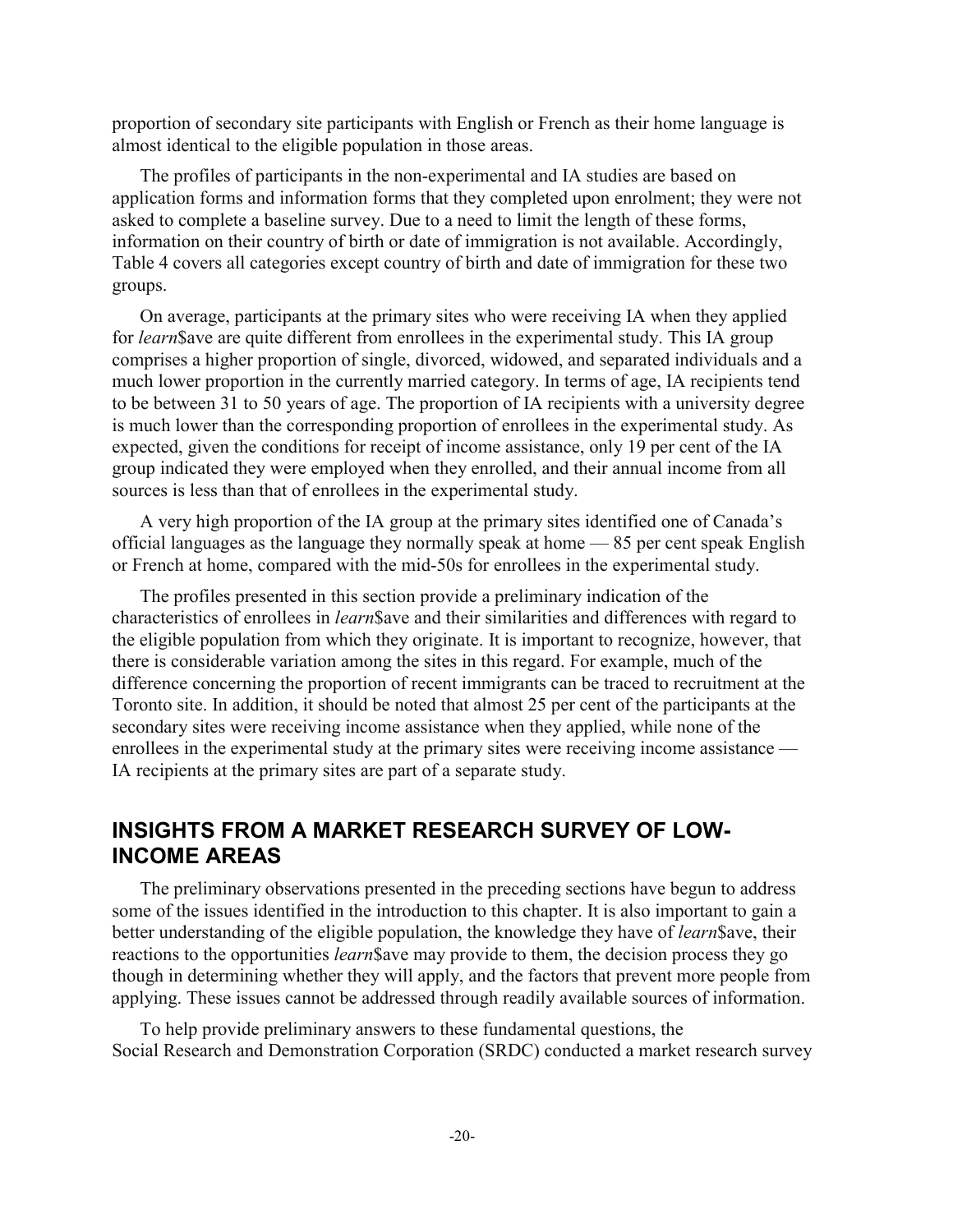proportion of secondary site participants with English or French as their home language is almost identical to the eligible population in those areas.

The profiles of participants in the non-experimental and IA studies are based on application forms and information forms that they completed upon enrolment; they were not asked to complete a baseline survey. Due to a need to limit the length of these forms, information on their country of birth or date of immigration is not available. Accordingly, Table 4 covers all categories except country of birth and date of immigration for these two groups.

On average, participants at the primary sites who were receiving IA when they applied for *learn*$ave are quite different from enrollees in the experimental study. This IA group comprises a higher proportion of single, divorced, widowed, and separated individuals and a much lower proportion in the currently married category. In terms of age, IA recipients tend to be between 31 to 50 years of age. The proportion of IA recipients with a university degree is much lower than the corresponding proportion of enrollees in the experimental study. As expected, given the conditions for receipt of income assistance, only 19 per cent of the IA group indicated they were employed when they enrolled, and their annual income from all sources is less than that of enrollees in the experimental study.

A very high proportion of the IA group at the primary sites identified one of Canada's official languages as the language they normally speak at home — 85 per cent speak English or French at home, compared with the mid-50s for enrollees in the experimental study.

The profiles presented in this section provide a preliminary indication of the characteristics of enrollees in *learn*$ave and their similarities and differences with regard to the eligible population from which they originate. It is important to recognize, however, that there is considerable variation among the sites in this regard. For example, much of the difference concerning the proportion of recent immigrants can be traced to recruitment at the Toronto site. In addition, it should be noted that almost 25 per cent of the participants at the secondary sites were receiving income assistance when they applied, while none of the enrollees in the experimental study at the primary sites were receiving income assistance — IA recipients at the primary sites are part of a separate study.

## INSIGHTS FROM A MARKET RESEARCH SURVEY OF LOW-INCOME AREAS

The preliminary observations presented in the preceding sections have begun to address some of the issues identified in the introduction to this chapter. It is also important to gain a better understanding of the eligible population, the knowledge they have of *learn*$ave, their reactions to the opportunities *learn*$ave may provide to them, the decision process they go though in determining whether they will apply, and the factors that prevent more people from applying. These issues cannot be addressed through readily available sources of information.

To help provide preliminary answers to these fundamental questions, the Social Research and Demonstration Corporation (SRDC) conducted a market research survey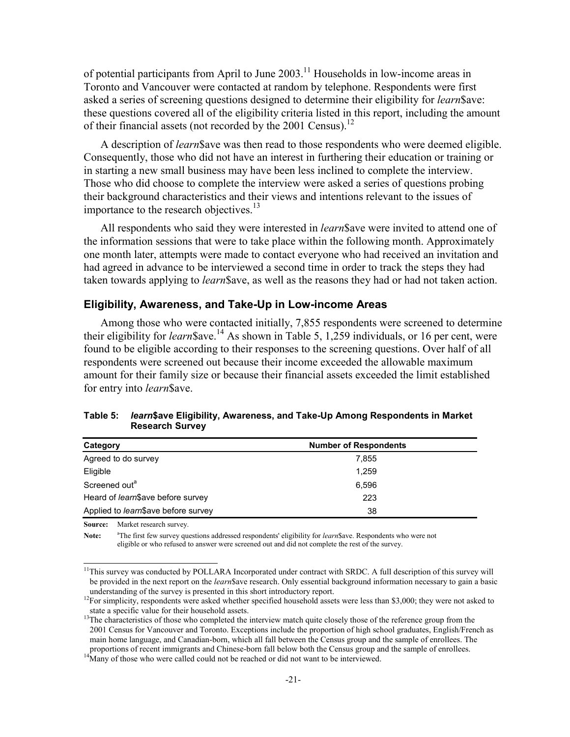of potential participants from April to June 2003.[11] Households in low-income areas in Toronto and Vancouver were contacted at random by telephone. Respondents were first asked a series of screening questions designed to determine their eligibility for *learn*$ave: these questions covered all of the eligibility criteria listed in this report, including the amount of their financial assets (not recorded by the 2001 Census).[12]

A description of *learn*$ave was then read to those respondents who were deemed eligible. Consequently, those who did not have an interest in furthering their education or training or in starting a new small business may have been less inclined to complete the interview. Those who did choose to complete the interview were asked a series of questions probing their background characteristics and their views and intentions relevant to the issues of importance to the research objectives.[13]

All respondents who said they were interested in *learn*$ave were invited to attend one of the information sessions that were to take place within the following month. Approximately one month later, attempts were made to contact everyone who had received an invitation and had agreed in advance to be interviewed a second time in order to track the steps they had taken towards applying to *learn*$ave, as well as the reasons they had or had not taken action.

### Eligibility, Awareness, and Take-Up in Low-income Areas

Among those who were contacted initially, 7,855 respondents were screened to determine their eligibility for *learn*$ave.[14] As shown in Table 5, 1,259 individuals, or 16 per cent, were found to be eligible according to their responses to the screening questions. Over half of all respondents were screened out because their income exceeded the allowable maximum amount for their family size or because their financial assets exceeded the limit established for entry into *learn*$ave.

**Table 5: *learn*$ave Eligibility, Awareness, and Take-Up Among Respondents in Market Research Survey**

| Category | Number of Respondents |
|---|---|
| Agreed to do survey | 7,855 |
| Eligible | 1,259 |
| Screened out[a] | 6,596 |
| Heard of *learn*$ave before survey | 223 |
| Applied to *learn*$ave before survey | 38 |

**Source:** Market research survey.

**Note:** [a]The first few survey questions addressed respondents' eligibility for *learn*$ave. Respondents who were not eligible or who refused to answer were screened out and did not complete the rest of the survey.

---

[11]This survey was conducted by POLLARA Incorporated under contract with SRDC. A full description of this survey will be provided in the next report on the *learn*$ave research. Only essential background information necessary to gain a basic understanding of the survey is presented in this short introductory report.

[12]For simplicity, respondents were asked whether specified household assets were less than $3,000; they were not asked to state a specific value for their household assets.

[13]The characteristics of those who completed the interview match quite closely those of the reference group from the 2001 Census for Vancouver and Toronto. Exceptions include the proportion of high school graduates, English/French as main home language, and Canadian-born, which all fall between the Census group and the sample of enrollees. The proportions of recent immigrants and Chinese-born fall below both the Census group and the sample of enrollees.

[14]Many of those who were called could not be reached or did not want to be interviewed.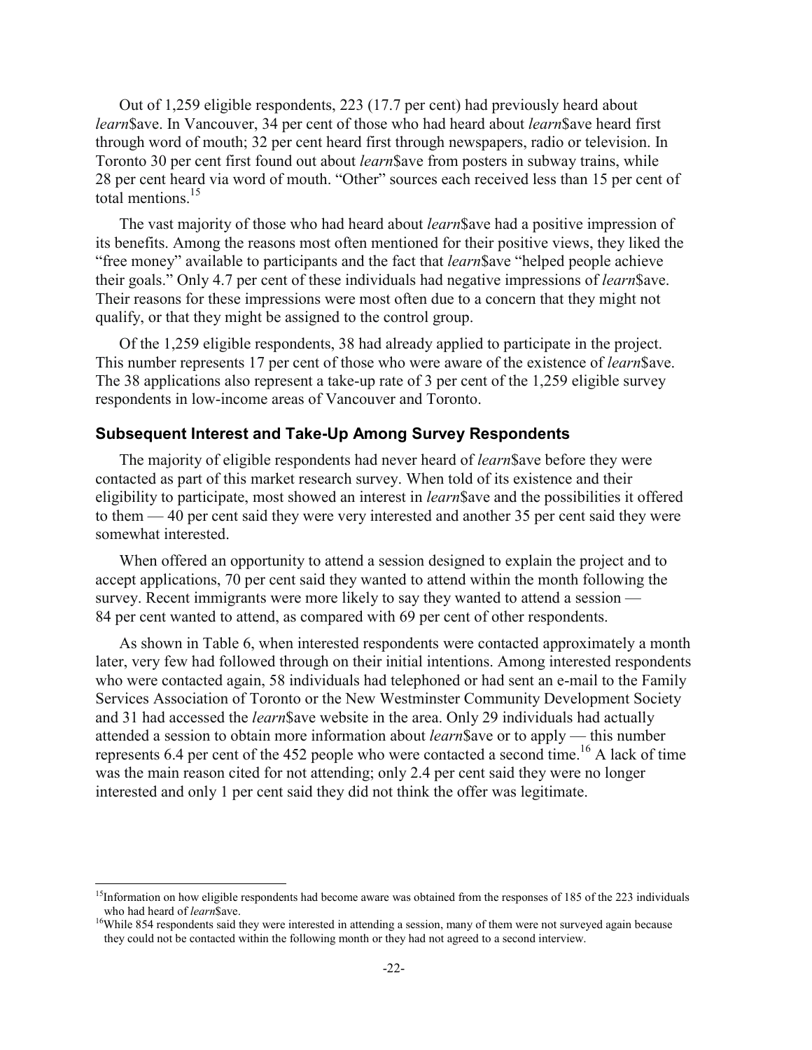Out of 1,259 eligible respondents, 223 (17.7 per cent) had previously heard about *learn*$ave. In Vancouver, 34 per cent of those who had heard about *learn*$ave heard first through word of mouth; 32 per cent heard first through newspapers, radio or television. In Toronto 30 per cent first found out about *learn*$ave from posters in subway trains, while 28 per cent heard via word of mouth. "Other" sources each received less than 15 per cent of total mentions.[15]

The vast majority of those who had heard about *learn*$ave had a positive impression of its benefits. Among the reasons most often mentioned for their positive views, they liked the "free money" available to participants and the fact that *learn*$ave "helped people achieve their goals." Only 4.7 per cent of these individuals had negative impressions of *learn*$ave. Their reasons for these impressions were most often due to a concern that they might not qualify, or that they might be assigned to the control group.

Of the 1,259 eligible respondents, 38 had already applied to participate in the project. This number represents 17 per cent of those who were aware of the existence of *learn*$ave. The 38 applications also represent a take-up rate of 3 per cent of the 1,259 eligible survey respondents in low-income areas of Vancouver and Toronto.

### Subsequent Interest and Take-Up Among Survey Respondents

The majority of eligible respondents had never heard of *learn*$ave before they were contacted as part of this market research survey. When told of its existence and their eligibility to participate, most showed an interest in *learn*$ave and the possibilities it offered to them — 40 per cent said they were very interested and another 35 per cent said they were somewhat interested.

When offered an opportunity to attend a session designed to explain the project and to accept applications, 70 per cent said they wanted to attend within the month following the survey. Recent immigrants were more likely to say they wanted to attend a session — 84 per cent wanted to attend, as compared with 69 per cent of other respondents.

As shown in Table 6, when interested respondents were contacted approximately a month later, very few had followed through on their initial intentions. Among interested respondents who were contacted again, 58 individuals had telephoned or had sent an e-mail to the Family Services Association of Toronto or the New Westminster Community Development Society and 31 had accessed the *learn*$ave website in the area. Only 29 individuals had actually attended a session to obtain more information about *learn*$ave or to apply — this number represents 6.4 per cent of the 452 people who were contacted a second time.[16] A lack of time was the main reason cited for not attending; only 2.4 per cent said they were no longer interested and only 1 per cent said they did not think the offer was legitimate.

---

[15]Information on how eligible respondents had become aware was obtained from the responses of 185 of the 223 individuals who had heard of *learn*$ave.

[16]While 854 respondents said they were interested in attending a session, many of them were not surveyed again because they could not be contacted within the following month or they had not agreed to a second interview.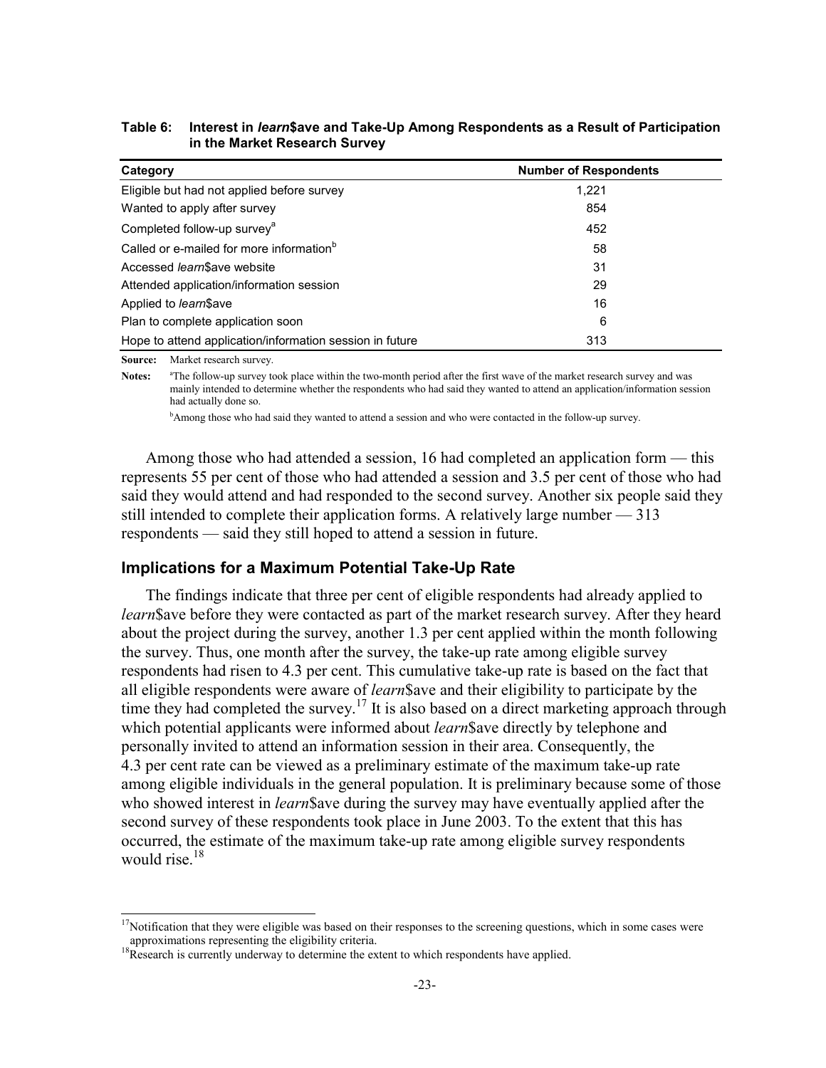**Table 6: Interest in *learn*$ave and Take-Up Among Respondents as a Result of Participation in the Market Research Survey**

| Category | Number of Respondents |
|---|---|
| Eligible but had not applied before survey | 1,221 |
| Wanted to apply after survey | 854 |
| Completed follow-up survey[a] | 452 |
| Called or e-mailed for more information[b] | 58 |
| Accessed *learn*$ave website | 31 |
| Attended application/information session | 29 |
| Applied to *learn*$ave | 16 |
| Plan to complete application soon | 6 |
| Hope to attend application/information session in future | 313 |

**Source:** Market research survey.

**Notes:** [a]The follow-up survey took place within the two-month period after the first wave of the market research survey and was mainly intended to determine whether the respondents who had said they wanted to attend an application/information session had actually done so.

[b]Among those who had said they wanted to attend a session and who were contacted in the follow-up survey.

Among those who had attended a session, 16 had completed an application form — this represents 55 per cent of those who had attended a session and 3.5 per cent of those who had said they would attend and had responded to the second survey. Another six people said they still intended to complete their application forms. A relatively large number — 313 respondents — said they still hoped to attend a session in future.

### Implications for a Maximum Potential Take-Up Rate

The findings indicate that three per cent of eligible respondents had already applied to *learn*$ave before they were contacted as part of the market research survey. After they heard about the project during the survey, another 1.3 per cent applied within the month following the survey. Thus, one month after the survey, the take-up rate among eligible survey respondents had risen to 4.3 per cent. This cumulative take-up rate is based on the fact that all eligible respondents were aware of *learn*$ave and their eligibility to participate by the time they had completed the survey.[17] It is also based on a direct marketing approach through which potential applicants were informed about *learn*$ave directly by telephone and personally invited to attend an information session in their area. Consequently, the 4.3 per cent rate can be viewed as a preliminary estimate of the maximum take-up rate among eligible individuals in the general population. It is preliminary because some of those who showed interest in *learn*$ave during the survey may have eventually applied after the second survey of these respondents took place in June 2003. To the extent that this has occurred, the estimate of the maximum take-up rate among eligible survey respondents would rise.[18]

[17]Notification that they were eligible was based on their responses to the screening questions, which in some cases were approximations representing the eligibility criteria.

[18]Research is currently underway to determine the extent to which respondents have applied.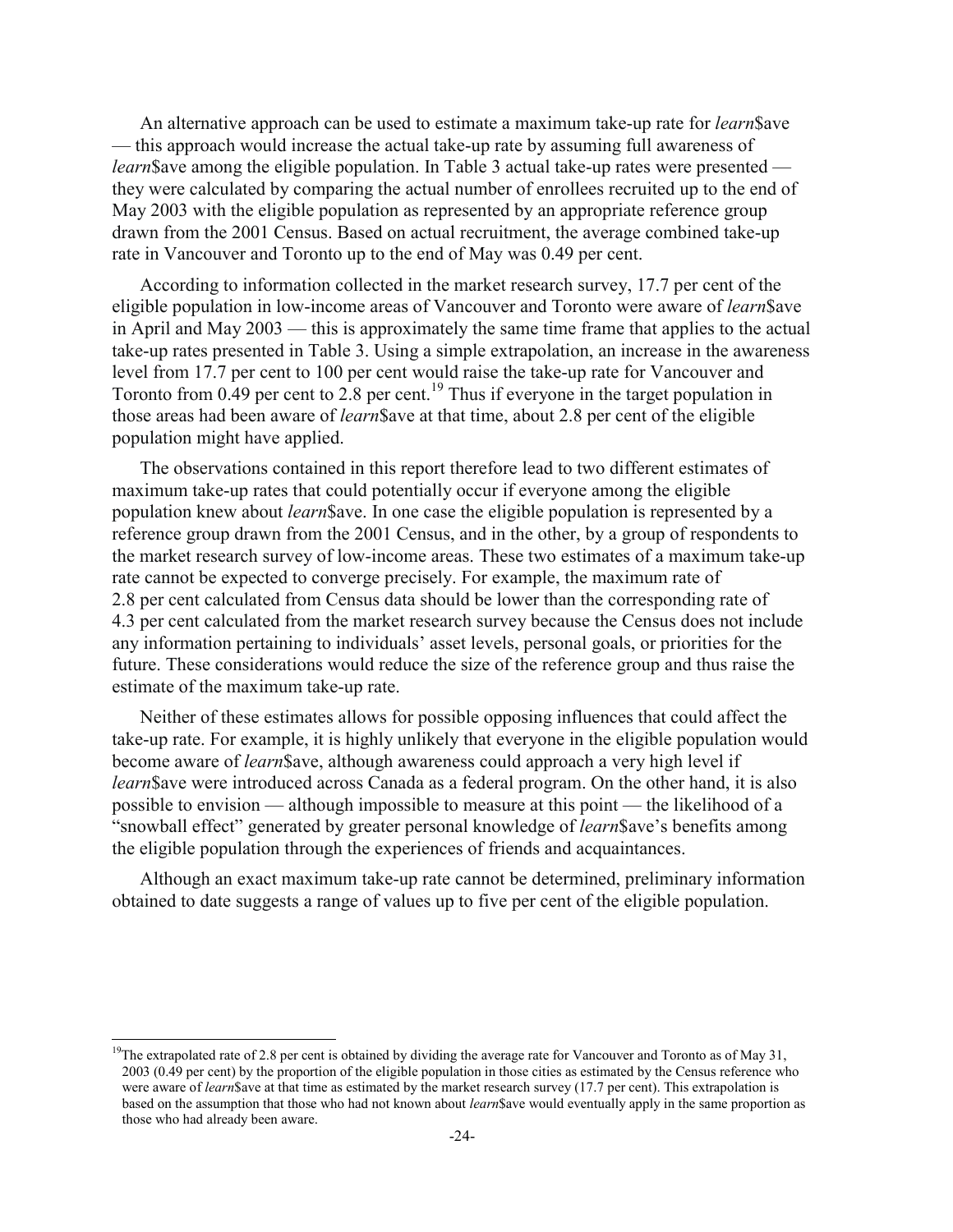An alternative approach can be used to estimate a maximum take-up rate for *learn*$ave — this approach would increase the actual take-up rate by assuming full awareness of *learn*$ave among the eligible population. In Table 3 actual take-up rates were presented — they were calculated by comparing the actual number of enrollees recruited up to the end of May 2003 with the eligible population as represented by an appropriate reference group drawn from the 2001 Census. Based on actual recruitment, the average combined take-up rate in Vancouver and Toronto up to the end of May was 0.49 per cent.

According to information collected in the market research survey, 17.7 per cent of the eligible population in low-income areas of Vancouver and Toronto were aware of *learn*$ave in April and May 2003 — this is approximately the same time frame that applies to the actual take-up rates presented in Table 3. Using a simple extrapolation, an increase in the awareness level from 17.7 per cent to 100 per cent would raise the take-up rate for Vancouver and Toronto from 0.49 per cent to 2.8 per cent.[19] Thus if everyone in the target population in those areas had been aware of *learn*$ave at that time, about 2.8 per cent of the eligible population might have applied.

The observations contained in this report therefore lead to two different estimates of maximum take-up rates that could potentially occur if everyone among the eligible population knew about *learn*$ave. In one case the eligible population is represented by a reference group drawn from the 2001 Census, and in the other, by a group of respondents to the market research survey of low-income areas. These two estimates of a maximum take-up rate cannot be expected to converge precisely. For example, the maximum rate of 2.8 per cent calculated from Census data should be lower than the corresponding rate of 4.3 per cent calculated from the market research survey because the Census does not include any information pertaining to individuals' asset levels, personal goals, or priorities for the future. These considerations would reduce the size of the reference group and thus raise the estimate of the maximum take-up rate.

Neither of these estimates allows for possible opposing influences that could affect the take-up rate. For example, it is highly unlikely that everyone in the eligible population would become aware of *learn*$ave, although awareness could approach a very high level if *learn*$ave were introduced across Canada as a federal program. On the other hand, it is also possible to envision — although impossible to measure at this point — the likelihood of a "snowball effect" generated by greater personal knowledge of *learn*$ave's benefits among the eligible population through the experiences of friends and acquaintances.

Although an exact maximum take-up rate cannot be determined, preliminary information obtained to date suggests a range of values up to five per cent of the eligible population.

---

[19] The extrapolated rate of 2.8 per cent is obtained by dividing the average rate for Vancouver and Toronto as of May 31, 2003 (0.49 per cent) by the proportion of the eligible population in those cities as estimated by the Census reference who were aware of *learn*$ave at that time as estimated by the market research survey (17.7 per cent). This extrapolation is based on the assumption that those who had not known about *learn*$ave would eventually apply in the same proportion as those who had already been aware.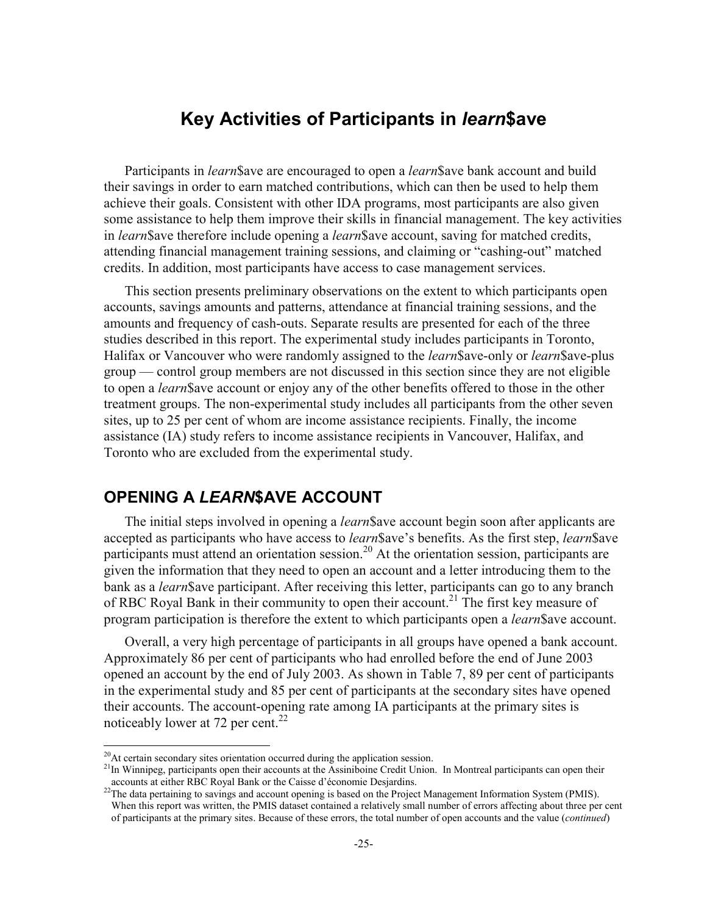# Key Activities of Participants in *learn*$ave

Participants in *learn*$ave are encouraged to open a *learn*$ave bank account and build their savings in order to earn matched contributions, which can then be used to help them achieve their goals. Consistent with other IDA programs, most participants are also given some assistance to help them improve their skills in financial management. The key activities in *learn*$ave therefore include opening a *learn*$ave account, saving for matched credits, attending financial management training sessions, and claiming or "cashing-out" matched credits. In addition, most participants have access to case management services.

This section presents preliminary observations on the extent to which participants open accounts, savings amounts and patterns, attendance at financial training sessions, and the amounts and frequency of cash-outs. Separate results are presented for each of the three studies described in this report. The experimental study includes participants in Toronto, Halifax or Vancouver who were randomly assigned to the *learn*$ave-only or *learn*$ave-plus group — control group members are not discussed in this section since they are not eligible to open a *learn*$ave account or enjoy any of the other benefits offered to those in the other treatment groups. The non-experimental study includes all participants from the other seven sites, up to 25 per cent of whom are income assistance recipients. Finally, the income assistance (IA) study refers to income assistance recipients in Vancouver, Halifax, and Toronto who are excluded from the experimental study.

## OPENING A *LEARN*$AVE ACCOUNT

The initial steps involved in opening a *learn*$ave account begin soon after applicants are accepted as participants who have access to *learn*$ave's benefits. As the first step, *learn*$ave participants must attend an orientation session.[20] At the orientation session, participants are given the information that they need to open an account and a letter introducing them to the bank as a *learn*$ave participant. After receiving this letter, participants can go to any branch of RBC Royal Bank in their community to open their account.[21] The first key measure of program participation is therefore the extent to which participants open a *learn*$ave account.

Overall, a very high percentage of participants in all groups have opened a bank account. Approximately 86 per cent of participants who had enrolled before the end of June 2003 opened an account by the end of July 2003. As shown in Table 7, 89 per cent of participants in the experimental study and 85 per cent of participants at the secondary sites have opened their accounts. The account-opening rate among IA participants at the primary sites is noticeably lower at 72 per cent.[22]

---

[20] At certain secondary sites orientation occurred during the application session.

[21] In Winnipeg, participants open their accounts at the Assiniboine Credit Union. In Montreal participants can open their accounts at either RBC Royal Bank or the Caisse d'économie Desjardins.

[22] The data pertaining to savings and account opening is based on the Project Management Information System (PMIS). When this report was written, the PMIS dataset contained a relatively small number of errors affecting about three per cent of participants at the primary sites. Because of these errors, the total number of open accounts and the value (*continued*)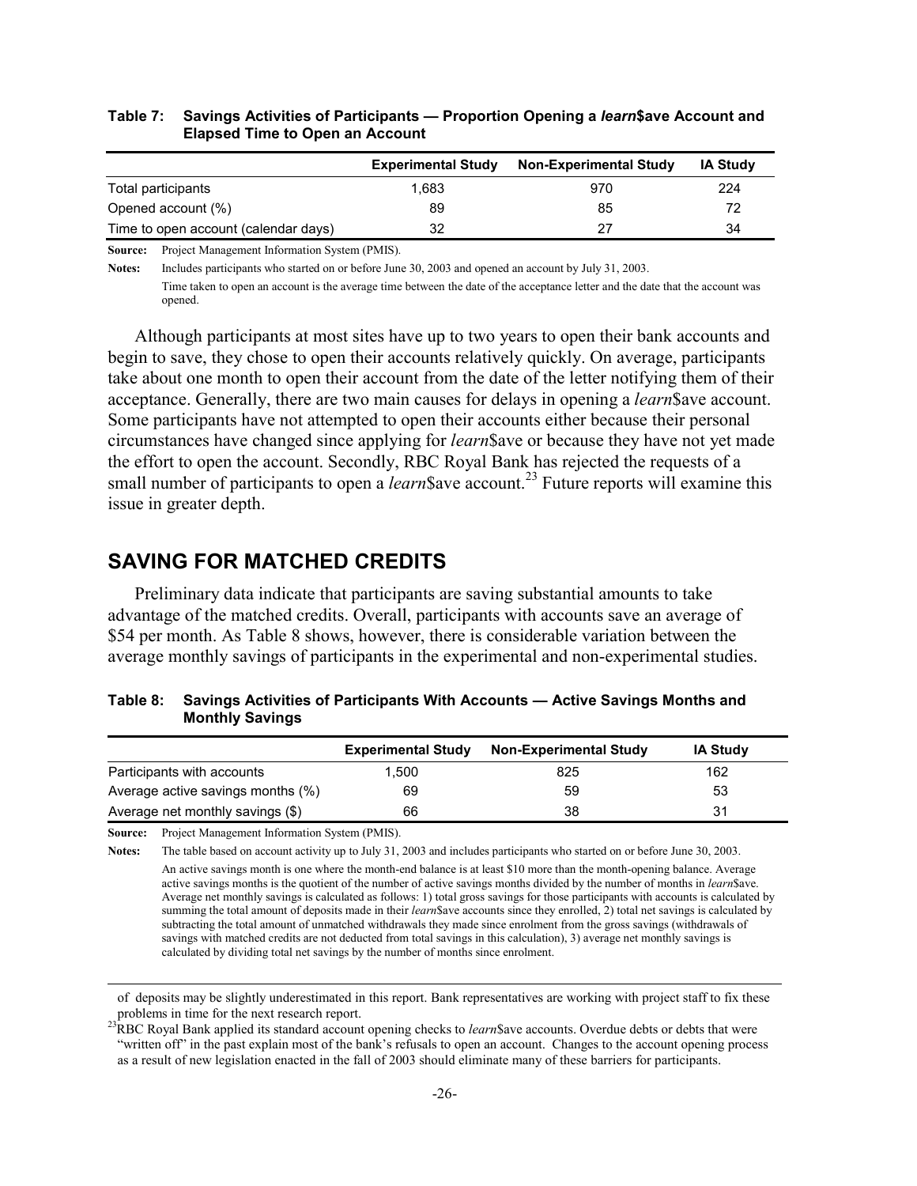**Table 7: Savings Activities of Participants — Proportion Opening a *learn*$ave Account and Elapsed Time to Open an Account**

| | Experimental Study | Non-Experimental Study | IA Study |
|---|---|---|---|
| Total participants | 1,683 | 970 | 224 |
| Opened account (%) | 89 | 85 | 72 |
| Time to open account (calendar days) | 32 | 27 | 34 |

**Source:** Project Management Information System (PMIS).

**Notes:** Includes participants who started on or before June 30, 2003 and opened an account by July 31, 2003.

Time taken to open an account is the average time between the date of the acceptance letter and the date that the account was opened.

Although participants at most sites have up to two years to open their bank accounts and begin to save, they chose to open their accounts relatively quickly. On average, participants take about one month to open their account from the date of the letter notifying them of their acceptance. Generally, there are two main causes for delays in opening a *learn*$ave account. Some participants have not attempted to open their accounts either because their personal circumstances have changed since applying for *learn*$ave or because they have not yet made the effort to open the account. Secondly, RBC Royal Bank has rejected the requests of a small number of participants to open a *learn*$ave account.[23] Future reports will examine this issue in greater depth.

## SAVING FOR MATCHED CREDITS

Preliminary data indicate that participants are saving substantial amounts to take advantage of the matched credits. Overall, participants with accounts save an average of $54 per month. As Table 8 shows, however, there is considerable variation between the average monthly savings of participants in the experimental and non-experimental studies.

**Table 8: Savings Activities of Participants With Accounts — Active Savings Months and Monthly Savings**

| | Experimental Study | Non-Experimental Study | IA Study |
|---|---|---|---|
| Participants with accounts | 1,500 | 825 | 162 |
| Average active savings months (%) | 69 | 59 | 53 |
| Average net monthly savings ($) | 66 | 38 | 31 |

**Source:** Project Management Information System (PMIS).

**Notes:** The table based on account activity up to July 31, 2003 and includes participants who started on or before June 30, 2003.

An active savings month is one where the month-end balance is at least $10 more than the month-opening balance. Average active savings months is the quotient of the number of active savings months divided by the number of months in *learn*$ave. Average net monthly savings is calculated as follows: 1) total gross savings for those participants with accounts is calculated by summing the total amount of deposits made in their *learn*$ave accounts since they enrolled, 2) total net savings is calculated by subtracting the total amount of unmatched withdrawals they made since enrolment from the gross savings (withdrawals of savings with matched credits are not deducted from total savings in this calculation), 3) average net monthly savings is calculated by dividing total net savings by the number of months since enrolment.

---

of deposits may be slightly underestimated in this report. Bank representatives are working with project staff to fix these problems in time for the next research report.

[23] RBC Royal Bank applied its standard account opening checks to *learn*$ave accounts. Overdue debts or debts that were "written off" in the past explain most of the bank's refusals to open an account. Changes to the account opening process as a result of new legislation enacted in the fall of 2003 should eliminate many of these barriers for participants.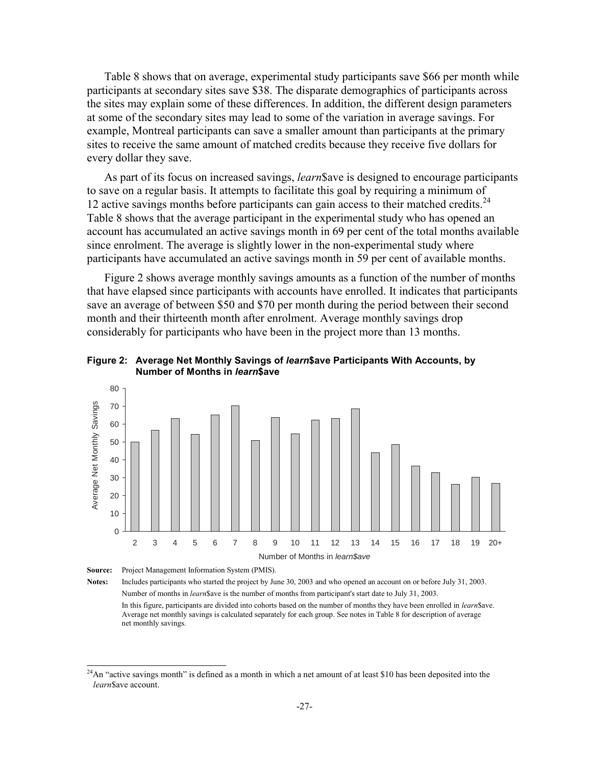Table 8 shows that on average, experimental study participants save $66 per month while participants at secondary sites save $38. The disparate demographics of participants across the sites may explain some of these differences. In addition, the different design parameters at some of the secondary sites may lead to some of the variation in average savings. For example, Montreal participants can save a smaller amount than participants at the primary sites to receive the same amount of matched credits because they receive five dollars for every dollar they save.

As part of its focus on increased savings, *learn*$ave is designed to encourage participants to save on a regular basis. It attempts to facilitate this goal by requiring a minimum of 12 active savings months before participants can gain access to their matched credits.[24] Table 8 shows that the average participant in the experimental study who has opened an account has accumulated an active savings month in 69 per cent of the total months available since enrolment. The average is slightly lower in the non-experimental study where participants have accumulated an active savings month in 59 per cent of available months.

Figure 2 shows average monthly savings amounts as a function of the number of months that have elapsed since participants with accounts have enrolled. It indicates that participants save an average of between $50 and $70 per month during the period between their second month and their thirteenth month after enrolment. Average monthly savings drop considerably for participants who have been in the project more than 13 months.

**Figure 2: Average Net Monthly Savings of *learn*$ave Participants With Accounts, by Number of Months in *learn*$ave**

| Number of Months in *learn$ave* | Average Net Monthly Savings (approx.) |
|---|---|
| 2 | 50 |
| 3 | 56 |
| 4 | 63 |
| 5 | 54 |
| 6 | 65 |
| 7 | 70 |
| 8 | 51 |
| 9 | 64 |
| 10 | 55 |
| 11 | 62 |
| 12 | 63 |
| 13 | 68 |
| 14 | 44 |
| 15 | 49 |
| 16 | 37 |
| 17 | 33 |
| 18 | 26 |
| 19 | 30 |
| 20+ | 27 |

**Source:** Project Management Information System (PMIS).

**Notes:** Includes participants who started the project by June 30, 2003 and who opened an account on or before July 31, 2003.
Number of months in *learn*$ave is the number of months from participant's start date to July 31, 2003.
In this figure, participants are divided into cohorts based on the number of months they have been enrolled in *learn*$ave. Average net monthly savings is calculated separately for each group. See notes in Table 8 for description of average net monthly savings.

[24] An "active savings month" is defined as a month in which a net amount of at least $10 has been deposited into the *learn*$ave account.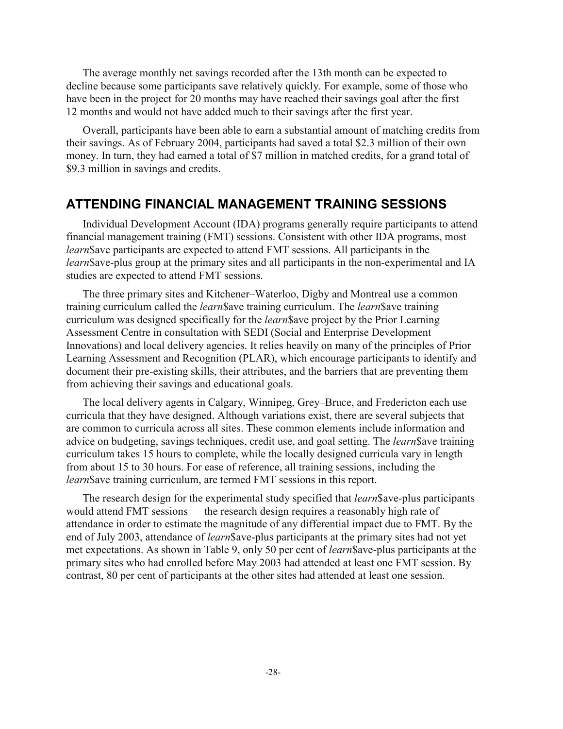The average monthly net savings recorded after the 13th month can be expected to decline because some participants save relatively quickly. For example, some of those who have been in the project for 20 months may have reached their savings goal after the first 12 months and would not have added much to their savings after the first year.

Overall, participants have been able to earn a substantial amount of matching credits from their savings. As of February 2004, participants had saved a total $2.3 million of their own money. In turn, they had earned a total of $7 million in matched credits, for a grand total of $9.3 million in savings and credits.

## ATTENDING FINANCIAL MANAGEMENT TRAINING SESSIONS

Individual Development Account (IDA) programs generally require participants to attend financial management training (FMT) sessions. Consistent with other IDA programs, most *learn*$ave participants are expected to attend FMT sessions. All participants in the *learn*$ave-plus group at the primary sites and all participants in the non-experimental and IA studies are expected to attend FMT sessions.

The three primary sites and Kitchener–Waterloo, Digby and Montreal use a common training curriculum called the *learn*$ave training curriculum. The *learn*$ave training curriculum was designed specifically for the *learn*$ave project by the Prior Learning Assessment Centre in consultation with SEDI (Social and Enterprise Development Innovations) and local delivery agencies. It relies heavily on many of the principles of Prior Learning Assessment and Recognition (PLAR), which encourage participants to identify and document their pre-existing skills, their attributes, and the barriers that are preventing them from achieving their savings and educational goals.

The local delivery agents in Calgary, Winnipeg, Grey–Bruce, and Fredericton each use curricula that they have designed. Although variations exist, there are several subjects that are common to curricula across all sites. These common elements include information and advice on budgeting, savings techniques, credit use, and goal setting. The *learn*$ave training curriculum takes 15 hours to complete, while the locally designed curricula vary in length from about 15 to 30 hours. For ease of reference, all training sessions, including the *learn*$ave training curriculum, are termed FMT sessions in this report.

The research design for the experimental study specified that *learn*$ave-plus participants would attend FMT sessions — the research design requires a reasonably high rate of attendance in order to estimate the magnitude of any differential impact due to FMT. By the end of July 2003, attendance of *learn*$ave-plus participants at the primary sites had not yet met expectations. As shown in Table 9, only 50 per cent of *learn*$ave-plus participants at the primary sites who had enrolled before May 2003 had attended at least one FMT session. By contrast, 80 per cent of participants at the other sites had attended at least one session.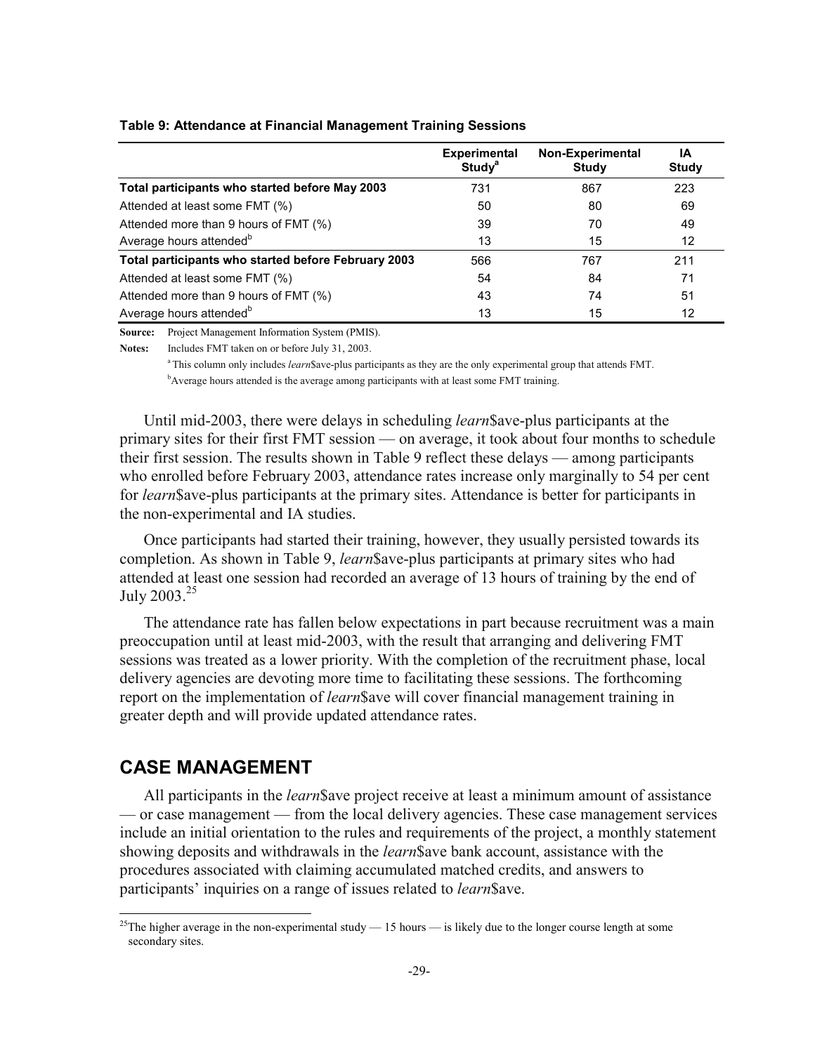**Table 9: Attendance at Financial Management Training Sessions**

| | Experimental Study[a] | Non-Experimental Study | IA Study |
|---|---|---|---|
| **Total participants who started before May 2003** | 731 | 867 | 223 |
| Attended at least some FMT (%) | 50 | 80 | 69 |
| Attended more than 9 hours of FMT (%) | 39 | 70 | 49 |
| Average hours attended[b] | 13 | 15 | 12 |
| **Total participants who started before February 2003** | 566 | 767 | 211 |
| Attended at least some FMT (%) | 54 | 84 | 71 |
| Attended more than 9 hours of FMT (%) | 43 | 74 | 51 |
| Average hours attended[b] | 13 | 15 | 12 |

**Source:** Project Management Information System (PMIS).

**Notes:** Includes FMT taken on or before July 31, 2003.

[a] This column only includes *learn*$ave-plus participants as they are the only experimental group that attends FMT.

[b] Average hours attended is the average among participants with at least some FMT training.

Until mid-2003, there were delays in scheduling *learn*$ave-plus participants at the primary sites for their first FMT session — on average, it took about four months to schedule their first session. The results shown in Table 9 reflect these delays — among participants who enrolled before February 2003, attendance rates increase only marginally to 54 per cent for *learn*$ave-plus participants at the primary sites. Attendance is better for participants in the non-experimental and IA studies.

Once participants had started their training, however, they usually persisted towards its completion. As shown in Table 9, *learn*$ave-plus participants at primary sites who had attended at least one session had recorded an average of 13 hours of training by the end of July 2003.[25]

The attendance rate has fallen below expectations in part because recruitment was a main preoccupation until at least mid-2003, with the result that arranging and delivering FMT sessions was treated as a lower priority. With the completion of the recruitment phase, local delivery agencies are devoting more time to facilitating these sessions. The forthcoming report on the implementation of *learn*$ave will cover financial management training in greater depth and will provide updated attendance rates.

## CASE MANAGEMENT

All participants in the *learn*$ave project receive at least a minimum amount of assistance — or case management — from the local delivery agencies. These case management services include an initial orientation to the rules and requirements of the project, a monthly statement showing deposits and withdrawals in the *learn*$ave bank account, assistance with the procedures associated with claiming accumulated matched credits, and answers to participants' inquiries on a range of issues related to *learn*$ave.

[25] The higher average in the non-experimental study — 15 hours — is likely due to the longer course length at some secondary sites.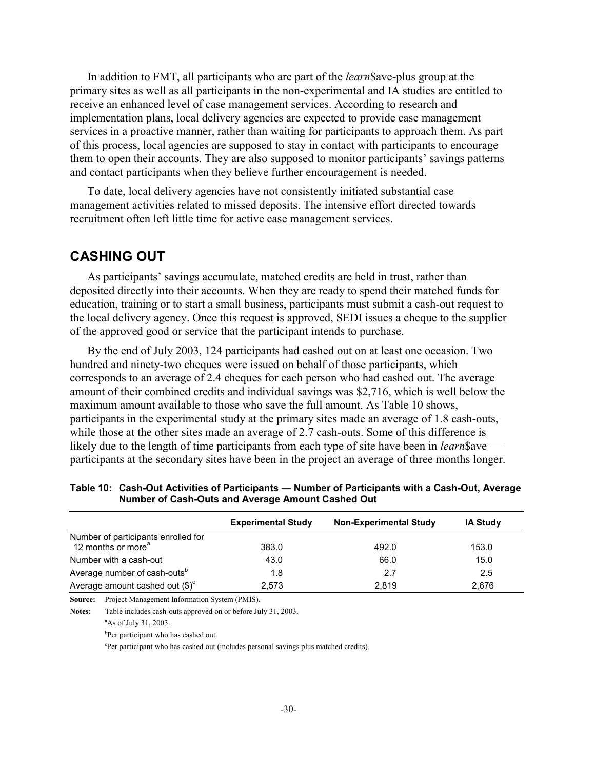In addition to FMT, all participants who are part of the *learn*$ave-plus group at the primary sites as well as all participants in the non-experimental and IA studies are entitled to receive an enhanced level of case management services. According to research and implementation plans, local delivery agencies are expected to provide case management services in a proactive manner, rather than waiting for participants to approach them. As part of this process, local agencies are supposed to stay in contact with participants to encourage them to open their accounts. They are also supposed to monitor participants' savings patterns and contact participants when they believe further encouragement is needed.

To date, local delivery agencies have not consistently initiated substantial case management activities related to missed deposits. The intensive effort directed towards recruitment often left little time for active case management services.

## CASHING OUT

As participants' savings accumulate, matched credits are held in trust, rather than deposited directly into their accounts. When they are ready to spend their matched funds for education, training or to start a small business, participants must submit a cash-out request to the local delivery agency. Once this request is approved, SEDI issues a cheque to the supplier of the approved good or service that the participant intends to purchase.

By the end of July 2003, 124 participants had cashed out on at least one occasion. Two hundred and ninety-two cheques were issued on behalf of those participants, which corresponds to an average of 2.4 cheques for each person who had cashed out. The average amount of their combined credits and individual savings was $2,716, which is well below the maximum amount available to those who save the full amount. As Table 10 shows, participants in the experimental study at the primary sites made an average of 1.8 cash-outs, while those at the other sites made an average of 2.7 cash-outs. Some of this difference is likely due to the length of time participants from each type of site have been in *learn*$ave — participants at the secondary sites have been in the project an average of three months longer.

**Table 10: Cash-Out Activities of Participants — Number of Participants with a Cash-Out, Average Number of Cash-Outs and Average Amount Cashed Out**

| | Experimental Study | Non-Experimental Study | IA Study |
|---|---|---|---|
| Number of participants enrolled for 12 months or more[a] | 383.0 | 492.0 | 153.0 |
| Number with a cash-out | 43.0 | 66.0 | 15.0 |
| Average number of cash-outs[b] | 1.8 | 2.7 | 2.5 |
| Average amount cashed out ($)[c] | 2,573 | 2,819 | 2,676 |

**Source:** Project Management Information System (PMIS).

**Notes:** Table includes cash-outs approved on or before July 31, 2003.

[a]As of July 31, 2003.

[b]Per participant who has cashed out.

[c]Per participant who has cashed out (includes personal savings plus matched credits).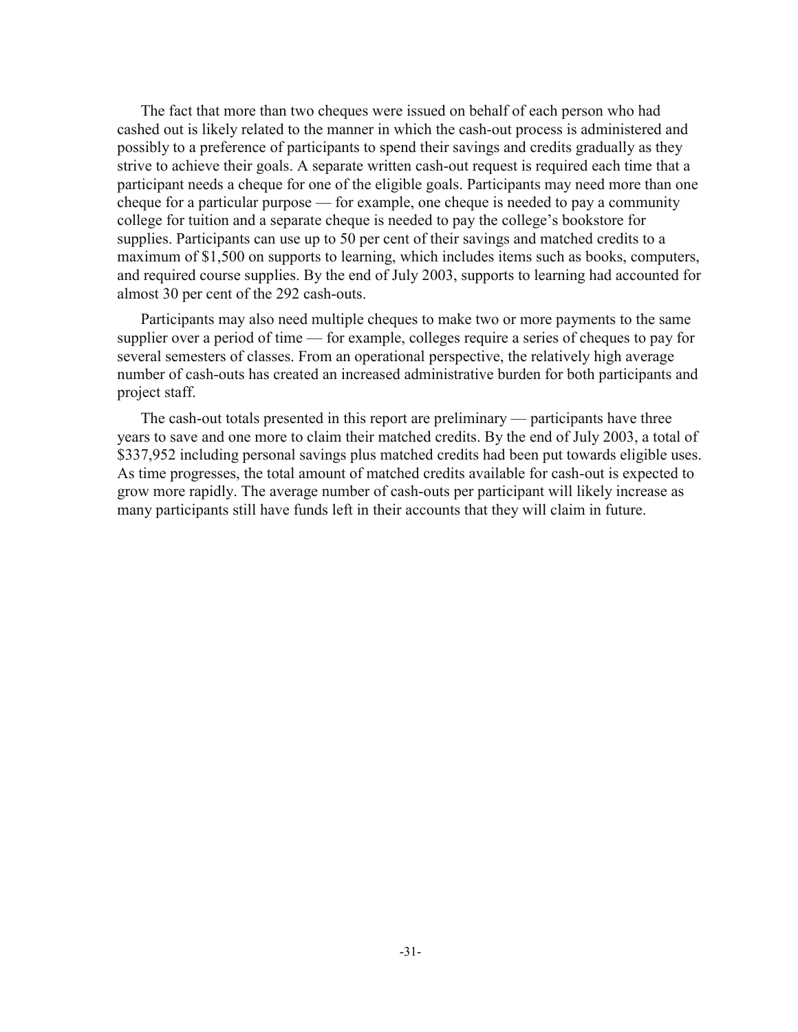The fact that more than two cheques were issued on behalf of each person who had cashed out is likely related to the manner in which the cash-out process is administered and possibly to a preference of participants to spend their savings and credits gradually as they strive to achieve their goals. A separate written cash-out request is required each time that a participant needs a cheque for one of the eligible goals. Participants may need more than one cheque for a particular purpose — for example, one cheque is needed to pay a community college for tuition and a separate cheque is needed to pay the college's bookstore for supplies. Participants can use up to 50 per cent of their savings and matched credits to a maximum of $1,500 on supports to learning, which includes items such as books, computers, and required course supplies. By the end of July 2003, supports to learning had accounted for almost 30 per cent of the 292 cash-outs.

Participants may also need multiple cheques to make two or more payments to the same supplier over a period of time — for example, colleges require a series of cheques to pay for several semesters of classes. From an operational perspective, the relatively high average number of cash-outs has created an increased administrative burden for both participants and project staff.

The cash-out totals presented in this report are preliminary — participants have three years to save and one more to claim their matched credits. By the end of July 2003, a total of $337,952 including personal savings plus matched credits had been put towards eligible uses. As time progresses, the total amount of matched credits available for cash-out is expected to grow more rapidly. The average number of cash-outs per participant will likely increase as many participants still have funds left in their accounts that they will claim in future.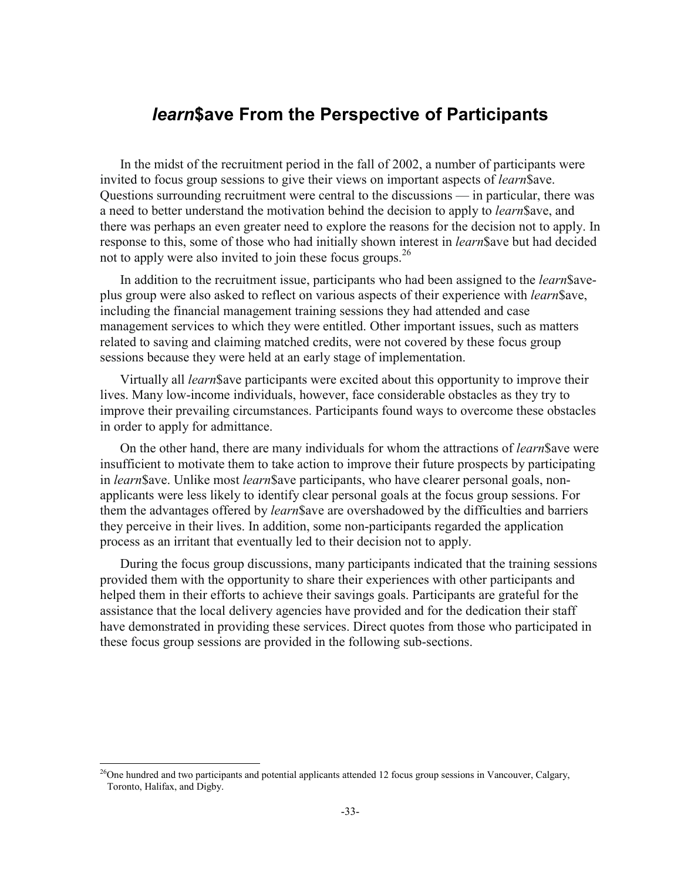# *learn*$ave From the Perspective of Participants

In the midst of the recruitment period in the fall of 2002, a number of participants were invited to focus group sessions to give their views on important aspects of *learn*$ave. Questions surrounding recruitment were central to the discussions — in particular, there was a need to better understand the motivation behind the decision to apply to *learn*$ave, and there was perhaps an even greater need to explore the reasons for the decision not to apply. In response to this, some of those who had initially shown interest in *learn*$ave but had decided not to apply were also invited to join these focus groups.[26]

In addition to the recruitment issue, participants who had been assigned to the *learn*$ave-plus group were also asked to reflect on various aspects of their experience with *learn*$ave, including the financial management training sessions they had attended and case management services to which they were entitled. Other important issues, such as matters related to saving and claiming matched credits, were not covered by these focus group sessions because they were held at an early stage of implementation.

Virtually all *learn*$ave participants were excited about this opportunity to improve their lives. Many low-income individuals, however, face considerable obstacles as they try to improve their prevailing circumstances. Participants found ways to overcome these obstacles in order to apply for admittance.

On the other hand, there are many individuals for whom the attractions of *learn*$ave were insufficient to motivate them to take action to improve their future prospects by participating in *learn*$ave. Unlike most *learn*$ave participants, who have clearer personal goals, non-applicants were less likely to identify clear personal goals at the focus group sessions. For them the advantages offered by *learn*$ave are overshadowed by the difficulties and barriers they perceive in their lives. In addition, some non-participants regarded the application process as an irritant that eventually led to their decision not to apply.

During the focus group discussions, many participants indicated that the training sessions provided them with the opportunity to share their experiences with other participants and helped them in their efforts to achieve their savings goals. Participants are grateful for the assistance that the local delivery agencies have provided and for the dedication their staff have demonstrated in providing these services. Direct quotes from those who participated in these focus group sessions are provided in the following sub-sections.

[26] One hundred and two participants and potential applicants attended 12 focus group sessions in Vancouver, Calgary, Toronto, Halifax, and Digby.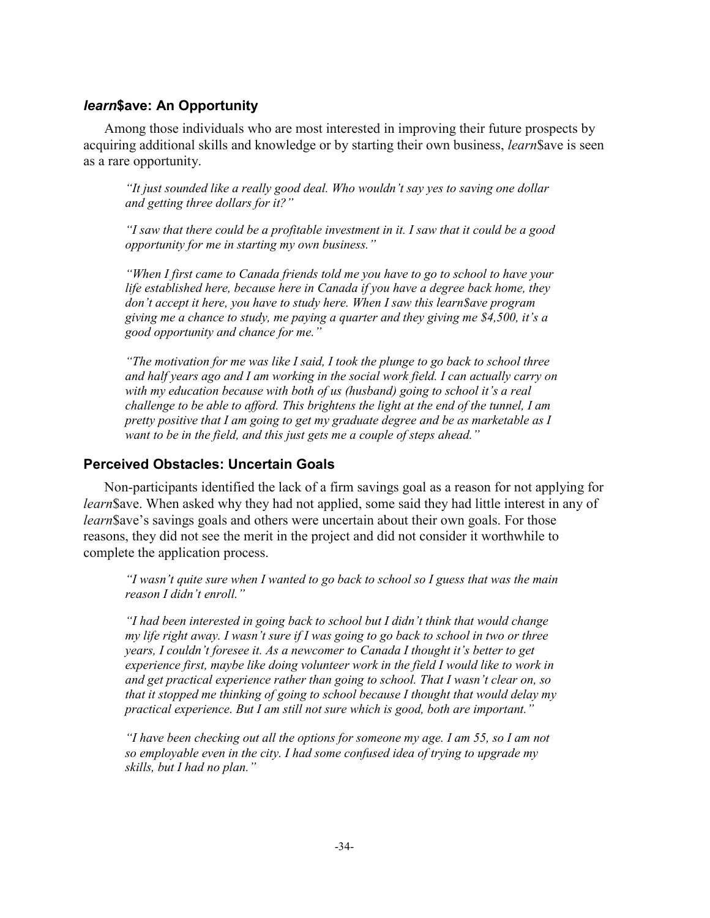## *learn*$ave: An Opportunity

Among those individuals who are most interested in improving their future prospects by acquiring additional skills and knowledge or by starting their own business, *learn*$ave is seen as a rare opportunity.

> *"It just sounded like a really good deal. Who wouldn't say yes to saving one dollar and getting three dollars for it?"*

> *"I saw that there could be a profitable investment in it. I saw that it could be a good opportunity for me in starting my own business."*

> *"When I first came to Canada friends told me you have to go to school to have your life established here, because here in Canada if you have a degree back home, they don't accept it here, you have to study here. When I saw this learn$ave program giving me a chance to study, me paying a quarter and they giving me $4,500, it's a good opportunity and chance for me."*

> *"The motivation for me was like I said, I took the plunge to go back to school three and half years ago and I am working in the social work field. I can actually carry on with my education because with both of us (husband) going to school it's a real challenge to be able to afford. This brightens the light at the end of the tunnel, I am pretty positive that I am going to get my graduate degree and be as marketable as I want to be in the field, and this just gets me a couple of steps ahead."*

## Perceived Obstacles: Uncertain Goals

Non-participants identified the lack of a firm savings goal as a reason for not applying for *learn*$ave. When asked why they had not applied, some said they had little interest in any of *learn*$ave's savings goals and others were uncertain about their own goals. For those reasons, they did not see the merit in the project and did not consider it worthwhile to complete the application process.

> *"I wasn't quite sure when I wanted to go back to school so I guess that was the main reason I didn't enroll."*

> *"I had been interested in going back to school but I didn't think that would change my life right away. I wasn't sure if I was going to go back to school in two or three years, I couldn't foresee it. As a newcomer to Canada I thought it's better to get experience first, maybe like doing volunteer work in the field I would like to work in and get practical experience rather than going to school. That I wasn't clear on, so that it stopped me thinking of going to school because I thought that would delay my practical experience. But I am still not sure which is good, both are important."*

> *"I have been checking out all the options for someone my age. I am 55, so I am not so employable even in the city. I had some confused idea of trying to upgrade my skills, but I had no plan."*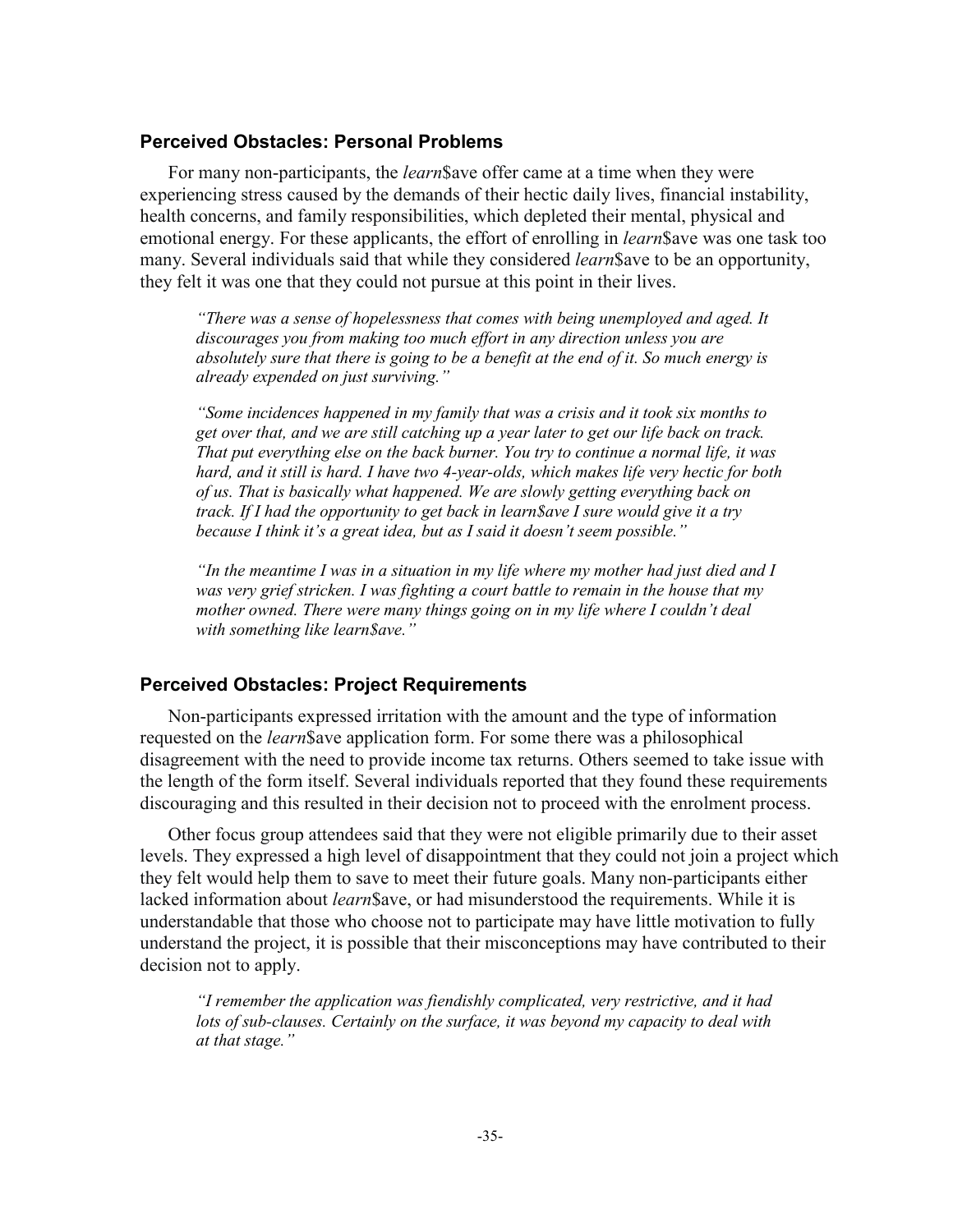### Perceived Obstacles: Personal Problems

For many non-participants, the *learn*$ave offer came at a time when they were experiencing stress caused by the demands of their hectic daily lives, financial instability, health concerns, and family responsibilities, which depleted their mental, physical and emotional energy. For these applicants, the effort of enrolling in *learn*$ave was one task too many. Several individuals said that while they considered *learn*$ave to be an opportunity, they felt it was one that they could not pursue at this point in their lives.

> *"There was a sense of hopelessness that comes with being unemployed and aged. It discourages you from making too much effort in any direction unless you are absolutely sure that there is going to be a benefit at the end of it. So much energy is already expended on just surviving."*

> *"Some incidences happened in my family that was a crisis and it took six months to get over that, and we are still catching up a year later to get our life back on track. That put everything else on the back burner. You try to continue a normal life, it was hard, and it still is hard. I have two 4-year-olds, which makes life very hectic for both of us. That is basically what happened. We are slowly getting everything back on track. If I had the opportunity to get back in learn$ave I sure would give it a try because I think it's a great idea, but as I said it doesn't seem possible."*

> *"In the meantime I was in a situation in my life where my mother had just died and I was very grief stricken. I was fighting a court battle to remain in the house that my mother owned. There were many things going on in my life where I couldn't deal with something like learn$ave."*

### Perceived Obstacles: Project Requirements

Non-participants expressed irritation with the amount and the type of information requested on the *learn*$ave application form. For some there was a philosophical disagreement with the need to provide income tax returns. Others seemed to take issue with the length of the form itself. Several individuals reported that they found these requirements discouraging and this resulted in their decision not to proceed with the enrolment process.

Other focus group attendees said that they were not eligible primarily due to their asset levels. They expressed a high level of disappointment that they could not join a project which they felt would help them to save to meet their future goals. Many non-participants either lacked information about *learn*$ave, or had misunderstood the requirements. While it is understandable that those who choose not to participate may have little motivation to fully understand the project, it is possible that their misconceptions may have contributed to their decision not to apply.

> *"I remember the application was fiendishly complicated, very restrictive, and it had lots of sub-clauses. Certainly on the surface, it was beyond my capacity to deal with at that stage."*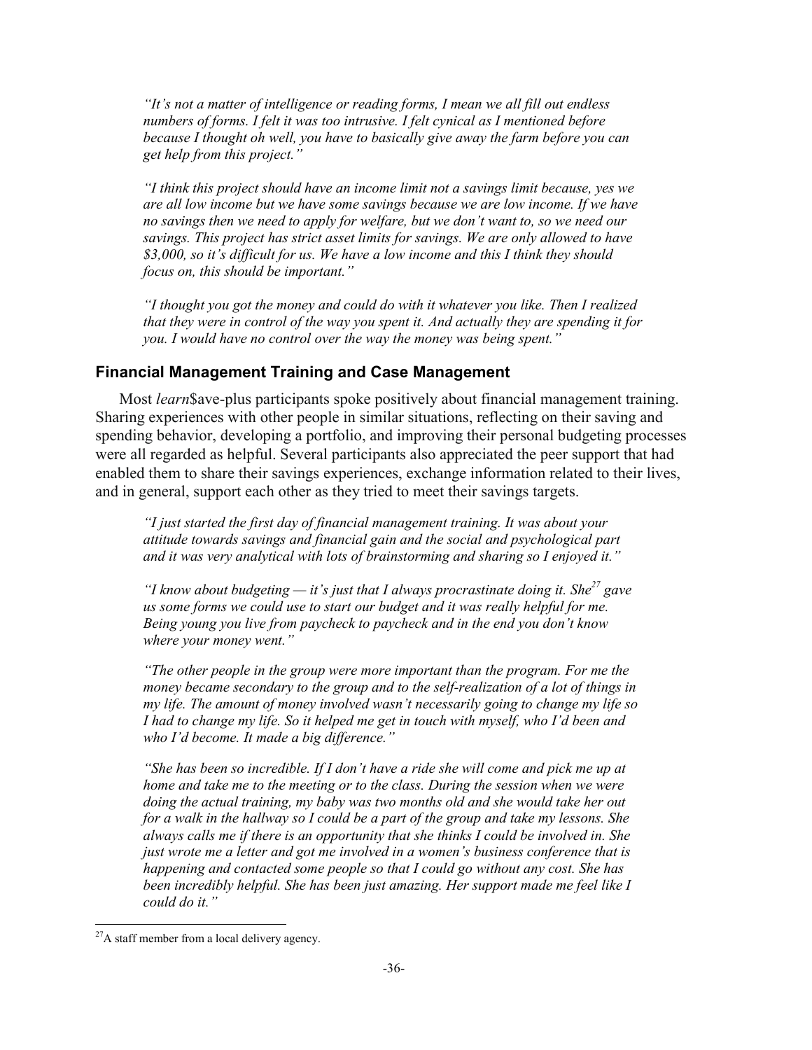*"It's not a matter of intelligence or reading forms, I mean we all fill out endless numbers of forms. I felt it was too intrusive. I felt cynical as I mentioned before because I thought oh well, you have to basically give away the farm before you can get help from this project."*

*"I think this project should have an income limit not a savings limit because, yes we are all low income but we have some savings because we are low income. If we have no savings then we need to apply for welfare, but we don't want to, so we need our savings. This project has strict asset limits for savings. We are only allowed to have $3,000, so it's difficult for us. We have a low income and this I think they should focus on, this should be important."*

*"I thought you got the money and could do with it whatever you like. Then I realized that they were in control of the way you spent it. And actually they are spending it for you. I would have no control over the way the money was being spent."*

## Financial Management Training and Case Management

Most *learn*$ave-plus participants spoke positively about financial management training. Sharing experiences with other people in similar situations, reflecting on their saving and spending behavior, developing a portfolio, and improving their personal budgeting processes were all regarded as helpful. Several participants also appreciated the peer support that had enabled them to share their savings experiences, exchange information related to their lives, and in general, support each other as they tried to meet their savings targets.

*"I just started the first day of financial management training. It was about your attitude towards savings and financial gain and the social and psychological part and it was very analytical with lots of brainstorming and sharing so I enjoyed it."*

*"I know about budgeting — it's just that I always procrastinate doing it. She[27] gave us some forms we could use to start our budget and it was really helpful for me. Being young you live from paycheck to paycheck and in the end you don't know where your money went."*

*"The other people in the group were more important than the program. For me the money became secondary to the group and to the self-realization of a lot of things in my life. The amount of money involved wasn't necessarily going to change my life so I had to change my life. So it helped me get in touch with myself, who I'd been and who I'd become. It made a big difference."*

*"She has been so incredible. If I don't have a ride she will come and pick me up at home and take me to the meeting or to the class. During the session when we were doing the actual training, my baby was two months old and she would take her out for a walk in the hallway so I could be a part of the group and take my lessons. She always calls me if there is an opportunity that she thinks I could be involved in. She just wrote me a letter and got me involved in a women's business conference that is happening and contacted some people so that I could go without any cost. She has been incredibly helpful. She has been just amazing. Her support made me feel like I could do it."*

---

[27] A staff member from a local delivery agency.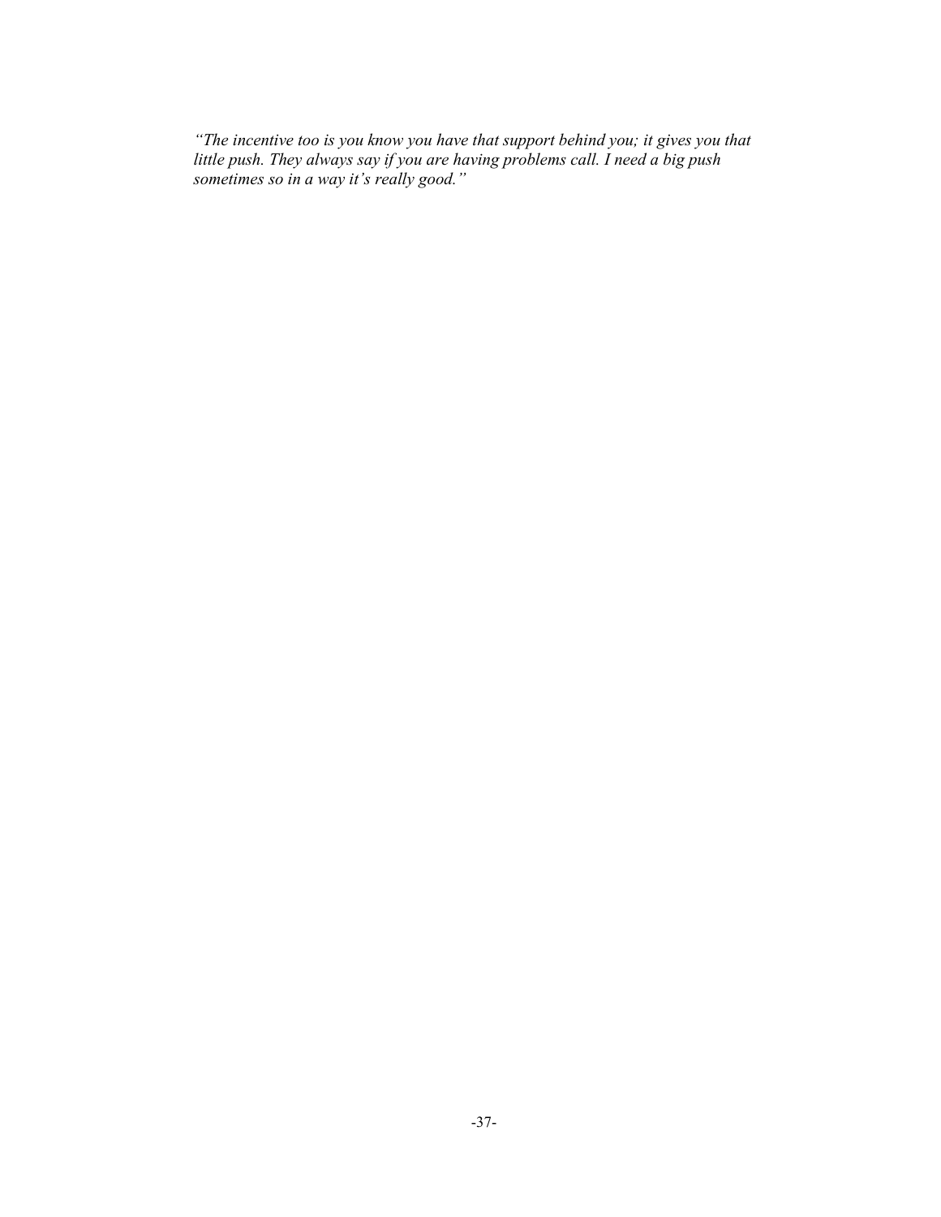*"The incentive too is you know you have that support behind you; it gives you that little push. They always say if you are having problems call. I need a big push sometimes so in a way it's really good."*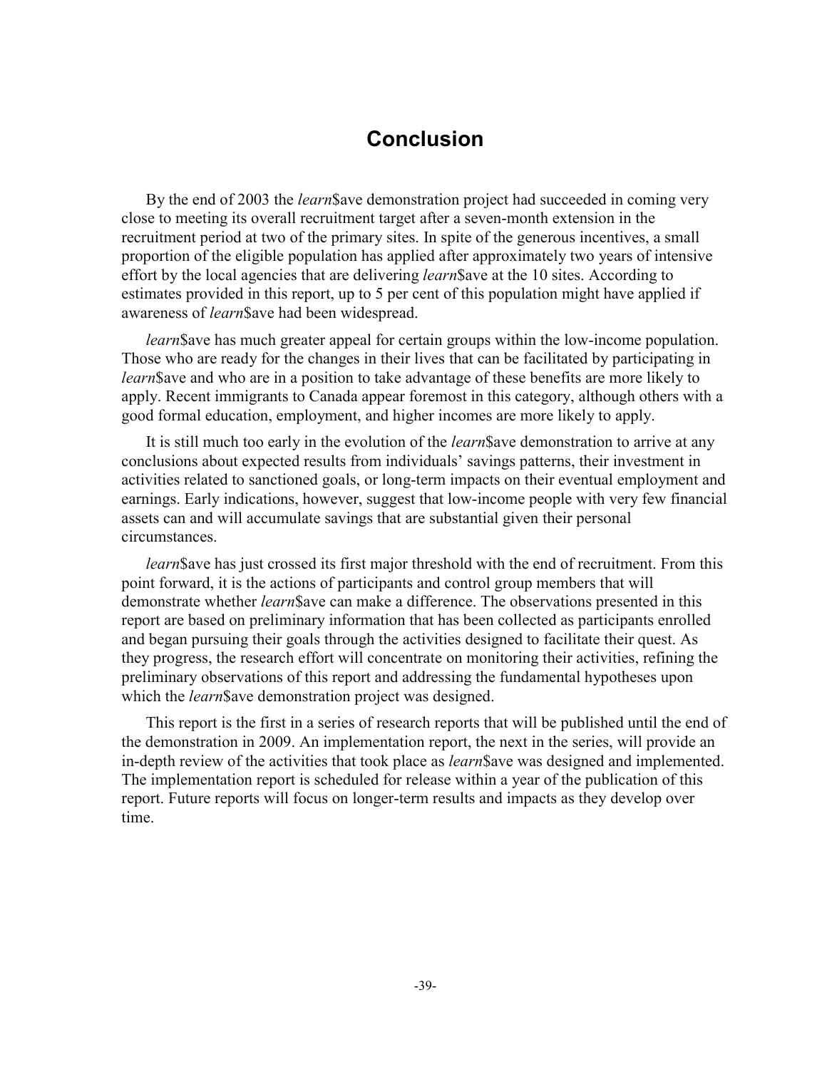# Conclusion

By the end of 2003 the *learn*$ave demonstration project had succeeded in coming very close to meeting its overall recruitment target after a seven-month extension in the recruitment period at two of the primary sites. In spite of the generous incentives, a small proportion of the eligible population has applied after approximately two years of intensive effort by the local agencies that are delivering *learn*$ave at the 10 sites. According to estimates provided in this report, up to 5 per cent of this population might have applied if awareness of *learn*$ave had been widespread.

*learn*$ave has much greater appeal for certain groups within the low-income population. Those who are ready for the changes in their lives that can be facilitated by participating in *learn*$ave and who are in a position to take advantage of these benefits are more likely to apply. Recent immigrants to Canada appear foremost in this category, although others with a good formal education, employment, and higher incomes are more likely to apply.

It is still much too early in the evolution of the *learn*$ave demonstration to arrive at any conclusions about expected results from individuals' savings patterns, their investment in activities related to sanctioned goals, or long-term impacts on their eventual employment and earnings. Early indications, however, suggest that low-income people with very few financial assets can and will accumulate savings that are substantial given their personal circumstances.

*learn*$ave has just crossed its first major threshold with the end of recruitment. From this point forward, it is the actions of participants and control group members that will demonstrate whether *learn*$ave can make a difference. The observations presented in this report are based on preliminary information that has been collected as participants enrolled and began pursuing their goals through the activities designed to facilitate their quest. As they progress, the research effort will concentrate on monitoring their activities, refining the preliminary observations of this report and addressing the fundamental hypotheses upon which the *learn*$ave demonstration project was designed.

This report is the first in a series of research reports that will be published until the end of the demonstration in 2009. An implementation report, the next in the series, will provide an in-depth review of the activities that took place as *learn*$ave was designed and implemented. The implementation report is scheduled for release within a year of the publication of this report. Future reports will focus on longer-term results and impacts as they develop over time.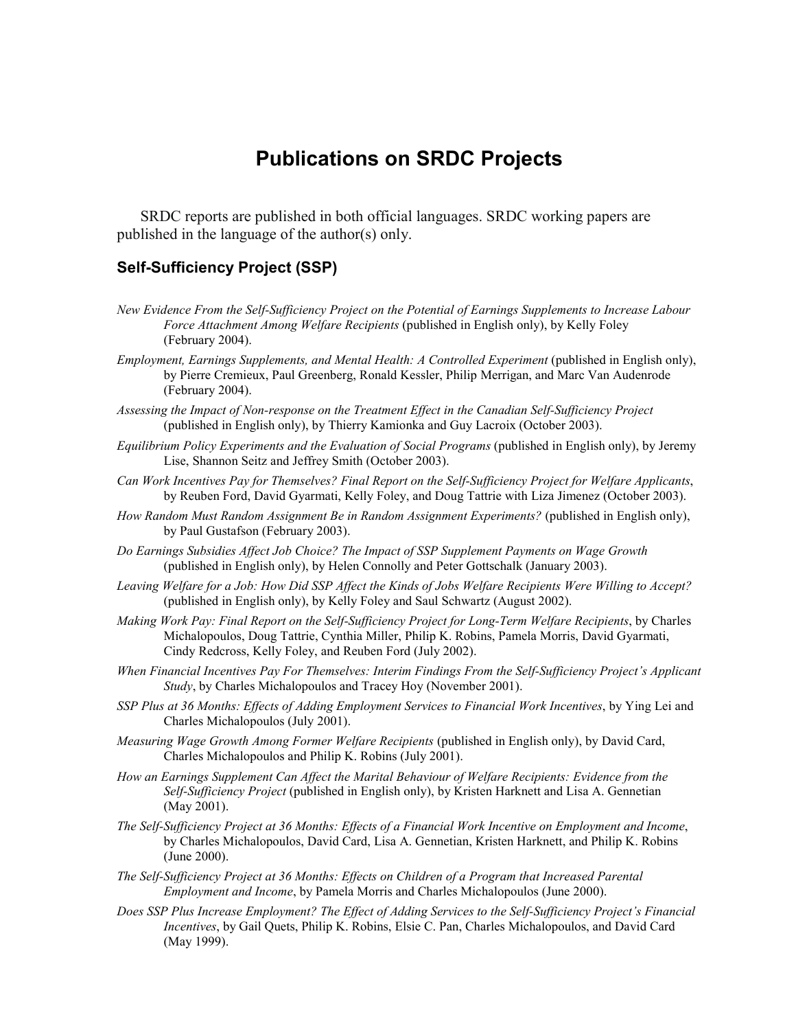# Publications on SRDC Projects

SRDC reports are published in both official languages. SRDC working papers are published in the language of the author(s) only.

### Self-Sufficiency Project (SSP)

*New Evidence From the Self-Sufficiency Project on the Potential of Earnings Supplements to Increase Labour Force Attachment Among Welfare Recipients* (published in English only), by Kelly Foley (February 2004).

*Employment, Earnings Supplements, and Mental Health: A Controlled Experiment* (published in English only), by Pierre Cremieux, Paul Greenberg, Ronald Kessler, Philip Merrigan, and Marc Van Audenrode (February 2004).

*Assessing the Impact of Non-response on the Treatment Effect in the Canadian Self-Sufficiency Project* (published in English only), by Thierry Kamionka and Guy Lacroix (October 2003).

*Equilibrium Policy Experiments and the Evaluation of Social Programs* (published in English only), by Jeremy Lise, Shannon Seitz and Jeffrey Smith (October 2003).

*Can Work Incentives Pay for Themselves? Final Report on the Self-Sufficiency Project for Welfare Applicants*, by Reuben Ford, David Gyarmati, Kelly Foley, and Doug Tattrie with Liza Jimenez (October 2003).

*How Random Must Random Assignment Be in Random Assignment Experiments?* (published in English only), by Paul Gustafson (February 2003).

*Do Earnings Subsidies Affect Job Choice? The Impact of SSP Supplement Payments on Wage Growth* (published in English only), by Helen Connolly and Peter Gottschalk (January 2003).

*Leaving Welfare for a Job: How Did SSP Affect the Kinds of Jobs Welfare Recipients Were Willing to Accept?* (published in English only), by Kelly Foley and Saul Schwartz (August 2002).

*Making Work Pay: Final Report on the Self-Sufficiency Project for Long-Term Welfare Recipients*, by Charles Michalopoulos, Doug Tattrie, Cynthia Miller, Philip K. Robins, Pamela Morris, David Gyarmati, Cindy Redcross, Kelly Foley, and Reuben Ford (July 2002).

*When Financial Incentives Pay For Themselves: Interim Findings From the Self-Sufficiency Project's Applicant Study*, by Charles Michalopoulos and Tracey Hoy (November 2001).

*SSP Plus at 36 Months: Effects of Adding Employment Services to Financial Work Incentives*, by Ying Lei and Charles Michalopoulos (July 2001).

*Measuring Wage Growth Among Former Welfare Recipients* (published in English only), by David Card, Charles Michalopoulos and Philip K. Robins (July 2001).

*How an Earnings Supplement Can Affect the Marital Behaviour of Welfare Recipients: Evidence from the Self-Sufficiency Project* (published in English only), by Kristen Harknett and Lisa A. Gennetian (May 2001).

*The Self-Sufficiency Project at 36 Months: Effects of a Financial Work Incentive on Employment and Income*, by Charles Michalopoulos, David Card, Lisa A. Gennetian, Kristen Harknett, and Philip K. Robins (June 2000).

*The Self-Sufficiency Project at 36 Months: Effects on Children of a Program that Increased Parental Employment and Income*, by Pamela Morris and Charles Michalopoulos (June 2000).

*Does SSP Plus Increase Employment? The Effect of Adding Services to the Self-Sufficiency Project's Financial Incentives*, by Gail Quets, Philip K. Robins, Elsie C. Pan, Charles Michalopoulos, and David Card (May 1999).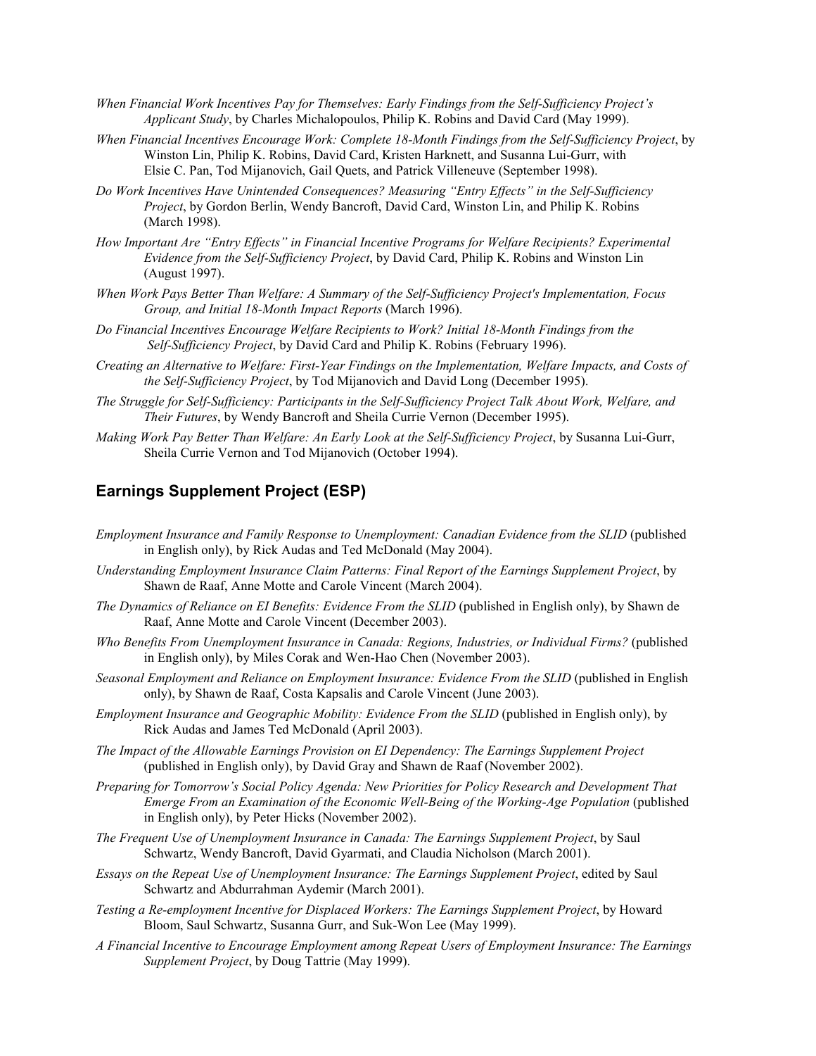*When Financial Work Incentives Pay for Themselves: Early Findings from the Self-Sufficiency Project's Applicant Study*, by Charles Michalopoulos, Philip K. Robins and David Card (May 1999).

*When Financial Incentives Encourage Work: Complete 18-Month Findings from the Self-Sufficiency Project*, by Winston Lin, Philip K. Robins, David Card, Kristen Harknett, and Susanna Lui-Gurr, with Elsie C. Pan, Tod Mijanovich, Gail Quets, and Patrick Villeneuve (September 1998).

*Do Work Incentives Have Unintended Consequences? Measuring "Entry Effects" in the Self-Sufficiency Project*, by Gordon Berlin, Wendy Bancroft, David Card, Winston Lin, and Philip K. Robins (March 1998).

*How Important Are "Entry Effects" in Financial Incentive Programs for Welfare Recipients? Experimental Evidence from the Self-Sufficiency Project*, by David Card, Philip K. Robins and Winston Lin (August 1997).

*When Work Pays Better Than Welfare: A Summary of the Self-Sufficiency Project's Implementation, Focus Group, and Initial 18-Month Impact Reports* (March 1996).

*Do Financial Incentives Encourage Welfare Recipients to Work? Initial 18-Month Findings from the Self-Sufficiency Project*, by David Card and Philip K. Robins (February 1996).

*Creating an Alternative to Welfare: First-Year Findings on the Implementation, Welfare Impacts, and Costs of the Self-Sufficiency Project*, by Tod Mijanovich and David Long (December 1995).

*The Struggle for Self-Sufficiency: Participants in the Self-Sufficiency Project Talk About Work, Welfare, and Their Futures*, by Wendy Bancroft and Sheila Currie Vernon (December 1995).

*Making Work Pay Better Than Welfare: An Early Look at the Self-Sufficiency Project*, by Susanna Lui-Gurr, Sheila Currie Vernon and Tod Mijanovich (October 1994).

## Earnings Supplement Project (ESP)

*Employment Insurance and Family Response to Unemployment: Canadian Evidence from the SLID* (published in English only), by Rick Audas and Ted McDonald (May 2004).

*Understanding Employment Insurance Claim Patterns: Final Report of the Earnings Supplement Project*, by Shawn de Raaf, Anne Motte and Carole Vincent (March 2004).

*The Dynamics of Reliance on EI Benefits: Evidence From the SLID* (published in English only), by Shawn de Raaf, Anne Motte and Carole Vincent (December 2003).

*Who Benefits From Unemployment Insurance in Canada: Regions, Industries, or Individual Firms?* (published in English only), by Miles Corak and Wen-Hao Chen (November 2003).

*Seasonal Employment and Reliance on Employment Insurance: Evidence From the SLID* (published in English only), by Shawn de Raaf, Costa Kapsalis and Carole Vincent (June 2003).

*Employment Insurance and Geographic Mobility: Evidence From the SLID* (published in English only), by Rick Audas and James Ted McDonald (April 2003).

*The Impact of the Allowable Earnings Provision on EI Dependency: The Earnings Supplement Project* (published in English only), by David Gray and Shawn de Raaf (November 2002).

*Preparing for Tomorrow's Social Policy Agenda: New Priorities for Policy Research and Development That Emerge From an Examination of the Economic Well-Being of the Working-Age Population* (published in English only), by Peter Hicks (November 2002).

*The Frequent Use of Unemployment Insurance in Canada: The Earnings Supplement Project*, by Saul Schwartz, Wendy Bancroft, David Gyarmati, and Claudia Nicholson (March 2001).

*Essays on the Repeat Use of Unemployment Insurance: The Earnings Supplement Project*, edited by Saul Schwartz and Abdurrahman Aydemir (March 2001).

*Testing a Re-employment Incentive for Displaced Workers: The Earnings Supplement Project*, by Howard Bloom, Saul Schwartz, Susanna Gurr, and Suk-Won Lee (May 1999).

*A Financial Incentive to Encourage Employment among Repeat Users of Employment Insurance: The Earnings Supplement Project*, by Doug Tattrie (May 1999).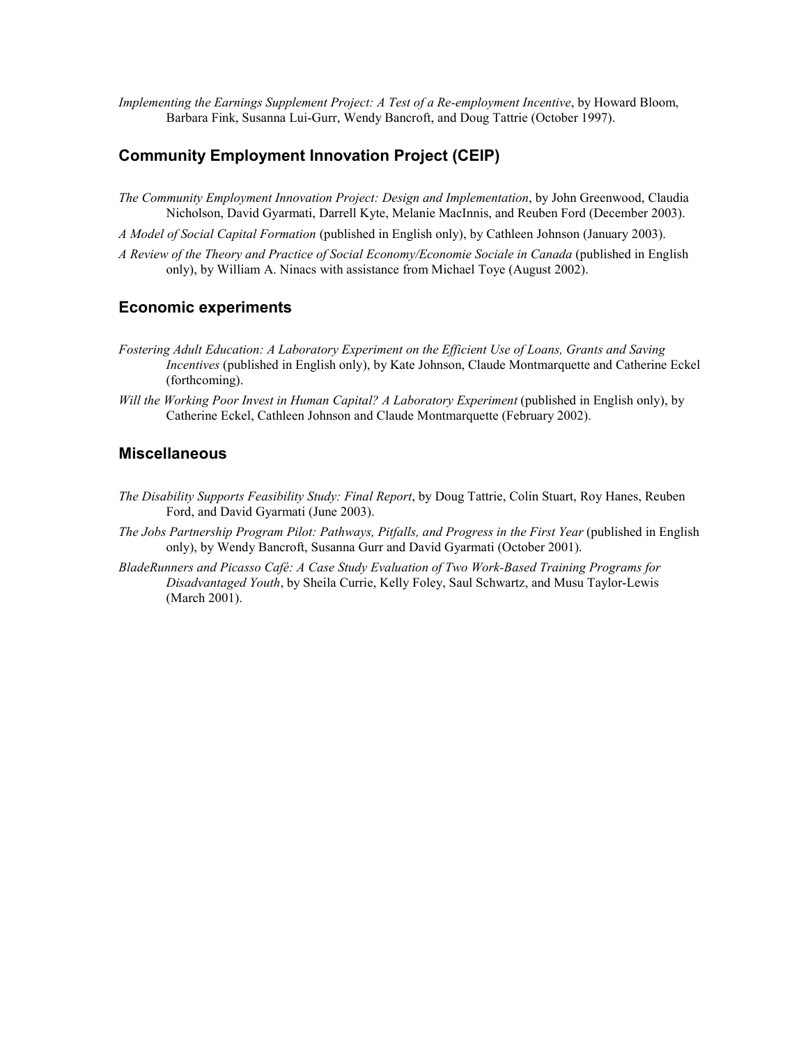*Implementing the Earnings Supplement Project: A Test of a Re-employment Incentive*, by Howard Bloom, Barbara Fink, Susanna Lui-Gurr, Wendy Bancroft, and Doug Tattrie (October 1997).

## Community Employment Innovation Project (CEIP)

*The Community Employment Innovation Project: Design and Implementation*, by John Greenwood, Claudia Nicholson, David Gyarmati, Darrell Kyte, Melanie MacInnis, and Reuben Ford (December 2003).

*A Model of Social Capital Formation* (published in English only), by Cathleen Johnson (January 2003).

*A Review of the Theory and Practice of Social Economy/Economie Sociale in Canada* (published in English only), by William A. Ninacs with assistance from Michael Toye (August 2002).

## Economic experiments

*Fostering Adult Education: A Laboratory Experiment on the Efficient Use of Loans, Grants and Saving Incentives* (published in English only), by Kate Johnson, Claude Montmarquette and Catherine Eckel (forthcoming).

*Will the Working Poor Invest in Human Capital? A Laboratory Experiment* (published in English only), by Catherine Eckel, Cathleen Johnson and Claude Montmarquette (February 2002).

## Miscellaneous

*The Disability Supports Feasibility Study: Final Report*, by Doug Tattrie, Colin Stuart, Roy Hanes, Reuben Ford, and David Gyarmati (June 2003).

*The Jobs Partnership Program Pilot: Pathways, Pitfalls, and Progress in the First Year* (published in English only), by Wendy Bancroft, Susanna Gurr and David Gyarmati (October 2001).

*BladeRunners and Picasso Café: A Case Study Evaluation of Two Work-Based Training Programs for Disadvantaged Youth*, by Sheila Currie, Kelly Foley, Saul Schwartz, and Musu Taylor-Lewis (March 2001).